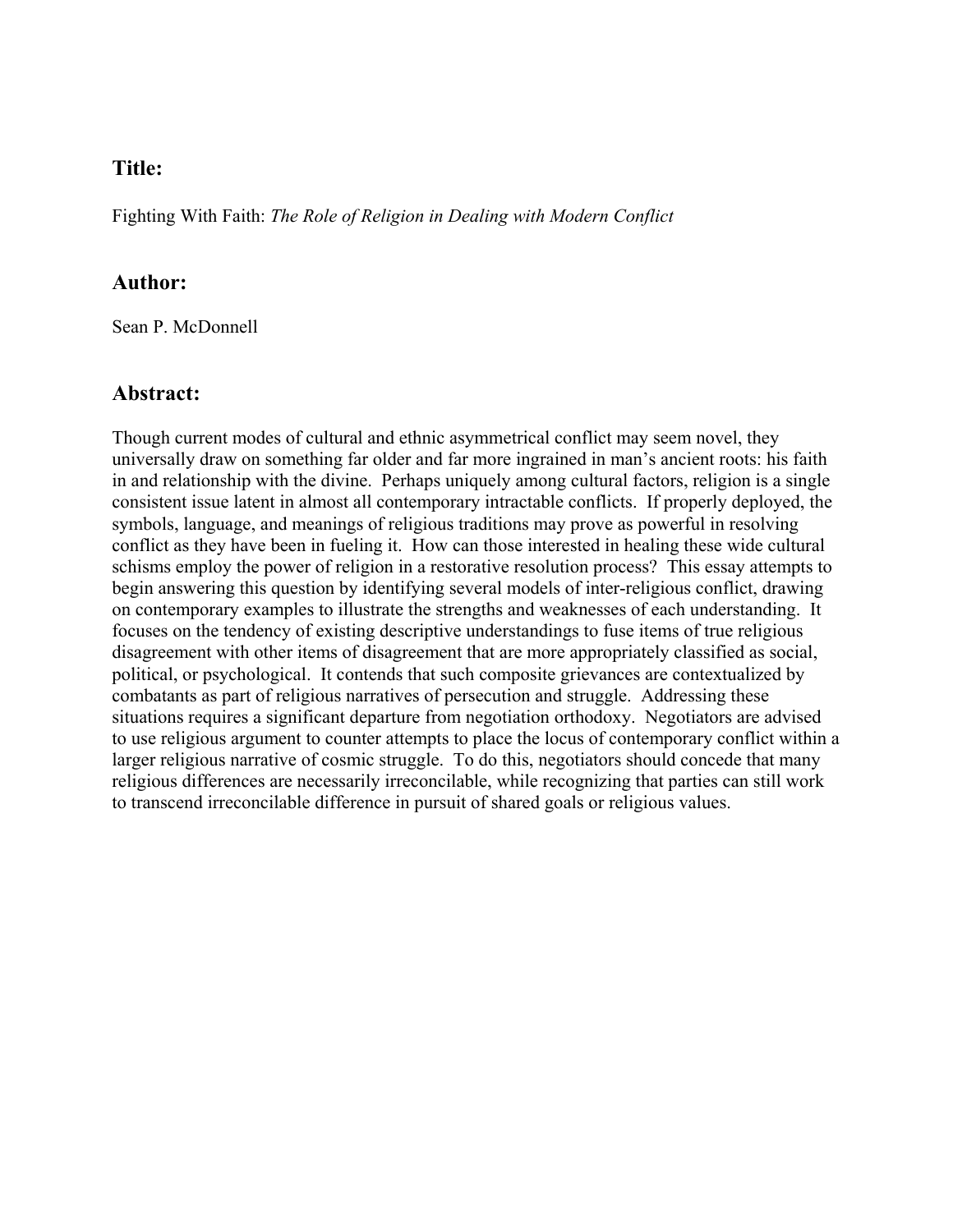## Title:

Fighting With Faith: *The Role of Religion in Dealing with Modern Conflict*

## Author:

Sean P. McDonnell

## Abstract:

Though current modes of cultural and ethnic asymmetrical conflict may seem novel, they universally draw on something far older and far more ingrained in man's ancient roots: his faith in and relationship with the divine. Perhaps uniquely among cultural factors, religion is a single consistent issue latent in almost all contemporary intractable conflicts. If properly deployed, the symbols, language, and meanings of religious traditions may prove as powerful in resolving conflict as they have been in fueling it. How can those interested in healing these wide cultural schisms employ the power of religion in a restorative resolution process? This essay attempts to begin answering this question by identifying several models of inter-religious conflict, drawing on contemporary examples to illustrate the strengths and weaknesses of each understanding. It focuses on the tendency of existing descriptive understandings to fuse items of true religious disagreement with other items of disagreement that are more appropriately classified as social, political, or psychological. It contends that such composite grievances are contextualized by combatants as part of religious narratives of persecution and struggle. Addressing these situations requires a significant departure from negotiation orthodoxy. Negotiators are advised to use religious argument to counter attempts to place the locus of contemporary conflict within a larger religious narrative of cosmic struggle. To do this, negotiators should concede that many religious differences are necessarily irreconcilable, while recognizing that parties can still work to transcend irreconcilable difference in pursuit of shared goals or religious values.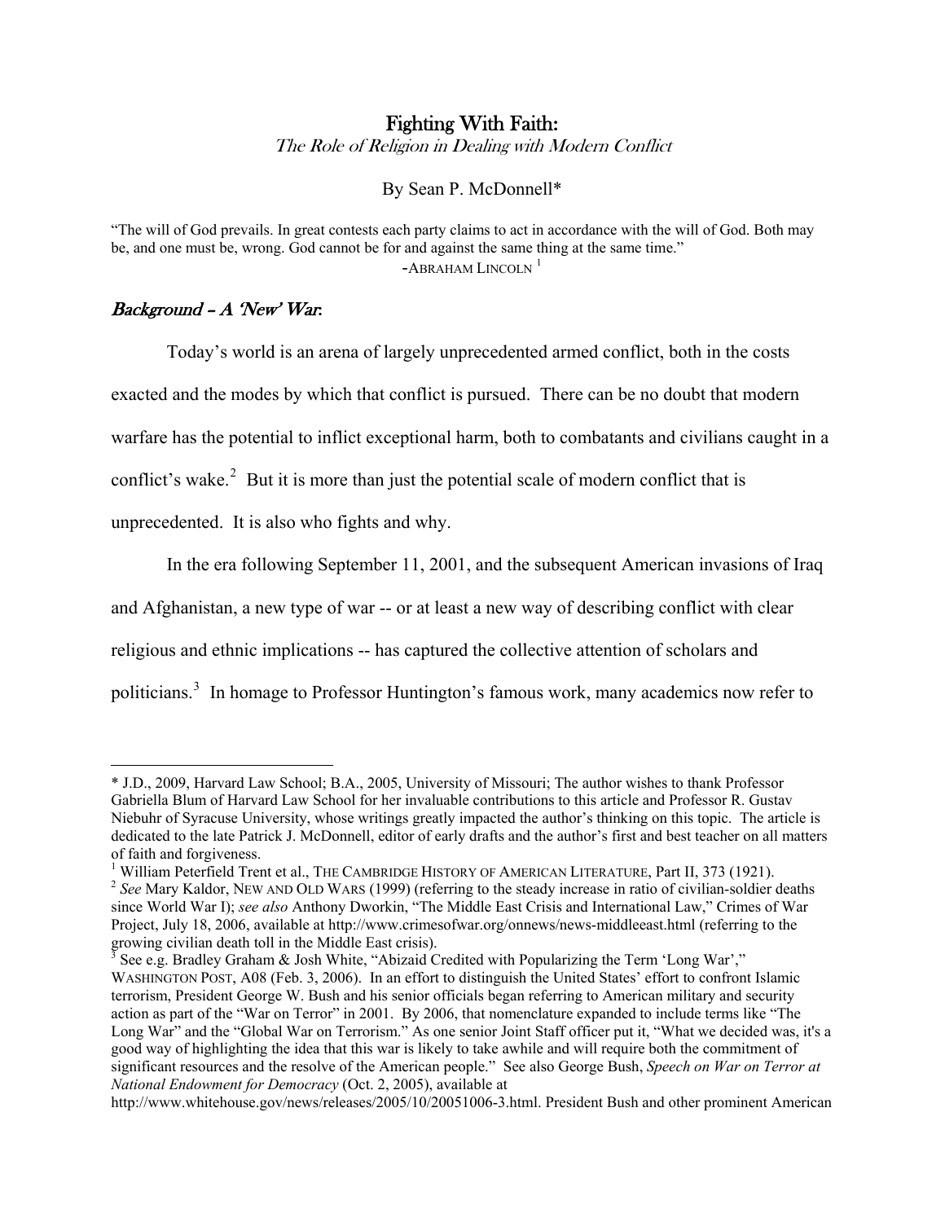# Fighting With Faith:

*The Role of Religion in Dealing with Modern Conflict*

By Sean P. McDonnell*

"The will of God prevails. In great contests each party claims to act in accordance with the will of God. Both may be, and one must be, wrong. God cannot be for and against the same thing at the same time."

-ABRAHAM LINCOLN [1]

## *Background – A 'New' War*:

Today's world is an arena of largely unprecedented armed conflict, both in the costs exacted and the modes by which that conflict is pursued. There can be no doubt that modern warfare has the potential to inflict exceptional harm, both to combatants and civilians caught in a conflict's wake.[2] But it is more than just the potential scale of modern conflict that is unprecedented. It is also who fights and why.

In the era following September 11, 2001, and the subsequent American invasions of Iraq and Afghanistan, a new type of war -- or at least a new way of describing conflict with clear religious and ethnic implications -- has captured the collective attention of scholars and politicians.[3] In homage to Professor Huntington's famous work, many academics now refer to

---

\* J.D., 2009, Harvard Law School; B.A., 2005, University of Missouri; The author wishes to thank Professor Gabriella Blum of Harvard Law School for her invaluable contributions to this article and Professor R. Gustav Niebuhr of Syracuse University, whose writings greatly impacted the author's thinking on this topic. The article is dedicated to the late Patrick J. McDonnell, editor of early drafts and the author's first and best teacher on all matters of faith and forgiveness.

[1] William Peterfield Trent et al., THE CAMBRIDGE HISTORY OF AMERICAN LITERATURE, Part II, 373 (1921).

[2] *See* Mary Kaldor, NEW AND OLD WARS (1999) (referring to the steady increase in ratio of civilian-soldier deaths since World War I); *see also* Anthony Dworkin, "The Middle East Crisis and International Law," Crimes of War Project, July 18, 2006, available at http://www.crimesofwar.org/onnews/news-middleeast.html (referring to the growing civilian death toll in the Middle East crisis).

[3] See e.g. Bradley Graham & Josh White, "Abizaid Credited with Popularizing the Term 'Long War'," WASHINGTON POST, A08 (Feb. 3, 2006). In an effort to distinguish the United States' effort to confront Islamic terrorism, President George W. Bush and his senior officials began referring to American military and security action as part of the "War on Terror" in 2001. By 2006, that nomenclature expanded to include terms like "The Long War" and the "Global War on Terrorism." As one senior Joint Staff officer put it, "What we decided was, it's a good way of highlighting the idea that this war is likely to take awhile and will require both the commitment of significant resources and the resolve of the American people." See also George Bush, *Speech on War on Terror at National Endowment for Democracy* (Oct. 2, 2005), available at http://www.whitehouse.gov/news/releases/2005/10/20051006-3.html. President Bush and other prominent American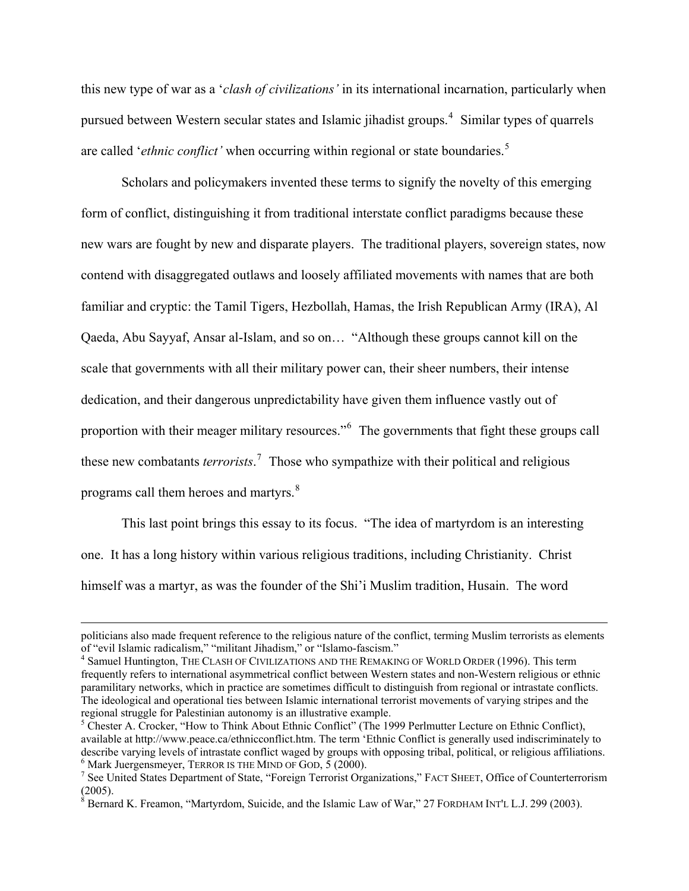this new type of war as a '*clash of civilizations'* in its international incarnation, particularly when pursued between Western secular states and Islamic jihadist groups.[4] Similar types of quarrels are called '*ethnic conflict'* when occurring within regional or state boundaries.[5]

Scholars and policymakers invented these terms to signify the novelty of this emerging form of conflict, distinguishing it from traditional interstate conflict paradigms because these new wars are fought by new and disparate players. The traditional players, sovereign states, now contend with disaggregated outlaws and loosely affiliated movements with names that are both familiar and cryptic: the Tamil Tigers, Hezbollah, Hamas, the Irish Republican Army (IRA), Al Qaeda, Abu Sayyaf, Ansar al-Islam, and so on… "Although these groups cannot kill on the scale that governments with all their military power can, their sheer numbers, their intense dedication, and their dangerous unpredictability have given them influence vastly out of proportion with their meager military resources."[6] The governments that fight these groups call these new combatants *terrorists*.[7] Those who sympathize with their political and religious programs call them heroes and martyrs.[8]

This last point brings this essay to its focus. "The idea of martyrdom is an interesting one. It has a long history within various religious traditions, including Christianity. Christ himself was a martyr, as was the founder of the Shi'i Muslim tradition, Husain. The word

---

politicians also made frequent reference to the religious nature of the conflict, terming Muslim terrorists as elements of "evil Islamic radicalism," "militant Jihadism," or "Islamo-fascism."

[4] Samuel Huntington, THE CLASH OF CIVILIZATIONS AND THE REMAKING OF WORLD ORDER (1996). This term frequently refers to international asymmetrical conflict between Western states and non-Western religious or ethnic paramilitary networks, which in practice are sometimes difficult to distinguish from regional or intrastate conflicts. The ideological and operational ties between Islamic international terrorist movements of varying stripes and the regional struggle for Palestinian autonomy is an illustrative example.

[5] Chester A. Crocker, "How to Think About Ethnic Conflict" (The 1999 Perlmutter Lecture on Ethnic Conflict), available at http://www.peace.ca/ethnicconflict.htm. The term 'Ethnic Conflict is generally used indiscriminately to describe varying levels of intrastate conflict waged by groups with opposing tribal, political, or religious affiliations.

[6] Mark Juergensmeyer, TERROR IS THE MIND OF GOD, 5 (2000).

[7] See United States Department of State, "Foreign Terrorist Organizations," FACT SHEET, Office of Counterterrorism (2005).

[8] Bernard K. Freamon, "Martyrdom, Suicide, and the Islamic Law of War," 27 FORDHAM INT'L L.J. 299 (2003).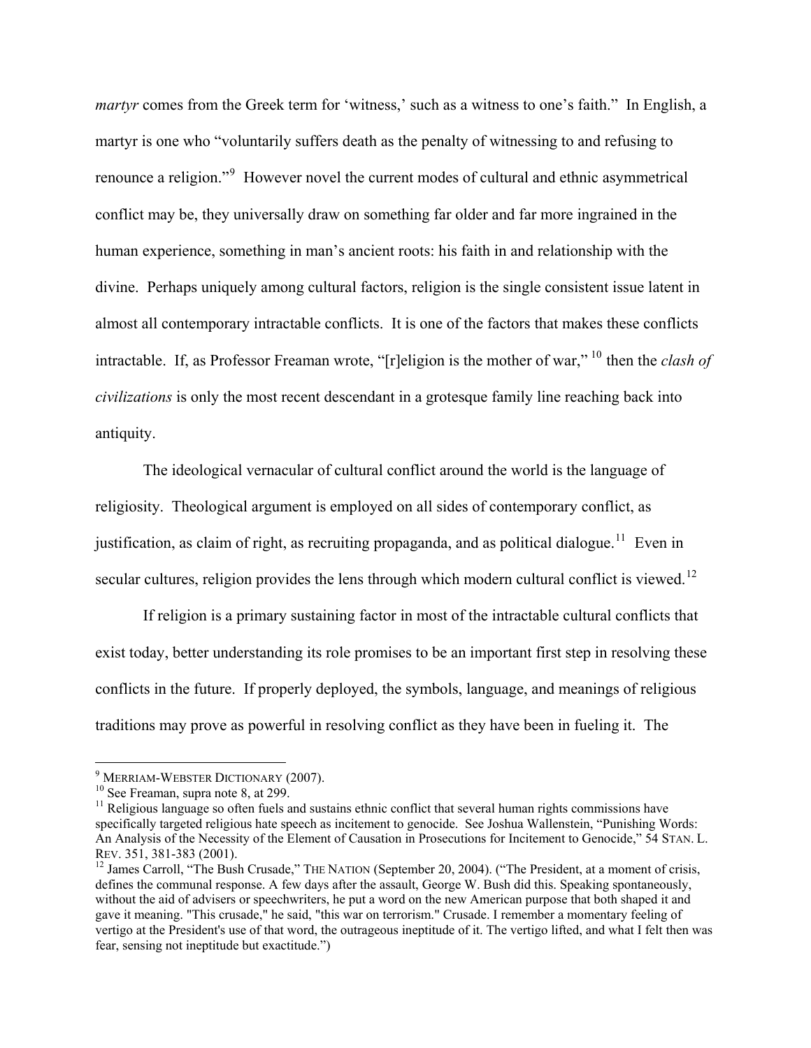*martyr* comes from the Greek term for 'witness,' such as a witness to one's faith." In English, a martyr is one who "voluntarily suffers death as the penalty of witnessing to and refusing to renounce a religion."[9] However novel the current modes of cultural and ethnic asymmetrical conflict may be, they universally draw on something far older and far more ingrained in the human experience, something in man's ancient roots: his faith in and relationship with the divine. Perhaps uniquely among cultural factors, religion is the single consistent issue latent in almost all contemporary intractable conflicts. It is one of the factors that makes these conflicts intractable. If, as Professor Freaman wrote, "[r]eligion is the mother of war," [10] then the *clash of civilizations* is only the most recent descendant in a grotesque family line reaching back into antiquity.

The ideological vernacular of cultural conflict around the world is the language of religiosity. Theological argument is employed on all sides of contemporary conflict, as justification, as claim of right, as recruiting propaganda, and as political dialogue.[11] Even in secular cultures, religion provides the lens through which modern cultural conflict is viewed.[12]

If religion is a primary sustaining factor in most of the intractable cultural conflicts that exist today, better understanding its role promises to be an important first step in resolving these conflicts in the future. If properly deployed, the symbols, language, and meanings of religious traditions may prove as powerful in resolving conflict as they have been in fueling it. The

---

[9] MERRIAM-WEBSTER DICTIONARY (2007).

[10] See Freaman, supra note 8, at 299.

[11] Religious language so often fuels and sustains ethnic conflict that several human rights commissions have specifically targeted religious hate speech as incitement to genocide. See Joshua Wallenstein, "Punishing Words: An Analysis of the Necessity of the Element of Causation in Prosecutions for Incitement to Genocide," 54 STAN. L. REV. 351, 381-383 (2001).

[12] James Carroll, "The Bush Crusade," THE NATION (September 20, 2004). ("The President, at a moment of crisis, defines the communal response. A few days after the assault, George W. Bush did this. Speaking spontaneously, without the aid of advisers or speechwriters, he put a word on the new American purpose that both shaped it and gave it meaning. "This crusade," he said, "this war on terrorism." Crusade. I remember a momentary feeling of vertigo at the President's use of that word, the outrageous ineptitude of it. The vertigo lifted, and what I felt then was fear, sensing not ineptitude but exactitude.")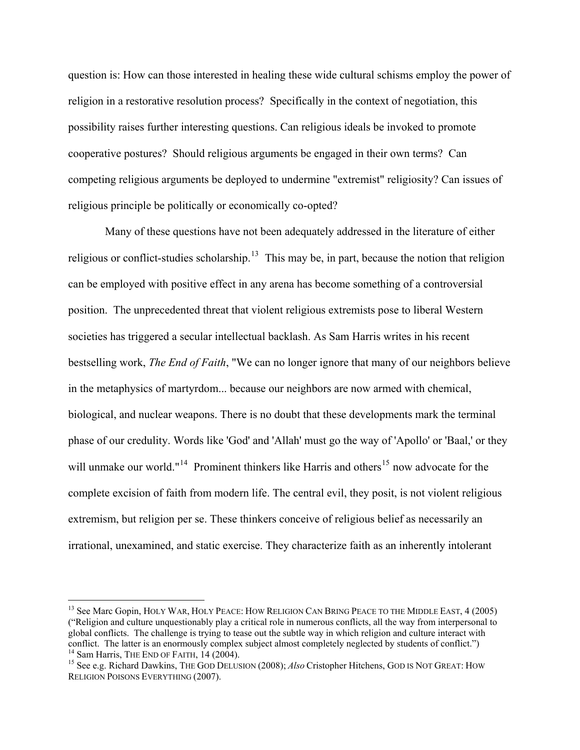question is: How can those interested in healing these wide cultural schisms employ the power of religion in a restorative resolution process? Specifically in the context of negotiation, this possibility raises further interesting questions. Can religious ideals be invoked to promote cooperative postures? Should religious arguments be engaged in their own terms? Can competing religious arguments be deployed to undermine "extremist" religiosity? Can issues of religious principle be politically or economically co-opted?

Many of these questions have not been adequately addressed in the literature of either religious or conflict-studies scholarship.[13] This may be, in part, because the notion that religion can be employed with positive effect in any arena has become something of a controversial position. The unprecedented threat that violent religious extremists pose to liberal Western societies has triggered a secular intellectual backlash. As Sam Harris writes in his recent bestselling work, *The End of Faith*, "We can no longer ignore that many of our neighbors believe in the metaphysics of martyrdom... because our neighbors are now armed with chemical, biological, and nuclear weapons. There is no doubt that these developments mark the terminal phase of our credulity. Words like 'God' and 'Allah' must go the way of 'Apollo' or 'Baal,' or they will unmake our world."[14] Prominent thinkers like Harris and others[15] now advocate for the complete excision of faith from modern life. The central evil, they posit, is not violent religious extremism, but religion per se. These thinkers conceive of religious belief as necessarily an irrational, unexamined, and static exercise. They characterize faith as an inherently intolerant

---

[13] See Marc Gopin, HOLY WAR, HOLY PEACE: HOW RELIGION CAN BRING PEACE TO THE MIDDLE EAST, 4 (2005) ("Religion and culture unquestionably play a critical role in numerous conflicts, all the way from interpersonal to global conflicts. The challenge is trying to tease out the subtle way in which religion and culture interact with conflict. The latter is an enormously complex subject almost completely neglected by students of conflict.")

[14] Sam Harris, THE END OF FAITH, 14 (2004).

[15] See e.g. Richard Dawkins, THE GOD DELUSION (2008); *Also* Cristopher Hitchens, GOD IS NOT GREAT: HOW RELIGION POISONS EVERYTHING (2007).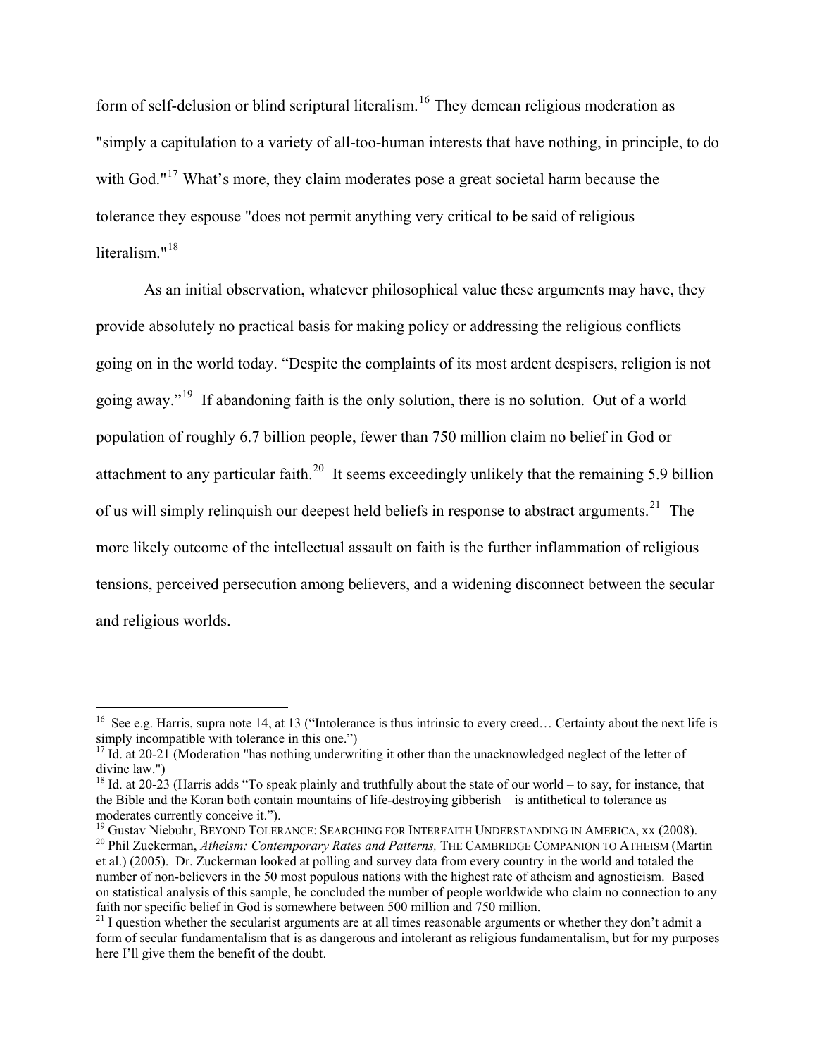form of self-delusion or blind scriptural literalism.[16] They demean religious moderation as "simply a capitulation to a variety of all-too-human interests that have nothing, in principle, to do with God."[17] What's more, they claim moderates pose a great societal harm because the tolerance they espouse "does not permit anything very critical to be said of religious literalism."[18]

As an initial observation, whatever philosophical value these arguments may have, they provide absolutely no practical basis for making policy or addressing the religious conflicts going on in the world today. "Despite the complaints of its most ardent despisers, religion is not going away."[19] If abandoning faith is the only solution, there is no solution. Out of a world population of roughly 6.7 billion people, fewer than 750 million claim no belief in God or attachment to any particular faith.[20] It seems exceedingly unlikely that the remaining 5.9 billion of us will simply relinquish our deepest held beliefs in response to abstract arguments.[21] The more likely outcome of the intellectual assault on faith is the further inflammation of religious tensions, perceived persecution among believers, and a widening disconnect between the secular and religious worlds.

---

[16] See e.g. Harris, supra note 14, at 13 ("Intolerance is thus intrinsic to every creed… Certainty about the next life is simply incompatible with tolerance in this one.")

[17] Id. at 20-21 (Moderation "has nothing underwriting it other than the unacknowledged neglect of the letter of divine law.")

[18] Id. at 20-23 (Harris adds "To speak plainly and truthfully about the state of our world – to say, for instance, that the Bible and the Koran both contain mountains of life-destroying gibberish – is antithetical to tolerance as moderates currently conceive it.").

[19] Gustav Niebuhr, BEYOND TOLERANCE: SEARCHING FOR INTERFAITH UNDERSTANDING IN AMERICA, xx (2008).

[20] Phil Zuckerman, *Atheism: Contemporary Rates and Patterns,* THE CAMBRIDGE COMPANION TO ATHEISM (Martin et al.) (2005). Dr. Zuckerman looked at polling and survey data from every country in the world and totaled the number of non-believers in the 50 most populous nations with the highest rate of atheism and agnosticism. Based on statistical analysis of this sample, he concluded the number of people worldwide who claim no connection to any faith nor specific belief in God is somewhere between 500 million and 750 million.

[21] I question whether the secularist arguments are at all times reasonable arguments or whether they don't admit a form of secular fundamentalism that is as dangerous and intolerant as religious fundamentalism, but for my purposes here I'll give them the benefit of the doubt.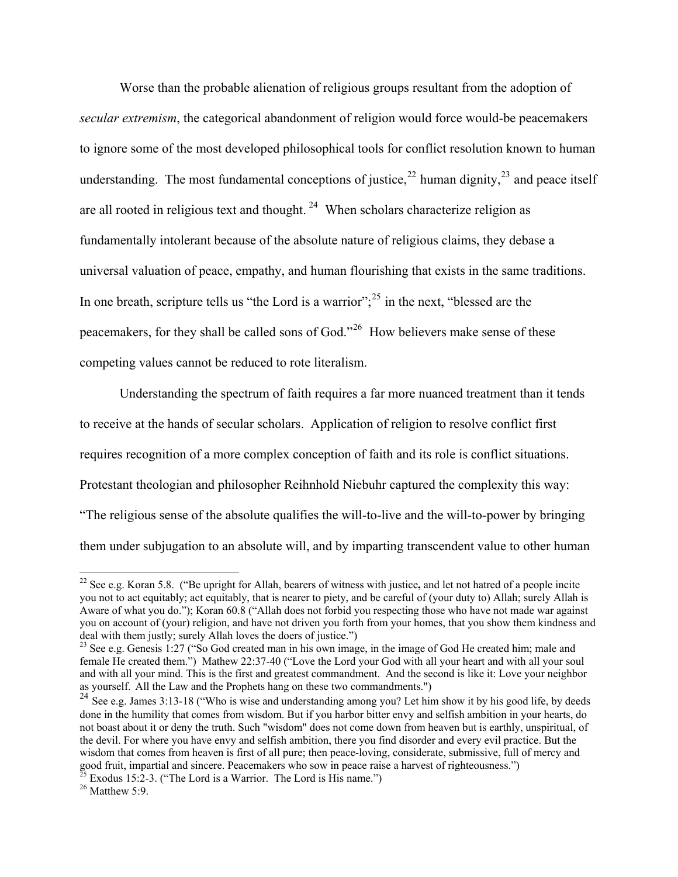Worse than the probable alienation of religious groups resultant from the adoption of *secular extremism*, the categorical abandonment of religion would force would-be peacemakers to ignore some of the most developed philosophical tools for conflict resolution known to human understanding. The most fundamental conceptions of justice,[22] human dignity,[23] and peace itself are all rooted in religious text and thought. [24] When scholars characterize religion as fundamentally intolerant because of the absolute nature of religious claims, they debase a universal valuation of peace, empathy, and human flourishing that exists in the same traditions. In one breath, scripture tells us "the Lord is a warrior";[25] in the next, "blessed are the peacemakers, for they shall be called sons of God."[26] How believers make sense of these competing values cannot be reduced to rote literalism.

Understanding the spectrum of faith requires a far more nuanced treatment than it tends to receive at the hands of secular scholars. Application of religion to resolve conflict first requires recognition of a more complex conception of faith and its role is conflict situations. Protestant theologian and philosopher Reihnhold Niebuhr captured the complexity this way: "The religious sense of the absolute qualifies the will-to-live and the will-to-power by bringing them under subjugation to an absolute will, and by imparting transcendent value to other human

---

[22] See e.g. Koran 5.8. ("Be upright for Allah, bearers of witness with justice**,** and let not hatred of a people incite you not to act equitably; act equitably, that is nearer to piety, and be careful of (your duty to) Allah; surely Allah is Aware of what you do."); Koran 60.8 ("Allah does not forbid you respecting those who have not made war against you on account of (your) religion, and have not driven you forth from your homes, that you show them kindness and deal with them justly; surely Allah loves the doers of justice.")

[23] See e.g. Genesis 1:27 ("So God created man in his own image, in the image of God He created him; male and female He created them.") Mathew 22:37-40 ("Love the Lord your God with all your heart and with all your soul and with all your mind. This is the first and greatest commandment. And the second is like it: Love your neighbor as yourself. All the Law and the Prophets hang on these two commandments.")

[24] See e.g. James 3:13-18 ("Who is wise and understanding among you? Let him show it by his good life, by deeds done in the humility that comes from wisdom. But if you harbor bitter envy and selfish ambition in your hearts, do not boast about it or deny the truth. Such "wisdom" does not come down from heaven but is earthly, unspiritual, of the devil. For where you have envy and selfish ambition, there you find disorder and every evil practice. But the wisdom that comes from heaven is first of all pure; then peace-loving, considerate, submissive, full of mercy and good fruit, impartial and sincere. Peacemakers who sow in peace raise a harvest of righteousness.")

[25] Exodus 15:2-3. ("The Lord is a Warrior. The Lord is His name.")

[26] Matthew 5:9.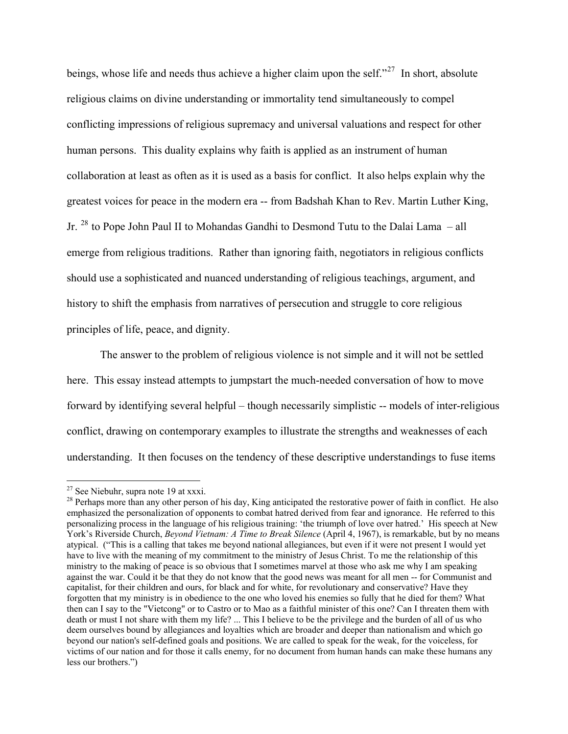beings, whose life and needs thus achieve a higher claim upon the self."[27] In short, absolute religious claims on divine understanding or immortality tend simultaneously to compel conflicting impressions of religious supremacy and universal valuations and respect for other human persons. This duality explains why faith is applied as an instrument of human collaboration at least as often as it is used as a basis for conflict. It also helps explain why the greatest voices for peace in the modern era -- from Badshah Khan to Rev. Martin Luther King, Jr. [28] to Pope John Paul II to Mohandas Gandhi to Desmond Tutu to the Dalai Lama – all emerge from religious traditions. Rather than ignoring faith, negotiators in religious conflicts should use a sophisticated and nuanced understanding of religious teachings, argument, and history to shift the emphasis from narratives of persecution and struggle to core religious principles of life, peace, and dignity.

The answer to the problem of religious violence is not simple and it will not be settled here. This essay instead attempts to jumpstart the much-needed conversation of how to move forward by identifying several helpful – though necessarily simplistic -- models of inter-religious conflict, drawing on contemporary examples to illustrate the strengths and weaknesses of each understanding. It then focuses on the tendency of these descriptive understandings to fuse items

---

[27] See Niebuhr, supra note 19 at xxxi.

[28] Perhaps more than any other person of his day, King anticipated the restorative power of faith in conflict. He also emphasized the personalization of opponents to combat hatred derived from fear and ignorance. He referred to this personalizing process in the language of his religious training: 'the triumph of love over hatred.' His speech at New York's Riverside Church, *Beyond Vietnam: A Time to Break Silence* (April 4, 1967), is remarkable, but by no means atypical. ("This is a calling that takes me beyond national allegiances, but even if it were not present I would yet have to live with the meaning of my commitment to the ministry of Jesus Christ. To me the relationship of this ministry to the making of peace is so obvious that I sometimes marvel at those who ask me why I am speaking against the war. Could it be that they do not know that the good news was meant for all men -- for Communist and capitalist, for their children and ours, for black and for white, for revolutionary and conservative? Have they forgotten that my ministry is in obedience to the one who loved his enemies so fully that he died for them? What then can I say to the "Vietcong" or to Castro or to Mao as a faithful minister of this one? Can I threaten them with death or must I not share with them my life? ... This I believe to be the privilege and the burden of all of us who deem ourselves bound by allegiances and loyalties which are broader and deeper than nationalism and which go beyond our nation's self-defined goals and positions. We are called to speak for the weak, for the voiceless, for victims of our nation and for those it calls enemy, for no document from human hands can make these humans any less our brothers.")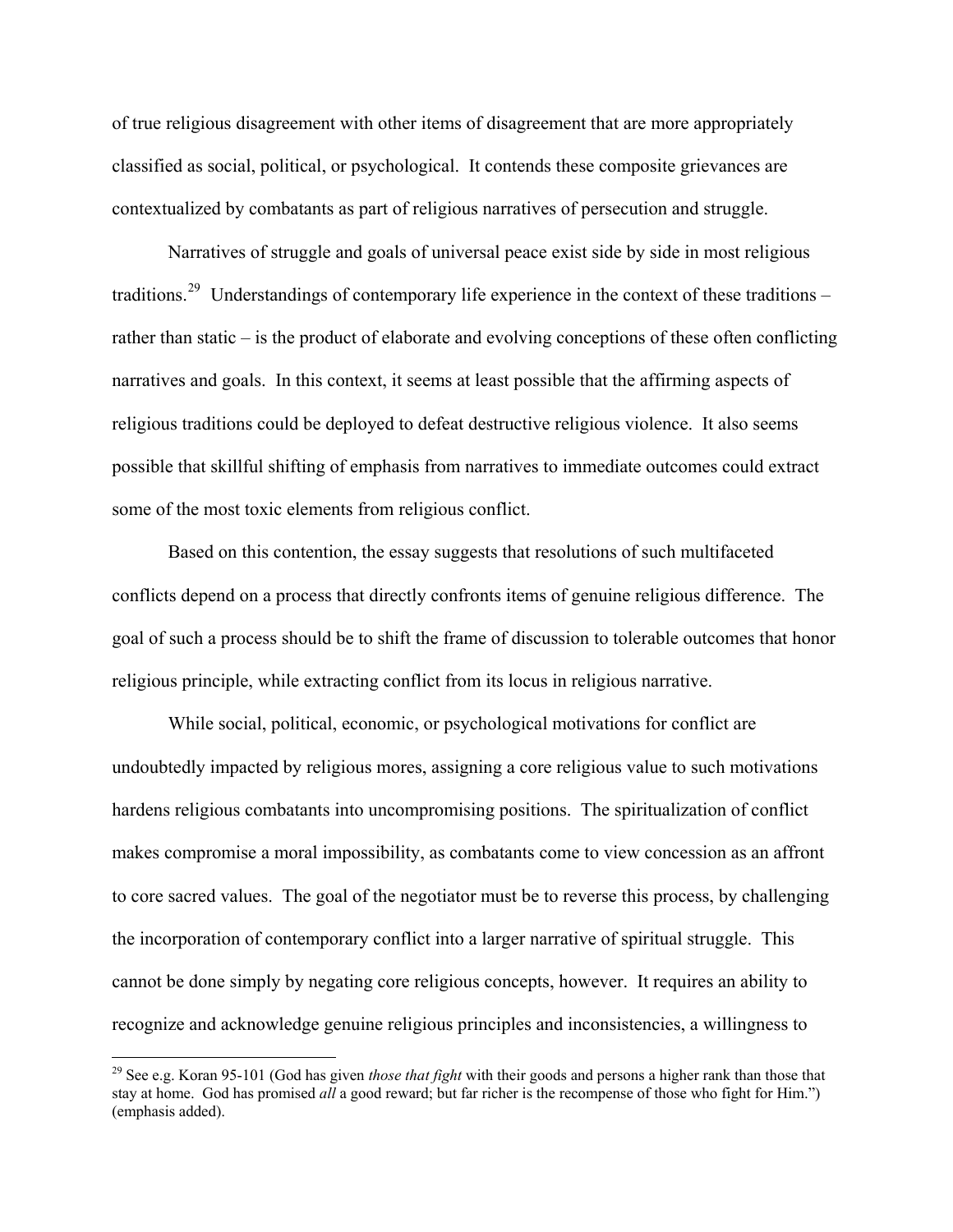of true religious disagreement with other items of disagreement that are more appropriately classified as social, political, or psychological. It contends these composite grievances are contextualized by combatants as part of religious narratives of persecution and struggle.

Narratives of struggle and goals of universal peace exist side by side in most religious traditions.[29] Understandings of contemporary life experience in the context of these traditions – rather than static – is the product of elaborate and evolving conceptions of these often conflicting narratives and goals. In this context, it seems at least possible that the affirming aspects of religious traditions could be deployed to defeat destructive religious violence. It also seems possible that skillful shifting of emphasis from narratives to immediate outcomes could extract some of the most toxic elements from religious conflict.

Based on this contention, the essay suggests that resolutions of such multifaceted conflicts depend on a process that directly confronts items of genuine religious difference. The goal of such a process should be to shift the frame of discussion to tolerable outcomes that honor religious principle, while extracting conflict from its locus in religious narrative.

While social, political, economic, or psychological motivations for conflict are undoubtedly impacted by religious mores, assigning a core religious value to such motivations hardens religious combatants into uncompromising positions. The spiritualization of conflict makes compromise a moral impossibility, as combatants come to view concession as an affront to core sacred values. The goal of the negotiator must be to reverse this process, by challenging the incorporation of contemporary conflict into a larger narrative of spiritual struggle. This cannot be done simply by negating core religious concepts, however. It requires an ability to recognize and acknowledge genuine religious principles and inconsistencies, a willingness to

---

[29] See e.g. Koran 95-101 (God has given *those that fight* with their goods and persons a higher rank than those that stay at home. God has promised *all* a good reward; but far richer is the recompense of those who fight for Him.") (emphasis added).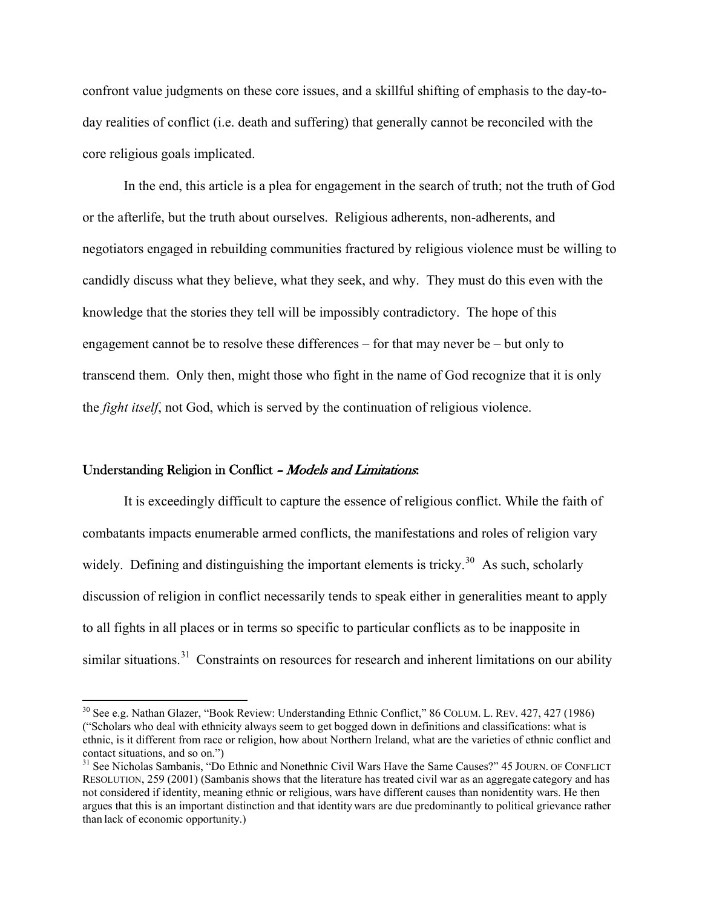confront value judgments on these core issues, and a skillful shifting of emphasis to the day-to-day realities of conflict (i.e. death and suffering) that generally cannot be reconciled with the core religious goals implicated.

In the end, this article is a plea for engagement in the search of truth; not the truth of God or the afterlife, but the truth about ourselves. Religious adherents, non-adherents, and negotiators engaged in rebuilding communities fractured by religious violence must be willing to candidly discuss what they believe, what they seek, and why. They must do this even with the knowledge that the stories they tell will be impossibly contradictory. The hope of this engagement cannot be to resolve these differences – for that may never be – but only to transcend them. Only then, might those who fight in the name of God recognize that it is only the *fight itself*, not God, which is served by the continuation of religious violence.

## Understanding Religion in Conflict – *Models and Limitations*:

It is exceedingly difficult to capture the essence of religious conflict. While the faith of combatants impacts enumerable armed conflicts, the manifestations and roles of religion vary widely. Defining and distinguishing the important elements is tricky.[30] As such, scholarly discussion of religion in conflict necessarily tends to speak either in generalities meant to apply to all fights in all places or in terms so specific to particular conflicts as to be inapposite in similar situations.[31] Constraints on resources for research and inherent limitations on our ability

---

[30] See e.g. Nathan Glazer, "Book Review: Understanding Ethnic Conflict," 86 COLUM. L. REV. 427, 427 (1986) ("Scholars who deal with ethnicity always seem to get bogged down in definitions and classifications: what is ethnic, is it different from race or religion, how about Northern Ireland, what are the varieties of ethnic conflict and contact situations, and so on.")

[31] See Nicholas Sambanis, "Do Ethnic and Nonethnic Civil Wars Have the Same Causes?" 45 JOURN. OF CONFLICT RESOLUTION, 259 (2001) (Sambanis shows that the literature has treated civil war as an aggregate category and has not considered if identity, meaning ethnic or religious, wars have different causes than nonidentity wars. He then argues that this is an important distinction and that identity wars are due predominantly to political grievance rather than lack of economic opportunity.)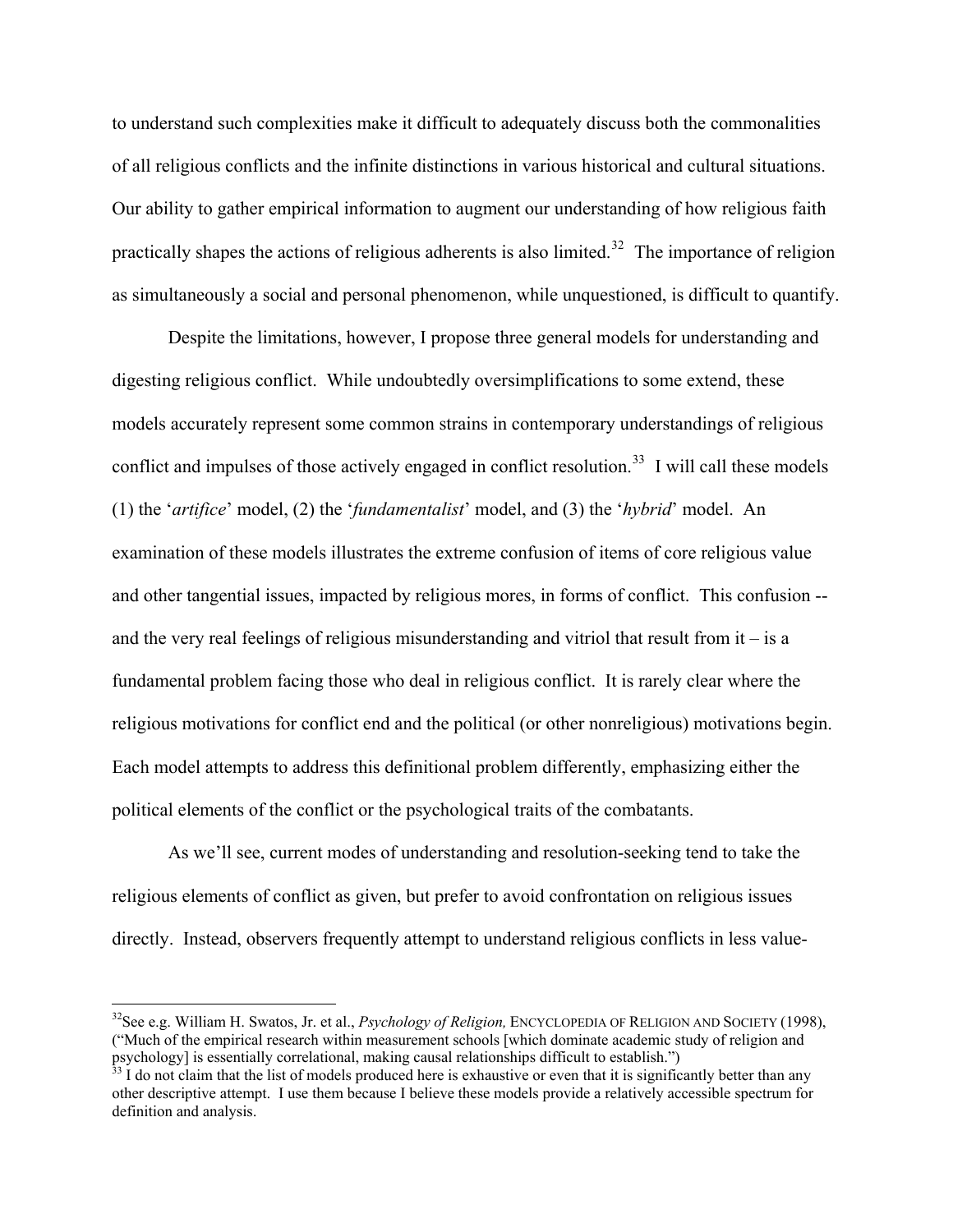to understand such complexities make it difficult to adequately discuss both the commonalities of all religious conflicts and the infinite distinctions in various historical and cultural situations. Our ability to gather empirical information to augment our understanding of how religious faith practically shapes the actions of religious adherents is also limited.[32] The importance of religion as simultaneously a social and personal phenomenon, while unquestioned, is difficult to quantify.

Despite the limitations, however, I propose three general models for understanding and digesting religious conflict. While undoubtedly oversimplifications to some extend, these models accurately represent some common strains in contemporary understandings of religious conflict and impulses of those actively engaged in conflict resolution.[33] I will call these models (1) the '*artifice*' model, (2) the '*fundamentalist*' model, and (3) the '*hybrid*' model. An examination of these models illustrates the extreme confusion of items of core religious value and other tangential issues, impacted by religious mores, in forms of conflict. This confusion -- and the very real feelings of religious misunderstanding and vitriol that result from it – is a fundamental problem facing those who deal in religious conflict. It is rarely clear where the religious motivations for conflict end and the political (or other nonreligious) motivations begin. Each model attempts to address this definitional problem differently, emphasizing either the political elements of the conflict or the psychological traits of the combatants.

As we'll see, current modes of understanding and resolution-seeking tend to take the religious elements of conflict as given, but prefer to avoid confrontation on religious issues directly. Instead, observers frequently attempt to understand religious conflicts in less value-

---

[32] See e.g. William H. Swatos, Jr. et al., *Psychology of Religion,* ENCYCLOPEDIA OF RELIGION AND SOCIETY (1998), ("Much of the empirical research within measurement schools [which dominate academic study of religion and psychology] is essentially correlational, making causal relationships difficult to establish.")

[33] I do not claim that the list of models produced here is exhaustive or even that it is significantly better than any other descriptive attempt. I use them because I believe these models provide a relatively accessible spectrum for definition and analysis.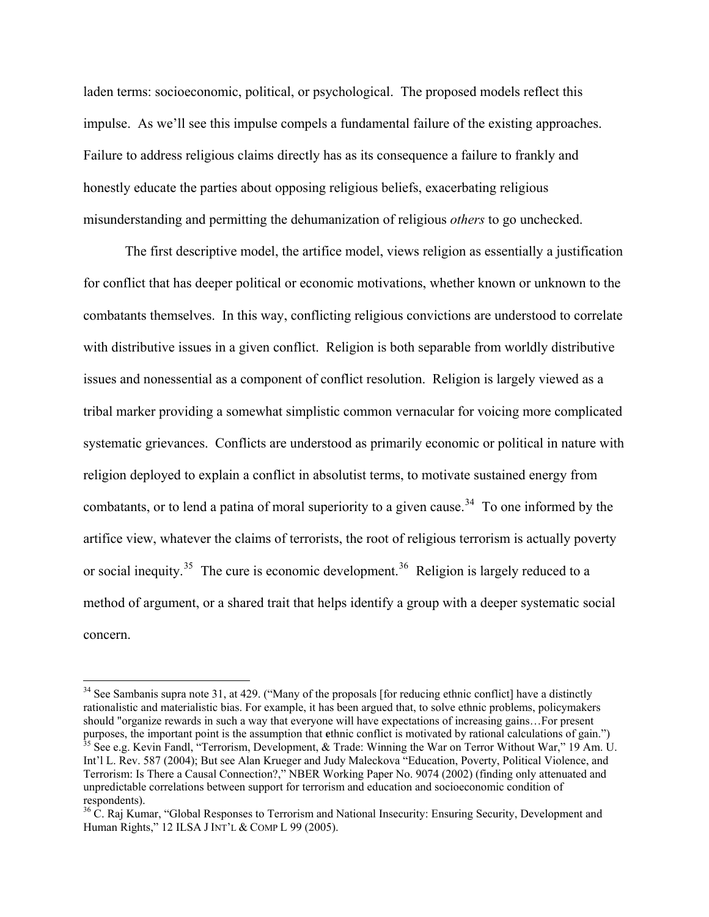laden terms: socioeconomic, political, or psychological. The proposed models reflect this impulse. As we'll see this impulse compels a fundamental failure of the existing approaches. Failure to address religious claims directly has as its consequence a failure to frankly and honestly educate the parties about opposing religious beliefs, exacerbating religious misunderstanding and permitting the dehumanization of religious *others* to go unchecked.

The first descriptive model, the artifice model, views religion as essentially a justification for conflict that has deeper political or economic motivations, whether known or unknown to the combatants themselves. In this way, conflicting religious convictions are understood to correlate with distributive issues in a given conflict. Religion is both separable from worldly distributive issues and nonessential as a component of conflict resolution. Religion is largely viewed as a tribal marker providing a somewhat simplistic common vernacular for voicing more complicated systematic grievances. Conflicts are understood as primarily economic or political in nature with religion deployed to explain a conflict in absolutist terms, to motivate sustained energy from combatants, or to lend a patina of moral superiority to a given cause.[34] To one informed by the artifice view, whatever the claims of terrorists, the root of religious terrorism is actually poverty or social inequity.[35] The cure is economic development.[36] Religion is largely reduced to a method of argument, or a shared trait that helps identify a group with a deeper systematic social concern.

---

[34] See Sambanis supra note 31, at 429. ("Many of the proposals [for reducing ethnic conflict] have a distinctly rationalistic and materialistic bias. For example, it has been argued that, to solve ethnic problems, policymakers should "organize rewards in such a way that everyone will have expectations of increasing gains…For present purposes, the important point is the assumption that ethnic conflict is motivated by rational calculations of gain.")

[35] See e.g. Kevin Fandl, "Terrorism, Development, & Trade: Winning the War on Terror Without War," 19 Am. U. Int'l L. Rev. 587 (2004); But see Alan Krueger and Judy Maleckova "Education, Poverty, Political Violence, and Terrorism: Is There a Causal Connection?," NBER Working Paper No. 9074 (2002) (finding only attenuated and unpredictable correlations between support for terrorism and education and socioeconomic condition of respondents).

[36] C. Raj Kumar, "Global Responses to Terrorism and National Insecurity: Ensuring Security, Development and Human Rights," 12 ILSA J INT'L & COMP L 99 (2005).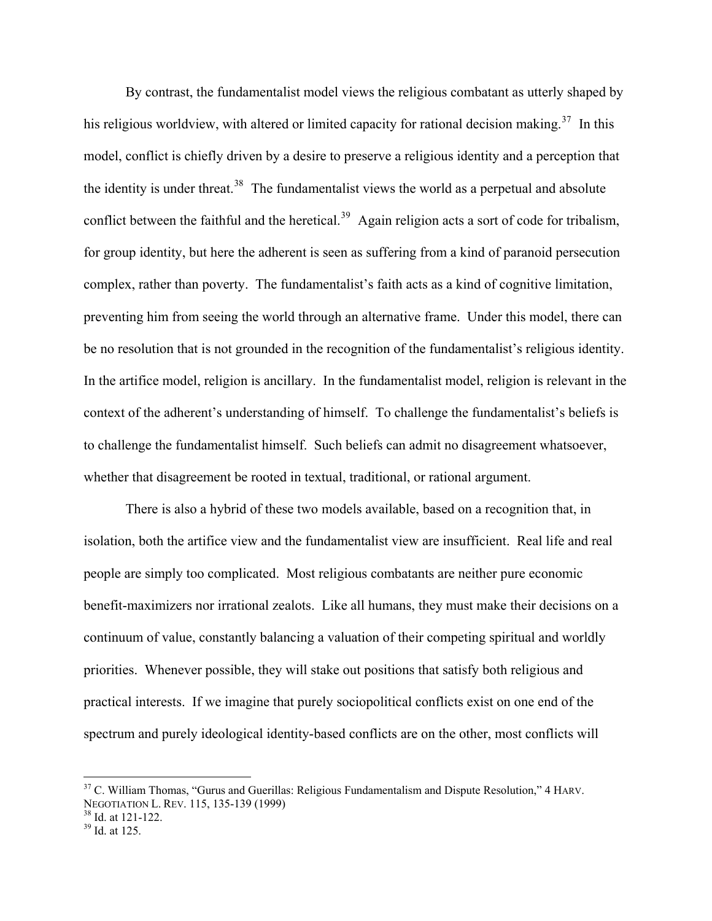By contrast, the fundamentalist model views the religious combatant as utterly shaped by his religious worldview, with altered or limited capacity for rational decision making.[37] In this model, conflict is chiefly driven by a desire to preserve a religious identity and a perception that the identity is under threat.[38] The fundamentalist views the world as a perpetual and absolute conflict between the faithful and the heretical.[39] Again religion acts a sort of code for tribalism, for group identity, but here the adherent is seen as suffering from a kind of paranoid persecution complex, rather than poverty. The fundamentalist's faith acts as a kind of cognitive limitation, preventing him from seeing the world through an alternative frame. Under this model, there can be no resolution that is not grounded in the recognition of the fundamentalist's religious identity. In the artifice model, religion is ancillary. In the fundamentalist model, religion is relevant in the context of the adherent's understanding of himself. To challenge the fundamentalist's beliefs is to challenge the fundamentalist himself. Such beliefs can admit no disagreement whatsoever, whether that disagreement be rooted in textual, traditional, or rational argument.

There is also a hybrid of these two models available, based on a recognition that, in isolation, both the artifice view and the fundamentalist view are insufficient. Real life and real people are simply too complicated. Most religious combatants are neither pure economic benefit-maximizers nor irrational zealots. Like all humans, they must make their decisions on a continuum of value, constantly balancing a valuation of their competing spiritual and worldly priorities. Whenever possible, they will stake out positions that satisfy both religious and practical interests. If we imagine that purely sociopolitical conflicts exist on one end of the spectrum and purely ideological identity-based conflicts are on the other, most conflicts will

---

[37] C. William Thomas, "Gurus and Guerillas: Religious Fundamentalism and Dispute Resolution," 4 HARV. NEGOTIATION L. REV. 115, 135-139 (1999)

[38] Id. at 121-122.

[39] Id. at 125.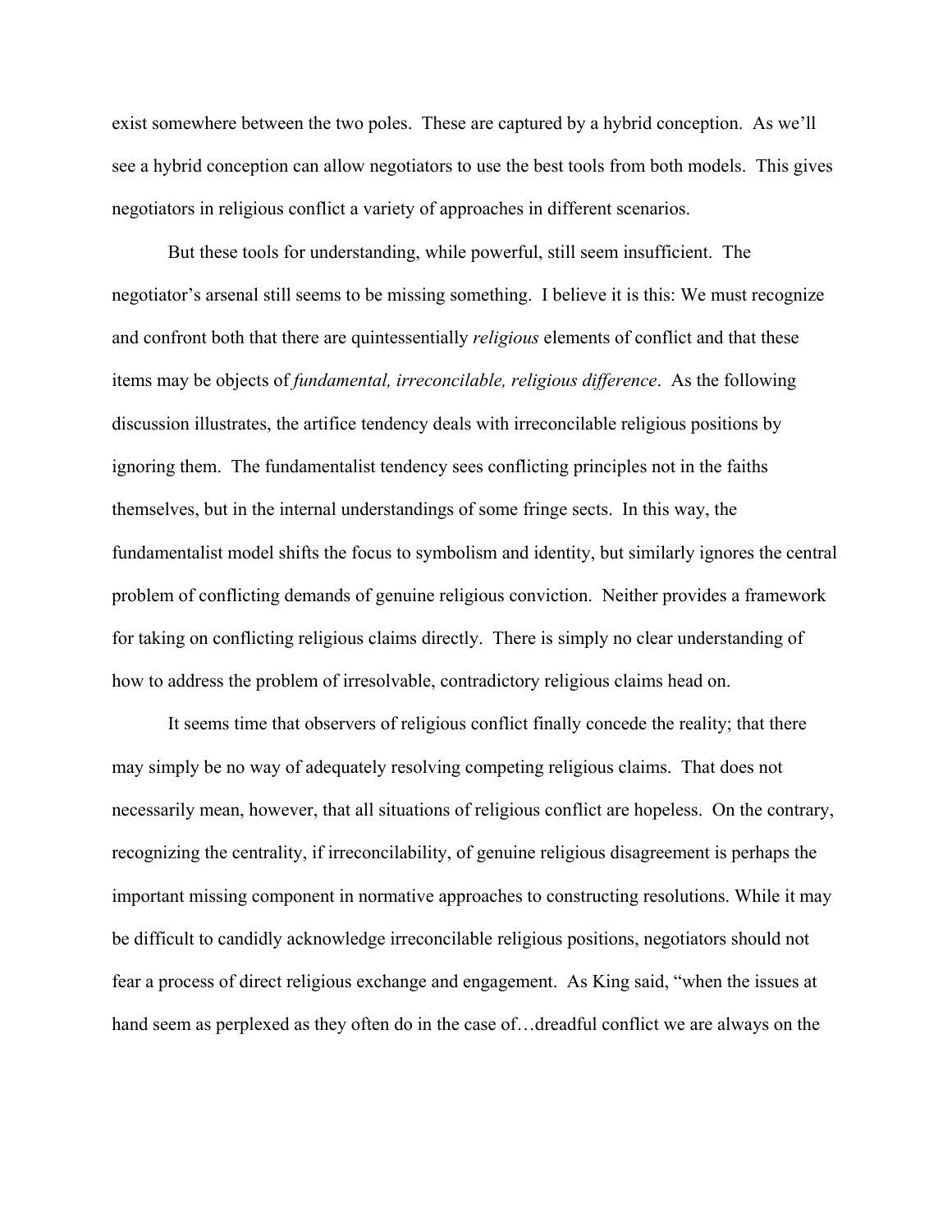exist somewhere between the two poles. These are captured by a hybrid conception. As we'll see a hybrid conception can allow negotiators to use the best tools from both models. This gives negotiators in religious conflict a variety of approaches in different scenarios.

But these tools for understanding, while powerful, still seem insufficient. The negotiator's arsenal still seems to be missing something. I believe it is this: We must recognize and confront both that there are quintessentially *religious* elements of conflict and that these items may be objects of *fundamental, irreconcilable, religious difference*. As the following discussion illustrates, the artifice tendency deals with irreconcilable religious positions by ignoring them. The fundamentalist tendency sees conflicting principles not in the faiths themselves, but in the internal understandings of some fringe sects. In this way, the fundamentalist model shifts the focus to symbolism and identity, but similarly ignores the central problem of conflicting demands of genuine religious conviction. Neither provides a framework for taking on conflicting religious claims directly. There is simply no clear understanding of how to address the problem of irresolvable, contradictory religious claims head on.

It seems time that observers of religious conflict finally concede the reality; that there may simply be no way of adequately resolving competing religious claims. That does not necessarily mean, however, that all situations of religious conflict are hopeless. On the contrary, recognizing the centrality, if irreconcilability, of genuine religious disagreement is perhaps the important missing component in normative approaches to constructing resolutions. While it may be difficult to candidly acknowledge irreconcilable religious positions, negotiators should not fear a process of direct religious exchange and engagement. As King said, "when the issues at hand seem as perplexed as they often do in the case of…dreadful conflict we are always on the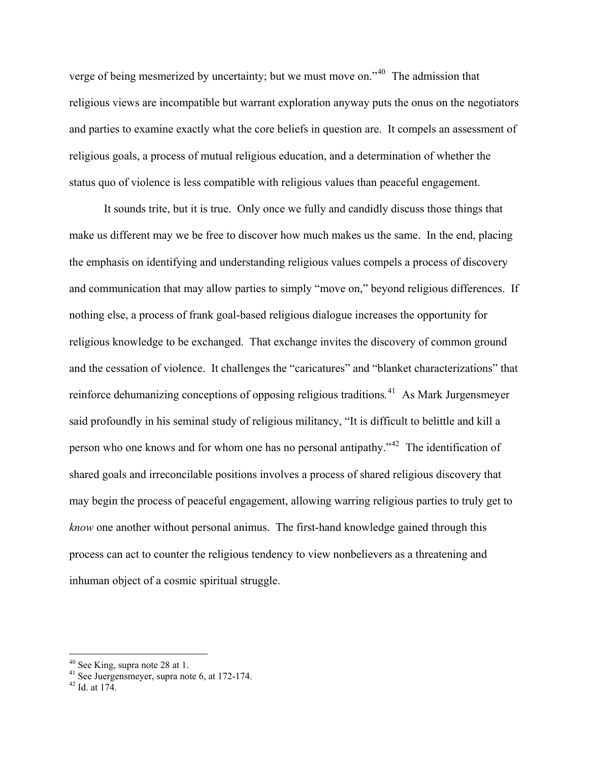verge of being mesmerized by uncertainty; but we must move on."[40] The admission that religious views are incompatible but warrant exploration anyway puts the onus on the negotiators and parties to examine exactly what the core beliefs in question are. It compels an assessment of religious goals, a process of mutual religious education, and a determination of whether the status quo of violence is less compatible with religious values than peaceful engagement.

It sounds trite, but it is true. Only once we fully and candidly discuss those things that make us different may we be free to discover how much makes us the same. In the end, placing the emphasis on identifying and understanding religious values compels a process of discovery and communication that may allow parties to simply "move on," beyond religious differences. If nothing else, a process of frank goal-based religious dialogue increases the opportunity for religious knowledge to be exchanged. That exchange invites the discovery of common ground and the cessation of violence. It challenges the "caricatures" and "blanket characterizations" that reinforce dehumanizing conceptions of opposing religious traditions.[41] As Mark Jurgensmeyer said profoundly in his seminal study of religious militancy, "It is difficult to belittle and kill a person who one knows and for whom one has no personal antipathy."[42] The identification of shared goals and irreconcilable positions involves a process of shared religious discovery that may begin the process of peaceful engagement, allowing warring religious parties to truly get to *know* one another without personal animus. The first-hand knowledge gained through this process can act to counter the religious tendency to view nonbelievers as a threatening and inhuman object of a cosmic spiritual struggle.

---

[40] See King, supra note 28 at 1.

[41] See Juergensmeyer, supra note 6, at 172-174.

[42] Id. at 174.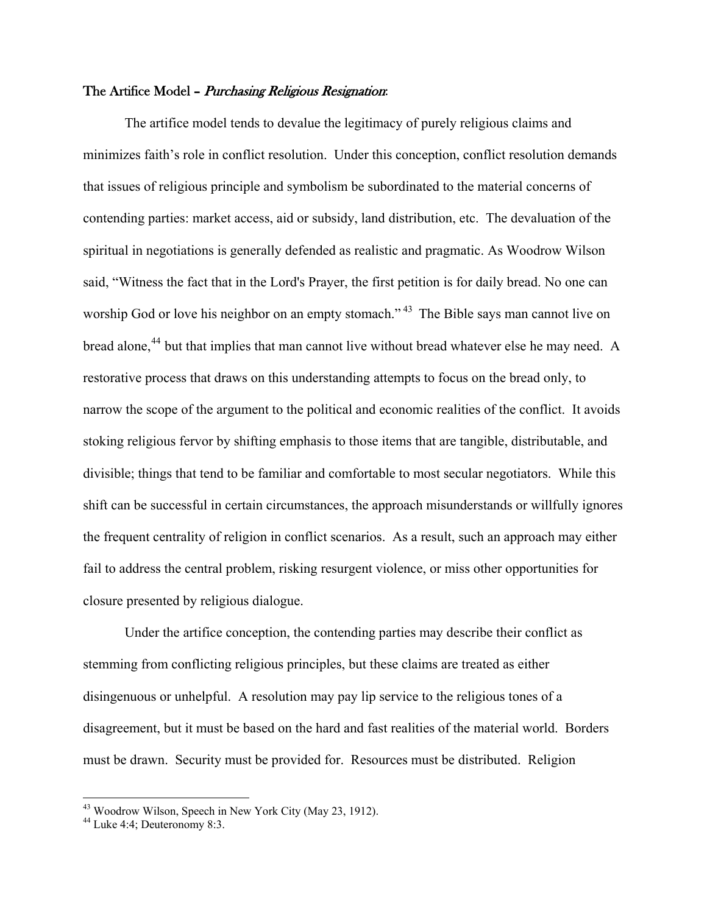**The Artifice Model –** ***Purchasing Religious Resignation*****:**

The artifice model tends to devalue the legitimacy of purely religious claims and minimizes faith's role in conflict resolution. Under this conception, conflict resolution demands that issues of religious principle and symbolism be subordinated to the material concerns of contending parties: market access, aid or subsidy, land distribution, etc. The devaluation of the spiritual in negotiations is generally defended as realistic and pragmatic. As Woodrow Wilson said, "Witness the fact that in the Lord's Prayer, the first petition is for daily bread. No one can worship God or love his neighbor on an empty stomach."[43] The Bible says man cannot live on bread alone,[44] but that implies that man cannot live without bread whatever else he may need. A restorative process that draws on this understanding attempts to focus on the bread only, to narrow the scope of the argument to the political and economic realities of the conflict. It avoids stoking religious fervor by shifting emphasis to those items that are tangible, distributable, and divisible; things that tend to be familiar and comfortable to most secular negotiators. While this shift can be successful in certain circumstances, the approach misunderstands or willfully ignores the frequent centrality of religion in conflict scenarios. As a result, such an approach may either fail to address the central problem, risking resurgent violence, or miss other opportunities for closure presented by religious dialogue.

Under the artifice conception, the contending parties may describe their conflict as stemming from conflicting religious principles, but these claims are treated as either disingenuous or unhelpful. A resolution may pay lip service to the religious tones of a disagreement, but it must be based on the hard and fast realities of the material world. Borders must be drawn. Security must be provided for. Resources must be distributed. Religion

---

[43] Woodrow Wilson, Speech in New York City (May 23, 1912).

[44] Luke 4:4; Deuteronomy 8:3.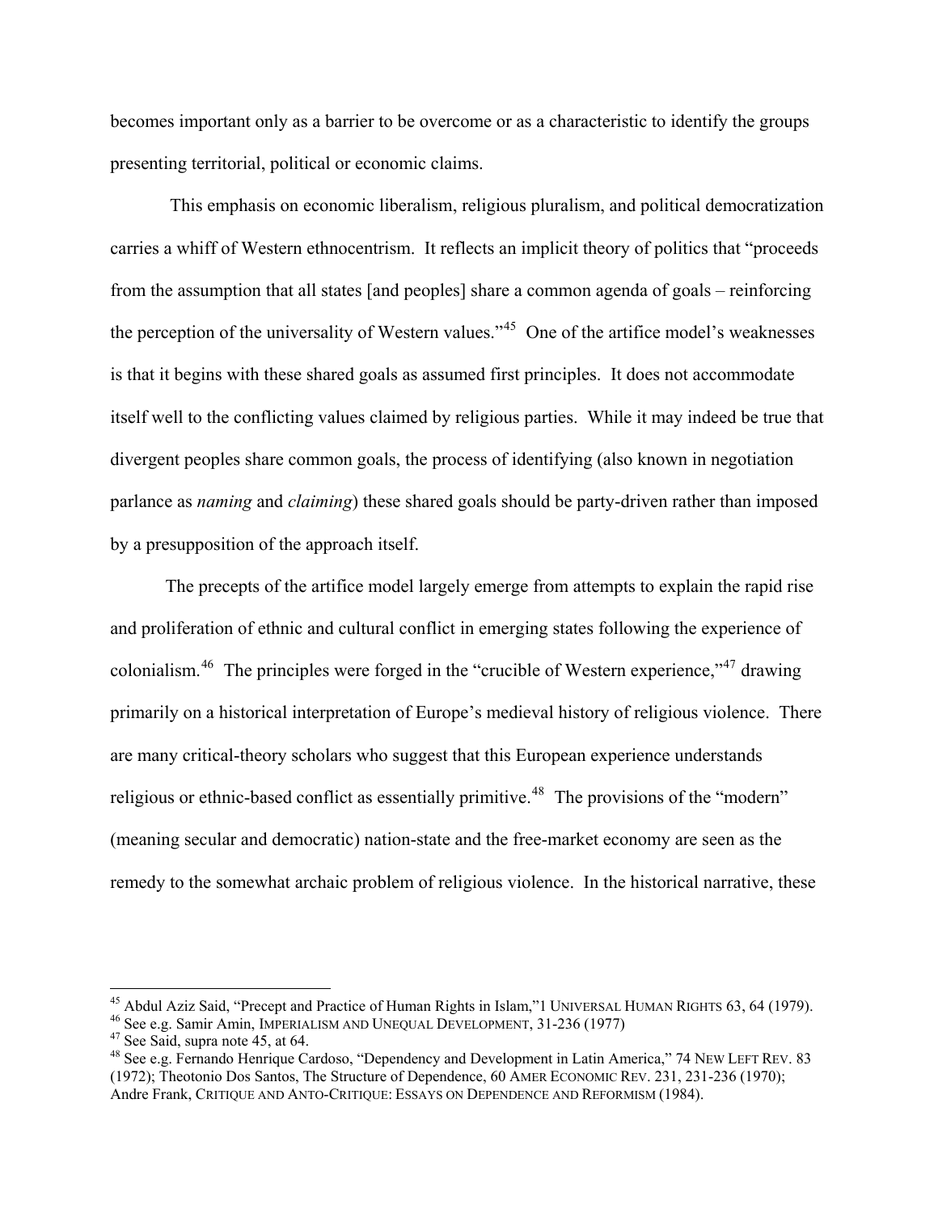becomes important only as a barrier to be overcome or as a characteristic to identify the groups presenting territorial, political or economic claims.

This emphasis on economic liberalism, religious pluralism, and political democratization carries a whiff of Western ethnocentrism. It reflects an implicit theory of politics that "proceeds from the assumption that all states [and peoples] share a common agenda of goals – reinforcing the perception of the universality of Western values."[45] One of the artifice model's weaknesses is that it begins with these shared goals as assumed first principles. It does not accommodate itself well to the conflicting values claimed by religious parties. While it may indeed be true that divergent peoples share common goals, the process of identifying (also known in negotiation parlance as *naming* and *claiming*) these shared goals should be party-driven rather than imposed by a presupposition of the approach itself.

The precepts of the artifice model largely emerge from attempts to explain the rapid rise and proliferation of ethnic and cultural conflict in emerging states following the experience of colonialism.[46] The principles were forged in the "crucible of Western experience,"[47] drawing primarily on a historical interpretation of Europe's medieval history of religious violence. There are many critical-theory scholars who suggest that this European experience understands religious or ethnic-based conflict as essentially primitive.[48] The provisions of the "modern" (meaning secular and democratic) nation-state and the free-market economy are seen as the remedy to the somewhat archaic problem of religious violence. In the historical narrative, these

---

[45] Abdul Aziz Said, "Precept and Practice of Human Rights in Islam,"1 UNIVERSAL HUMAN RIGHTS 63, 64 (1979).

[46] See e.g. Samir Amin, IMPERIALISM AND UNEQUAL DEVELOPMENT, 31-236 (1977)

[47] See Said, supra note 45, at 64.

[48] See e.g. Fernando Henrique Cardoso, "Dependency and Development in Latin America," 74 NEW LEFT REV. 83 (1972); Theotonio Dos Santos, The Structure of Dependence, 60 AMER ECONOMIC REV. 231, 231-236 (1970); Andre Frank, CRITIQUE AND ANTO-CRITIQUE: ESSAYS ON DEPENDENCE AND REFORMISM (1984).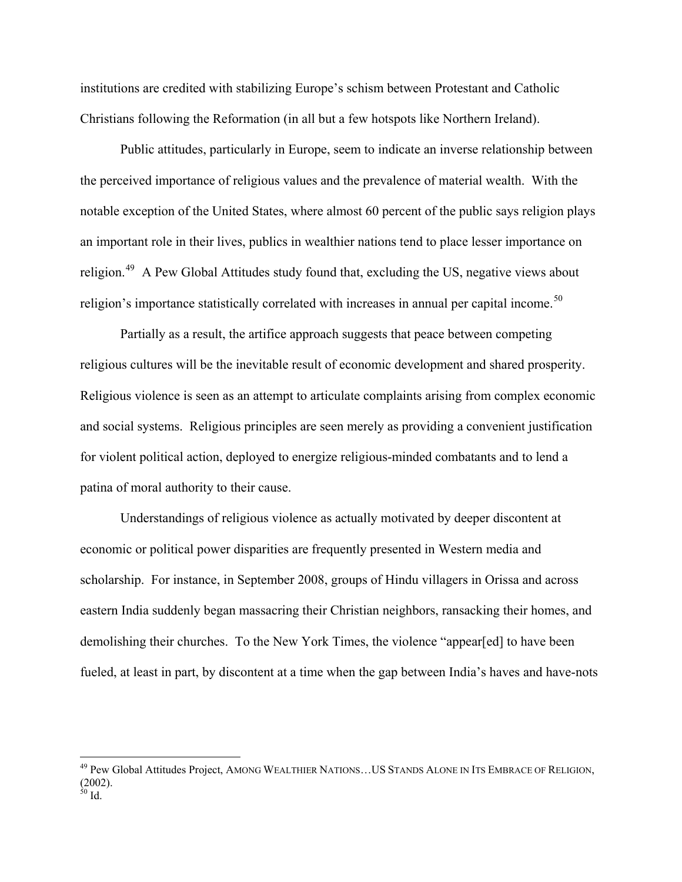institutions are credited with stabilizing Europe's schism between Protestant and Catholic Christians following the Reformation (in all but a few hotspots like Northern Ireland).

Public attitudes, particularly in Europe, seem to indicate an inverse relationship between the perceived importance of religious values and the prevalence of material wealth. With the notable exception of the United States, where almost 60 percent of the public says religion plays an important role in their lives, publics in wealthier nations tend to place lesser importance on religion.[49] A Pew Global Attitudes study found that, excluding the US, negative views about religion's importance statistically correlated with increases in annual per capital income.[50]

Partially as a result, the artifice approach suggests that peace between competing religious cultures will be the inevitable result of economic development and shared prosperity. Religious violence is seen as an attempt to articulate complaints arising from complex economic and social systems. Religious principles are seen merely as providing a convenient justification for violent political action, deployed to energize religious-minded combatants and to lend a patina of moral authority to their cause.

Understandings of religious violence as actually motivated by deeper discontent at economic or political power disparities are frequently presented in Western media and scholarship. For instance, in September 2008, groups of Hindu villagers in Orissa and across eastern India suddenly began massacring their Christian neighbors, ransacking their homes, and demolishing their churches. To the New York Times, the violence "appear[ed] to have been fueled, at least in part, by discontent at a time when the gap between India's haves and have-nots

---

[49] Pew Global Attitudes Project, AMONG WEALTHIER NATIONS…US STANDS ALONE IN ITS EMBRACE OF RELIGION, (2002).

[50] Id.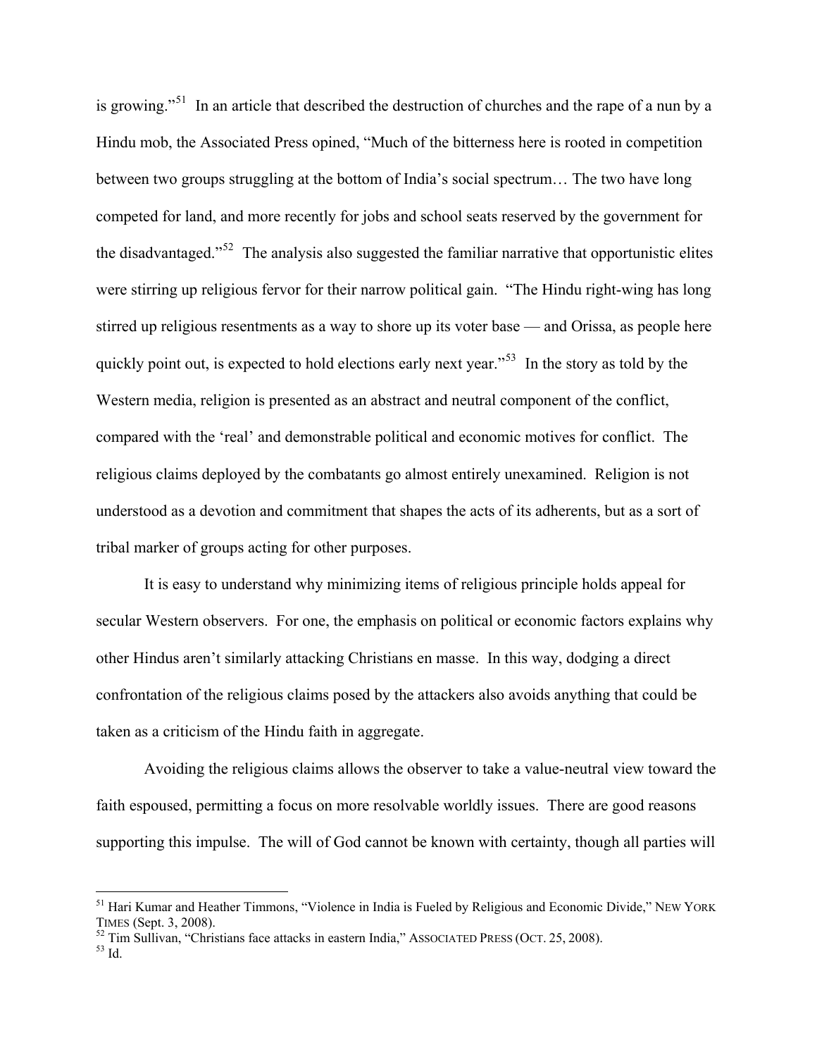is growing."[51] In an article that described the destruction of churches and the rape of a nun by a Hindu mob, the Associated Press opined, "Much of the bitterness here is rooted in competition between two groups struggling at the bottom of India's social spectrum… The two have long competed for land, and more recently for jobs and school seats reserved by the government for the disadvantaged."[52] The analysis also suggested the familiar narrative that opportunistic elites were stirring up religious fervor for their narrow political gain. "The Hindu right-wing has long stirred up religious resentments as a way to shore up its voter base — and Orissa, as people here quickly point out, is expected to hold elections early next year."[53] In the story as told by the Western media, religion is presented as an abstract and neutral component of the conflict, compared with the 'real' and demonstrable political and economic motives for conflict. The religious claims deployed by the combatants go almost entirely unexamined. Religion is not understood as a devotion and commitment that shapes the acts of its adherents, but as a sort of tribal marker of groups acting for other purposes.

It is easy to understand why minimizing items of religious principle holds appeal for secular Western observers. For one, the emphasis on political or economic factors explains why other Hindus aren't similarly attacking Christians en masse. In this way, dodging a direct confrontation of the religious claims posed by the attackers also avoids anything that could be taken as a criticism of the Hindu faith in aggregate.

Avoiding the religious claims allows the observer to take a value-neutral view toward the faith espoused, permitting a focus on more resolvable worldly issues. There are good reasons supporting this impulse. The will of God cannot be known with certainty, though all parties will

---

[51] Hari Kumar and Heather Timmons, "Violence in India is Fueled by Religious and Economic Divide," NEW YORK TIMES (Sept. 3, 2008).

[52] Tim Sullivan, "Christians face attacks in eastern India," ASSOCIATED PRESS (OCT. 25, 2008).

[53] Id.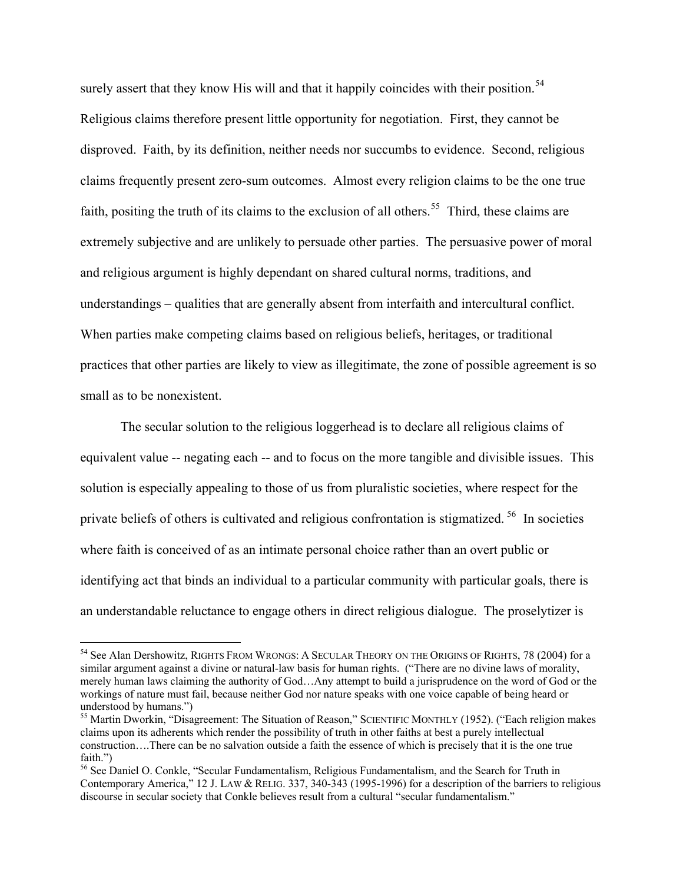surely assert that they know His will and that it happily coincides with their position.[54] Religious claims therefore present little opportunity for negotiation. First, they cannot be disproved. Faith, by its definition, neither needs nor succumbs to evidence. Second, religious claims frequently present zero-sum outcomes. Almost every religion claims to be the one true faith, positing the truth of its claims to the exclusion of all others.[55] Third, these claims are extremely subjective and are unlikely to persuade other parties. The persuasive power of moral and religious argument is highly dependant on shared cultural norms, traditions, and understandings – qualities that are generally absent from interfaith and intercultural conflict. When parties make competing claims based on religious beliefs, heritages, or traditional practices that other parties are likely to view as illegitimate, the zone of possible agreement is so small as to be nonexistent.

The secular solution to the religious loggerhead is to declare all religious claims of equivalent value -- negating each -- and to focus on the more tangible and divisible issues. This solution is especially appealing to those of us from pluralistic societies, where respect for the private beliefs of others is cultivated and religious confrontation is stigmatized.[56] In societies where faith is conceived of as an intimate personal choice rather than an overt public or identifying act that binds an individual to a particular community with particular goals, there is an understandable reluctance to engage others in direct religious dialogue. The proselytizer is

---

[54] See Alan Dershowitz, RIGHTS FROM WRONGS: A SECULAR THEORY ON THE ORIGINS OF RIGHTS, 78 (2004) for a similar argument against a divine or natural-law basis for human rights. ("There are no divine laws of morality, merely human laws claiming the authority of God…Any attempt to build a jurisprudence on the word of God or the workings of nature must fail, because neither God nor nature speaks with one voice capable of being heard or understood by humans.")

[55] Martin Dworkin, "Disagreement: The Situation of Reason," SCIENTIFIC MONTHLY (1952). ("Each religion makes claims upon its adherents which render the possibility of truth in other faiths at best a purely intellectual construction….There can be no salvation outside a faith the essence of which is precisely that it is the one true faith.")

[56] See Daniel O. Conkle, "Secular Fundamentalism, Religious Fundamentalism, and the Search for Truth in Contemporary America," 12 J. LAW & RELIG. 337, 340-343 (1995-1996) for a description of the barriers to religious discourse in secular society that Conkle believes result from a cultural "secular fundamentalism."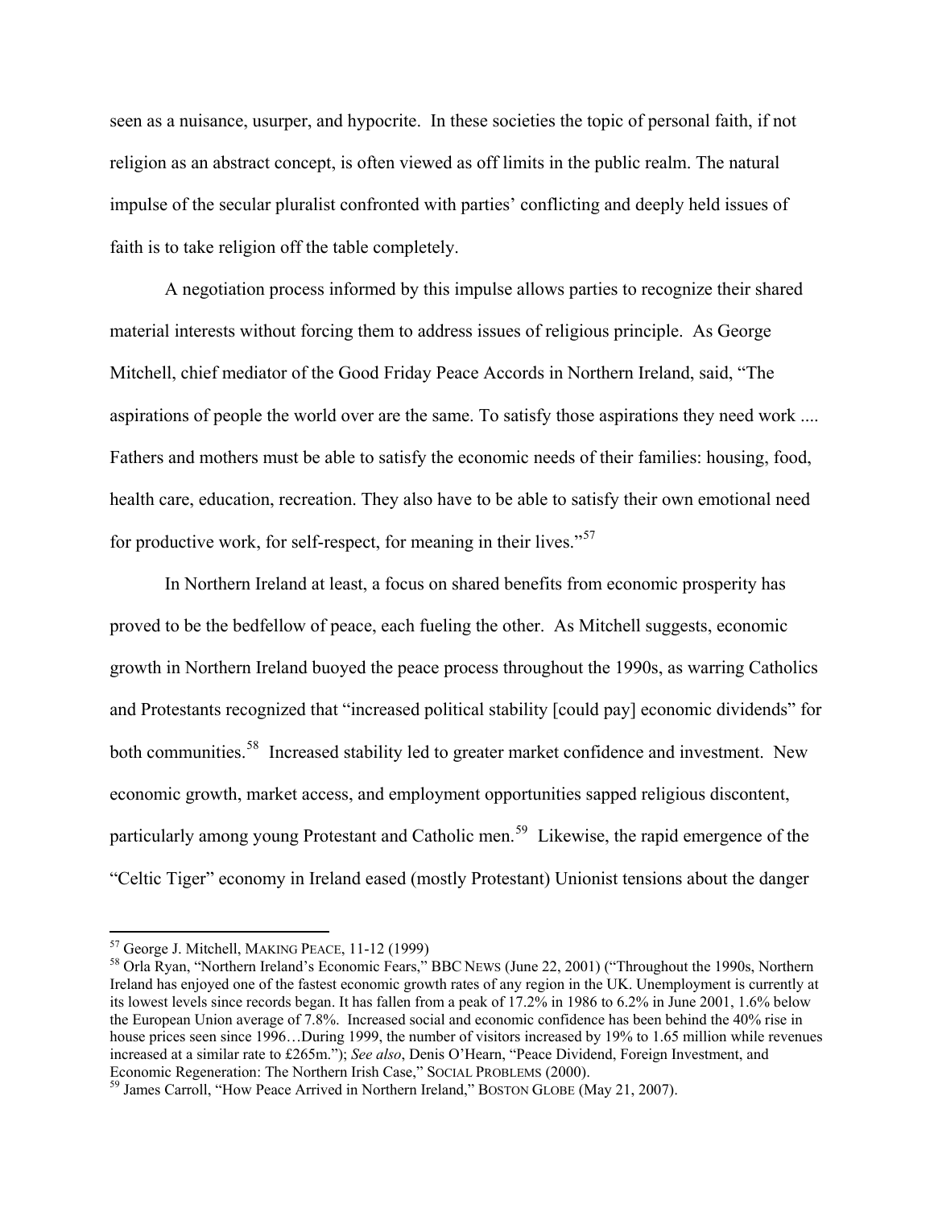seen as a nuisance, usurper, and hypocrite. In these societies the topic of personal faith, if not religion as an abstract concept, is often viewed as off limits in the public realm. The natural impulse of the secular pluralist confronted with parties' conflicting and deeply held issues of faith is to take religion off the table completely.

A negotiation process informed by this impulse allows parties to recognize their shared material interests without forcing them to address issues of religious principle. As George Mitchell, chief mediator of the Good Friday Peace Accords in Northern Ireland, said, "The aspirations of people the world over are the same. To satisfy those aspirations they need work .... Fathers and mothers must be able to satisfy the economic needs of their families: housing, food, health care, education, recreation. They also have to be able to satisfy their own emotional need for productive work, for self-respect, for meaning in their lives."[57]

In Northern Ireland at least, a focus on shared benefits from economic prosperity has proved to be the bedfellow of peace, each fueling the other. As Mitchell suggests, economic growth in Northern Ireland buoyed the peace process throughout the 1990s, as warring Catholics and Protestants recognized that "increased political stability [could pay] economic dividends" for both communities.[58] Increased stability led to greater market confidence and investment. New economic growth, market access, and employment opportunities sapped religious discontent, particularly among young Protestant and Catholic men.[59] Likewise, the rapid emergence of the "Celtic Tiger" economy in Ireland eased (mostly Protestant) Unionist tensions about the danger

---

[57] George J. Mitchell, MAKING PEACE, 11-12 (1999)

[58] Orla Ryan, "Northern Ireland's Economic Fears," BBC NEWS (June 22, 2001) ("Throughout the 1990s, Northern Ireland has enjoyed one of the fastest economic growth rates of any region in the UK. Unemployment is currently at its lowest levels since records began. It has fallen from a peak of 17.2% in 1986 to 6.2% in June 2001, 1.6% below the European Union average of 7.8%. Increased social and economic confidence has been behind the 40% rise in house prices seen since 1996…During 1999, the number of visitors increased by 19% to 1.65 million while revenues increased at a similar rate to £265m."); *See also*, Denis O'Hearn, "Peace Dividend, Foreign Investment, and Economic Regeneration: The Northern Irish Case," SOCIAL PROBLEMS (2000).

[59] James Carroll, "How Peace Arrived in Northern Ireland," BOSTON GLOBE (May 21, 2007).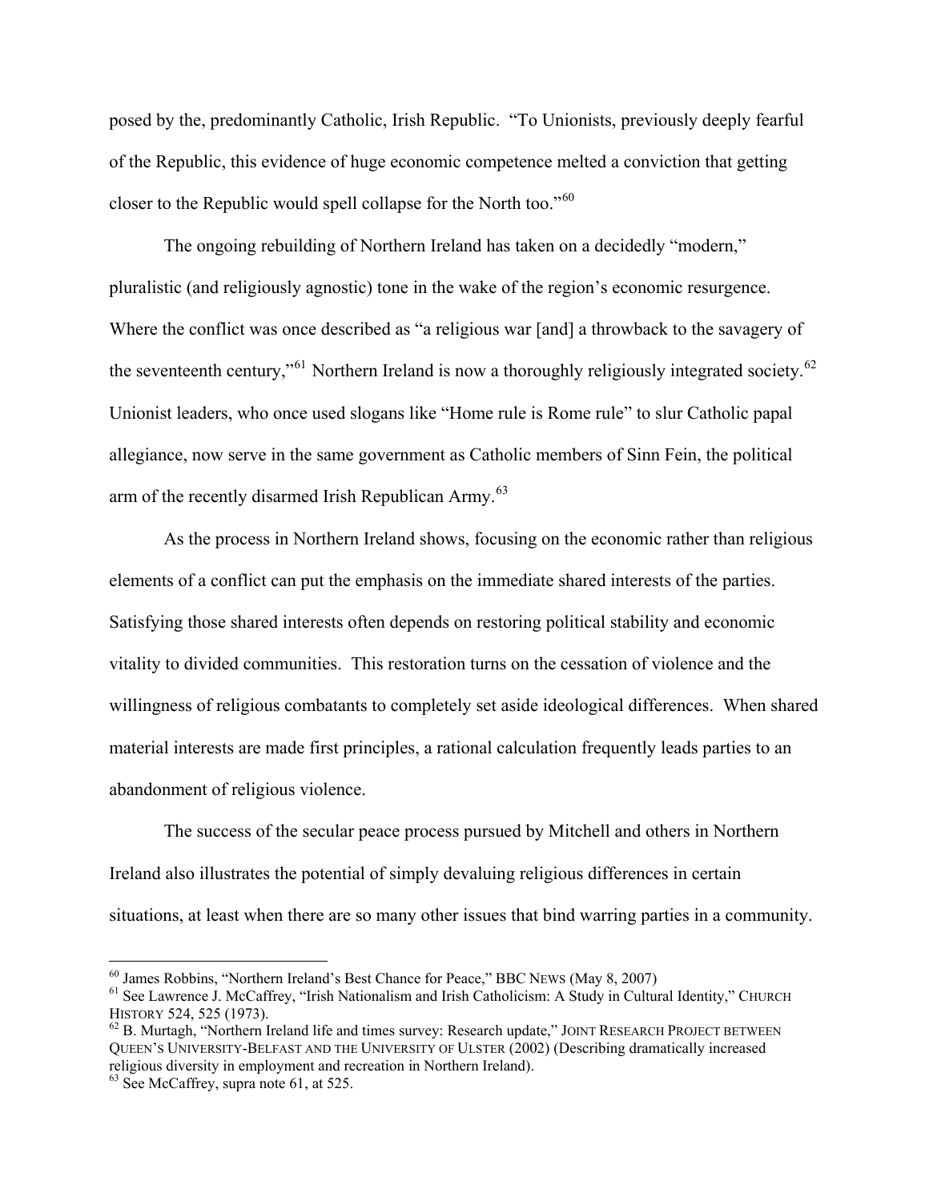posed by the, predominantly Catholic, Irish Republic. "To Unionists, previously deeply fearful of the Republic, this evidence of huge economic competence melted a conviction that getting closer to the Republic would spell collapse for the North too."[60]

The ongoing rebuilding of Northern Ireland has taken on a decidedly "modern," pluralistic (and religiously agnostic) tone in the wake of the region's economic resurgence. Where the conflict was once described as "a religious war [and] a throwback to the savagery of the seventeenth century,"[61] Northern Ireland is now a thoroughly religiously integrated society.[62] Unionist leaders, who once used slogans like "Home rule is Rome rule" to slur Catholic papal allegiance, now serve in the same government as Catholic members of Sinn Fein, the political arm of the recently disarmed Irish Republican Army.[63]

As the process in Northern Ireland shows, focusing on the economic rather than religious elements of a conflict can put the emphasis on the immediate shared interests of the parties. Satisfying those shared interests often depends on restoring political stability and economic vitality to divided communities. This restoration turns on the cessation of violence and the willingness of religious combatants to completely set aside ideological differences. When shared material interests are made first principles, a rational calculation frequently leads parties to an abandonment of religious violence.

The success of the secular peace process pursued by Mitchell and others in Northern Ireland also illustrates the potential of simply devaluing religious differences in certain situations, at least when there are so many other issues that bind warring parties in a community.

---

[60] James Robbins, "Northern Ireland's Best Chance for Peace," BBC NEWS (May 8, 2007)

[61] See Lawrence J. McCaffrey, "Irish Nationalism and Irish Catholicism: A Study in Cultural Identity," CHURCH HISTORY 524, 525 (1973).

[62] B. Murtagh, "Northern Ireland life and times survey: Research update," JOINT RESEARCH PROJECT BETWEEN QUEEN'S UNIVERSITY-BELFAST AND THE UNIVERSITY OF ULSTER (2002) (Describing dramatically increased religious diversity in employment and recreation in Northern Ireland).

[63] See McCaffrey, supra note 61, at 525.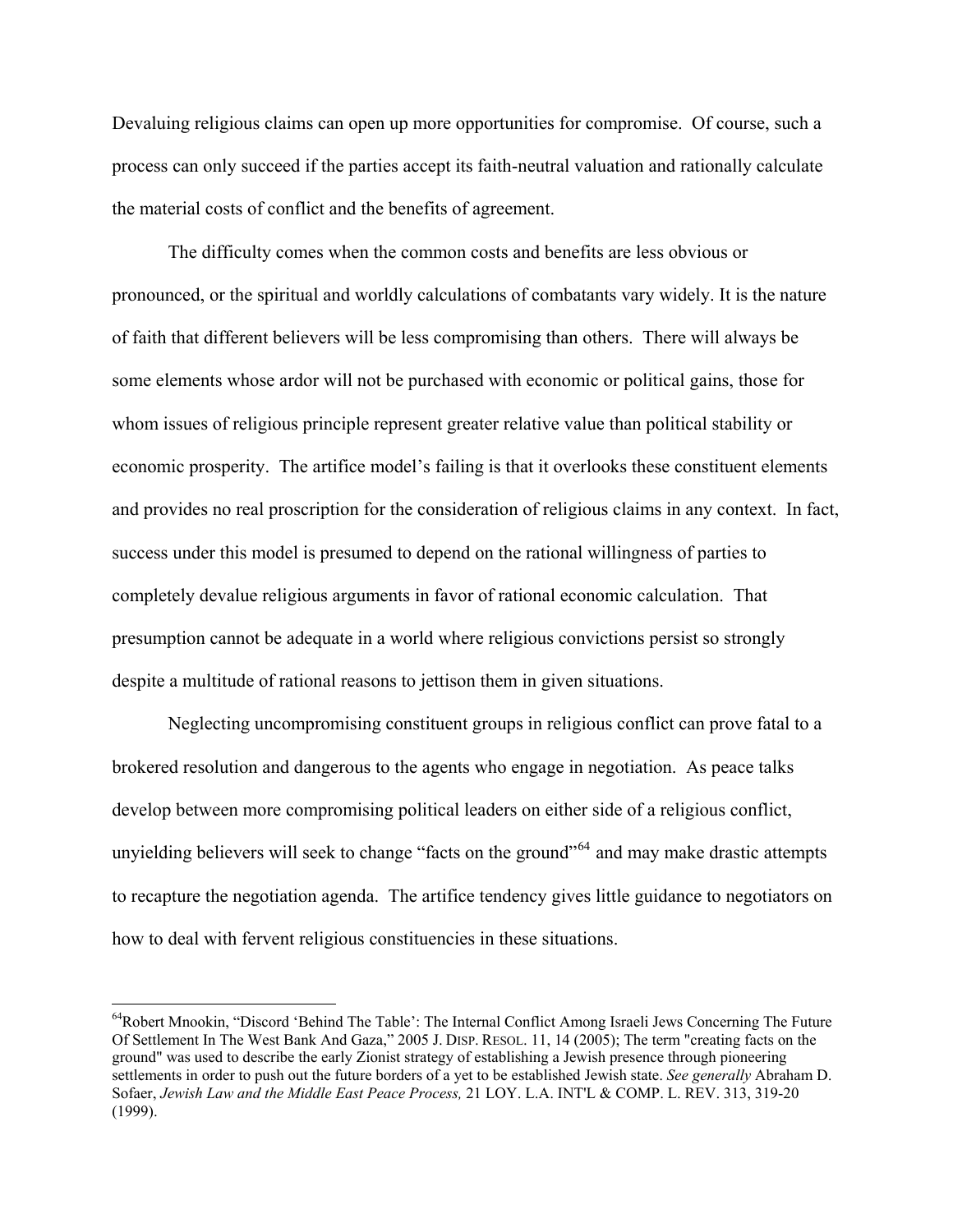Devaluing religious claims can open up more opportunities for compromise. Of course, such a process can only succeed if the parties accept its faith-neutral valuation and rationally calculate the material costs of conflict and the benefits of agreement.

The difficulty comes when the common costs and benefits are less obvious or pronounced, or the spiritual and worldly calculations of combatants vary widely. It is the nature of faith that different believers will be less compromising than others. There will always be some elements whose ardor will not be purchased with economic or political gains, those for whom issues of religious principle represent greater relative value than political stability or economic prosperity. The artifice model's failing is that it overlooks these constituent elements and provides no real proscription for the consideration of religious claims in any context. In fact, success under this model is presumed to depend on the rational willingness of parties to completely devalue religious arguments in favor of rational economic calculation. That presumption cannot be adequate in a world where religious convictions persist so strongly despite a multitude of rational reasons to jettison them in given situations.

Neglecting uncompromising constituent groups in religious conflict can prove fatal to a brokered resolution and dangerous to the agents who engage in negotiation. As peace talks develop between more compromising political leaders on either side of a religious conflict, unyielding believers will seek to change "facts on the ground"[64] and may make drastic attempts to recapture the negotiation agenda. The artifice tendency gives little guidance to negotiators on how to deal with fervent religious constituencies in these situations.

---

[64]Robert Mnookin, "Discord 'Behind The Table': The Internal Conflict Among Israeli Jews Concerning The Future Of Settlement In The West Bank And Gaza," 2005 J. DISP. RESOL. 11, 14 (2005); The term "creating facts on the ground" was used to describe the early Zionist strategy of establishing a Jewish presence through pioneering settlements in order to push out the future borders of a yet to be established Jewish state. *See generally* Abraham D. Sofaer, *Jewish Law and the Middle East Peace Process,* 21 LOY. L.A. INT'L & COMP. L. REV. 313, 319-20 (1999).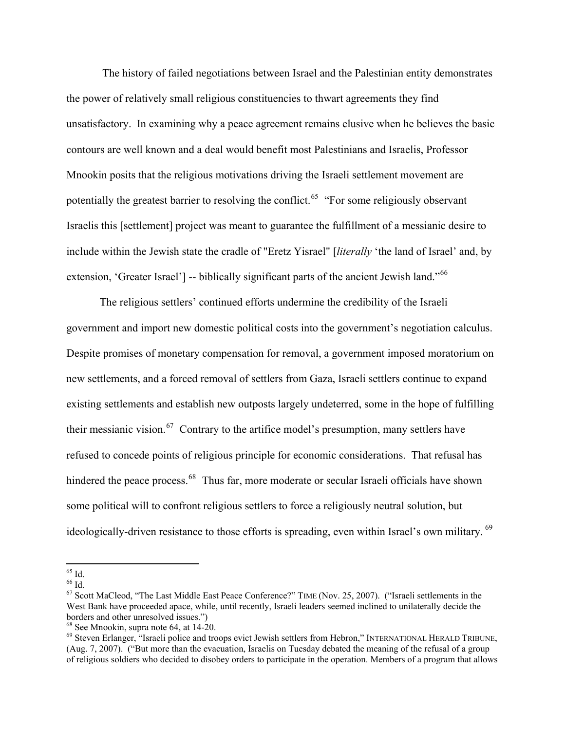The history of failed negotiations between Israel and the Palestinian entity demonstrates the power of relatively small religious constituencies to thwart agreements they find unsatisfactory. In examining why a peace agreement remains elusive when he believes the basic contours are well known and a deal would benefit most Palestinians and Israelis, Professor Mnookin posits that the religious motivations driving the Israeli settlement movement are potentially the greatest barrier to resolving the conflict.[65] "For some religiously observant Israelis this [settlement] project was meant to guarantee the fulfillment of a messianic desire to include within the Jewish state the cradle of "Eretz Yisrael" [*literally* 'the land of Israel' and, by extension, 'Greater Israel'] -- biblically significant parts of the ancient Jewish land."[66]

The religious settlers' continued efforts undermine the credibility of the Israeli government and import new domestic political costs into the government's negotiation calculus. Despite promises of monetary compensation for removal, a government imposed moratorium on new settlements, and a forced removal of settlers from Gaza, Israeli settlers continue to expand existing settlements and establish new outposts largely undeterred, some in the hope of fulfilling their messianic vision.[67] Contrary to the artifice model's presumption, many settlers have refused to concede points of religious principle for economic considerations. That refusal has hindered the peace process.[68] Thus far, more moderate or secular Israeli officials have shown some political will to confront religious settlers to force a religiously neutral solution, but ideologically-driven resistance to those efforts is spreading, even within Israel's own military.[69]

---

[65] Id.

[66] Id.

[67] Scott MacLeod, "The Last Middle East Peace Conference?" TIME (Nov. 25, 2007). ("Israeli settlements in the West Bank have proceeded apace, while, until recently, Israeli leaders seemed inclined to unilaterally decide the borders and other unresolved issues.")

[68] See Mnookin, supra note 64, at 14-20.

[69] Steven Erlanger, "Israeli police and troops evict Jewish settlers from Hebron," INTERNATIONAL HERALD TRIBUNE, (Aug. 7, 2007). ("But more than the evacuation, Israelis on Tuesday debated the meaning of the refusal of a group of religious soldiers who decided to disobey orders to participate in the operation. Members of a program that allows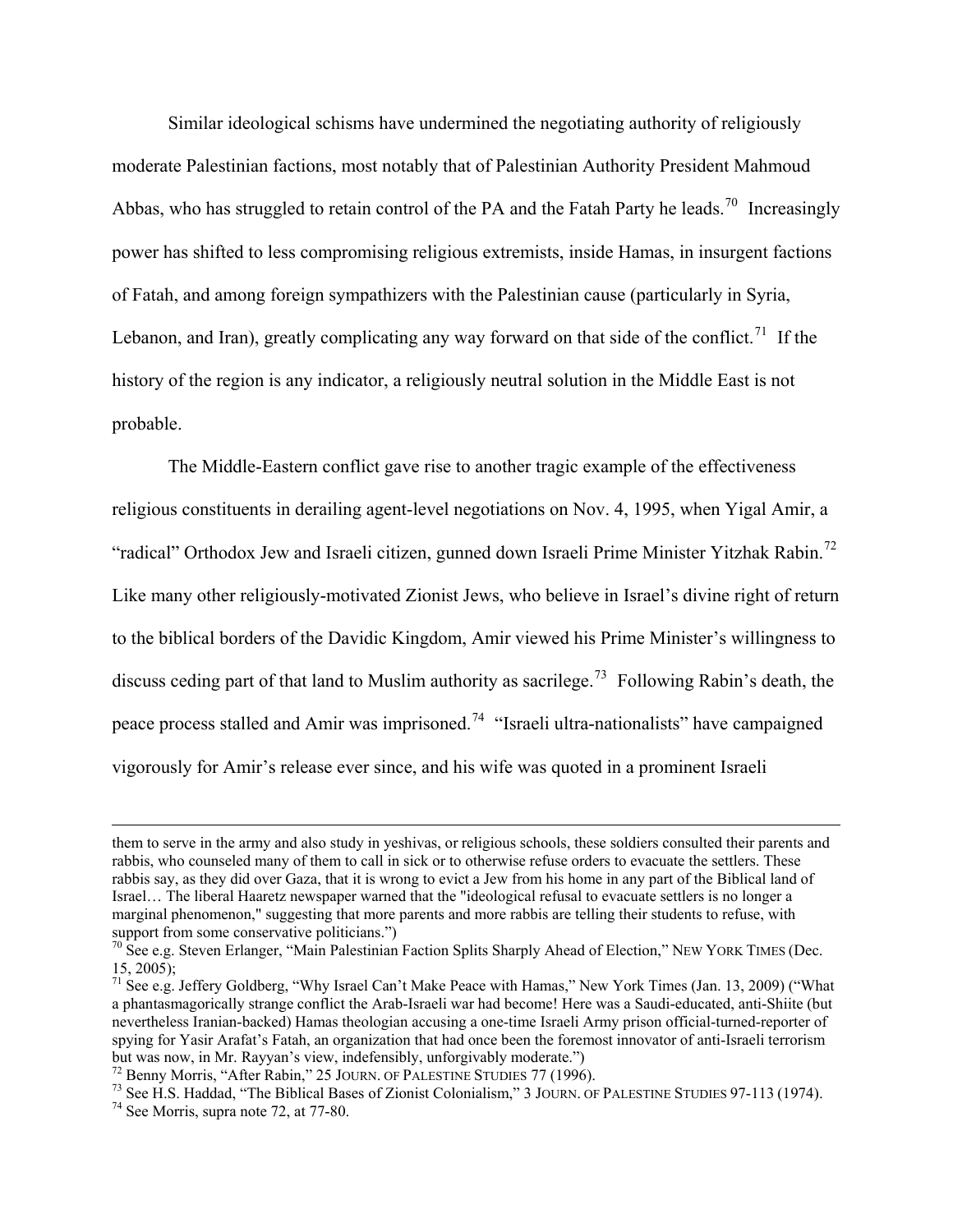Similar ideological schisms have undermined the negotiating authority of religiously moderate Palestinian factions, most notably that of Palestinian Authority President Mahmoud Abbas, who has struggled to retain control of the PA and the Fatah Party he leads.[70] Increasingly power has shifted to less compromising religious extremists, inside Hamas, in insurgent factions of Fatah, and among foreign sympathizers with the Palestinian cause (particularly in Syria, Lebanon, and Iran), greatly complicating any way forward on that side of the conflict.[71] If the history of the region is any indicator, a religiously neutral solution in the Middle East is not probable.

The Middle-Eastern conflict gave rise to another tragic example of the effectiveness religious constituents in derailing agent-level negotiations on Nov. 4, 1995, when Yigal Amir, a "radical" Orthodox Jew and Israeli citizen, gunned down Israeli Prime Minister Yitzhak Rabin.[72] Like many other religiously-motivated Zionist Jews, who believe in Israel's divine right of return to the biblical borders of the Davidic Kingdom, Amir viewed his Prime Minister's willingness to discuss ceding part of that land to Muslim authority as sacrilege.[73] Following Rabin's death, the peace process stalled and Amir was imprisoned.[74] "Israeli ultra-nationalists" have campaigned vigorously for Amir's release ever since, and his wife was quoted in a prominent Israeli

---

them to serve in the army and also study in yeshivas, or religious schools, these soldiers consulted their parents and rabbis, who counseled many of them to call in sick or to otherwise refuse orders to evacuate the settlers. These rabbis say, as they did over Gaza, that it is wrong to evict a Jew from his home in any part of the Biblical land of Israel… The liberal Haaretz newspaper warned that the "ideological refusal to evacuate settlers is no longer a marginal phenomenon," suggesting that more parents and more rabbis are telling their students to refuse, with support from some conservative politicians.")

[70] See e.g. Steven Erlanger, "Main Palestinian Faction Splits Sharply Ahead of Election," NEW YORK TIMES (Dec. 15, 2005);

[71] See e.g. Jeffery Goldberg, "Why Israel Can't Make Peace with Hamas," New York Times (Jan. 13, 2009) ("What a phantasmagorically strange conflict the Arab-Israeli war had become! Here was a Saudi-educated, anti-Shiite (but nevertheless Iranian-backed) Hamas theologian accusing a one-time Israeli Army prison official-turned-reporter of spying for Yasir Arafat's Fatah, an organization that had once been the foremost innovator of anti-Israeli terrorism but was now, in Mr. Rayyan's view, indefensibly, unforgivably moderate.")

[72] Benny Morris, "After Rabin," 25 JOURN. OF PALESTINE STUDIES 77 (1996).

[73] See H.S. Haddad, "The Biblical Bases of Zionist Colonialism," 3 JOURN. OF PALESTINE STUDIES 97-113 (1974).

[74] See Morris, supra note 72, at 77-80.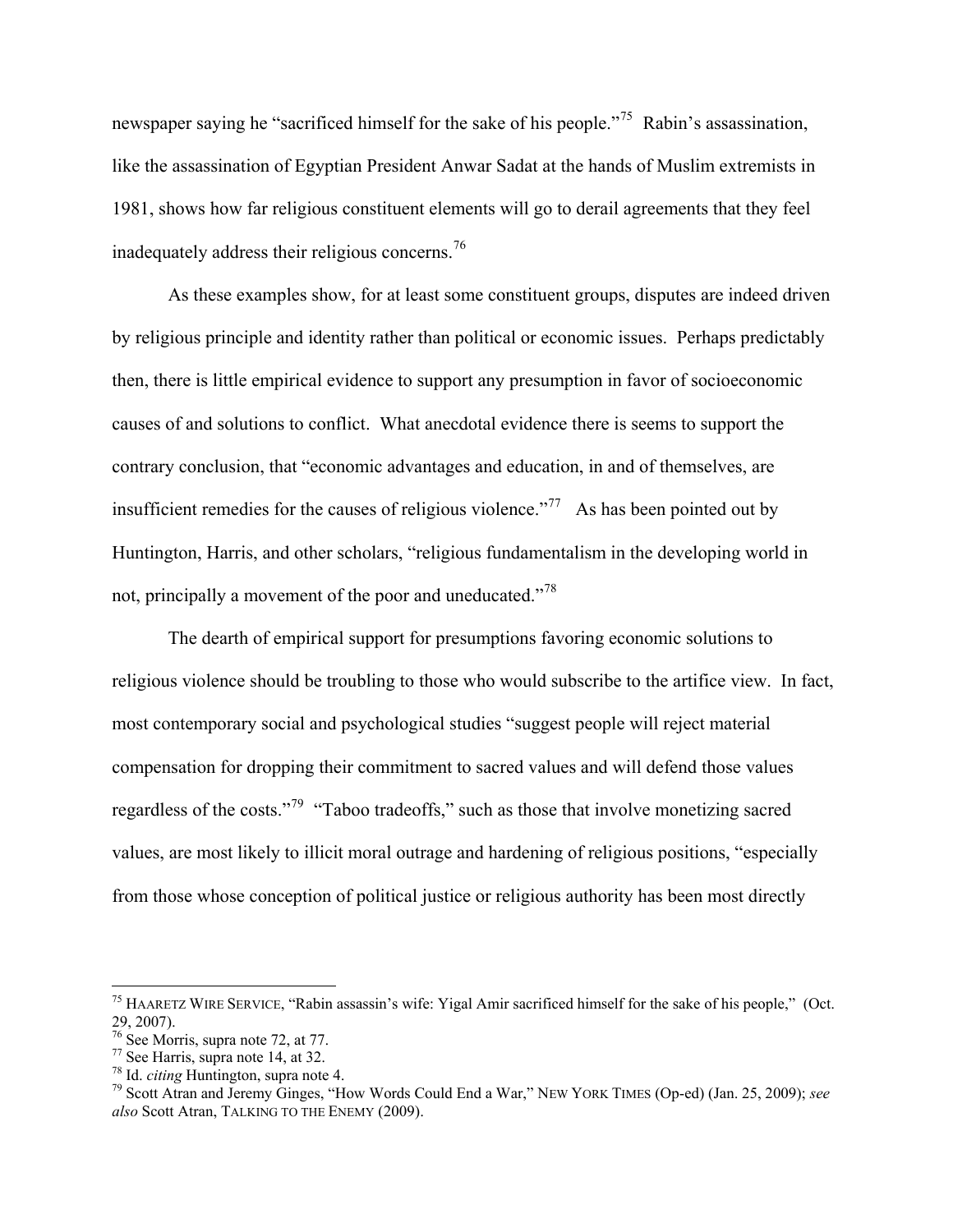newspaper saying he "sacrificed himself for the sake of his people."[75] Rabin's assassination, like the assassination of Egyptian President Anwar Sadat at the hands of Muslim extremists in 1981, shows how far religious constituent elements will go to derail agreements that they feel inadequately address their religious concerns.[76]

As these examples show, for at least some constituent groups, disputes are indeed driven by religious principle and identity rather than political or economic issues. Perhaps predictably then, there is little empirical evidence to support any presumption in favor of socioeconomic causes of and solutions to conflict. What anecdotal evidence there is seems to support the contrary conclusion, that "economic advantages and education, in and of themselves, are insufficient remedies for the causes of religious violence."[77] As has been pointed out by Huntington, Harris, and other scholars, "religious fundamentalism in the developing world in not, principally a movement of the poor and uneducated."[78]

The dearth of empirical support for presumptions favoring economic solutions to religious violence should be troubling to those who would subscribe to the artifice view. In fact, most contemporary social and psychological studies "suggest people will reject material compensation for dropping their commitment to sacred values and will defend those values regardless of the costs."[79] "Taboo tradeoffs," such as those that involve monetizing sacred values, are most likely to illicit moral outrage and hardening of religious positions, "especially from those whose conception of political justice or religious authority has been most directly

---

[75] HAARETZ WIRE SERVICE, "Rabin assassin's wife: Yigal Amir sacrificed himself for the sake of his people," (Oct. 29, 2007).

[76] See Morris, supra note 72, at 77.

[77] See Harris, supra note 14, at 32.

[78] Id. *citing* Huntington, supra note 4.

[79] Scott Atran and Jeremy Ginges, "How Words Could End a War," NEW YORK TIMES (Op-ed) (Jan. 25, 2009); *see also* Scott Atran, TALKING TO THE ENEMY (2009).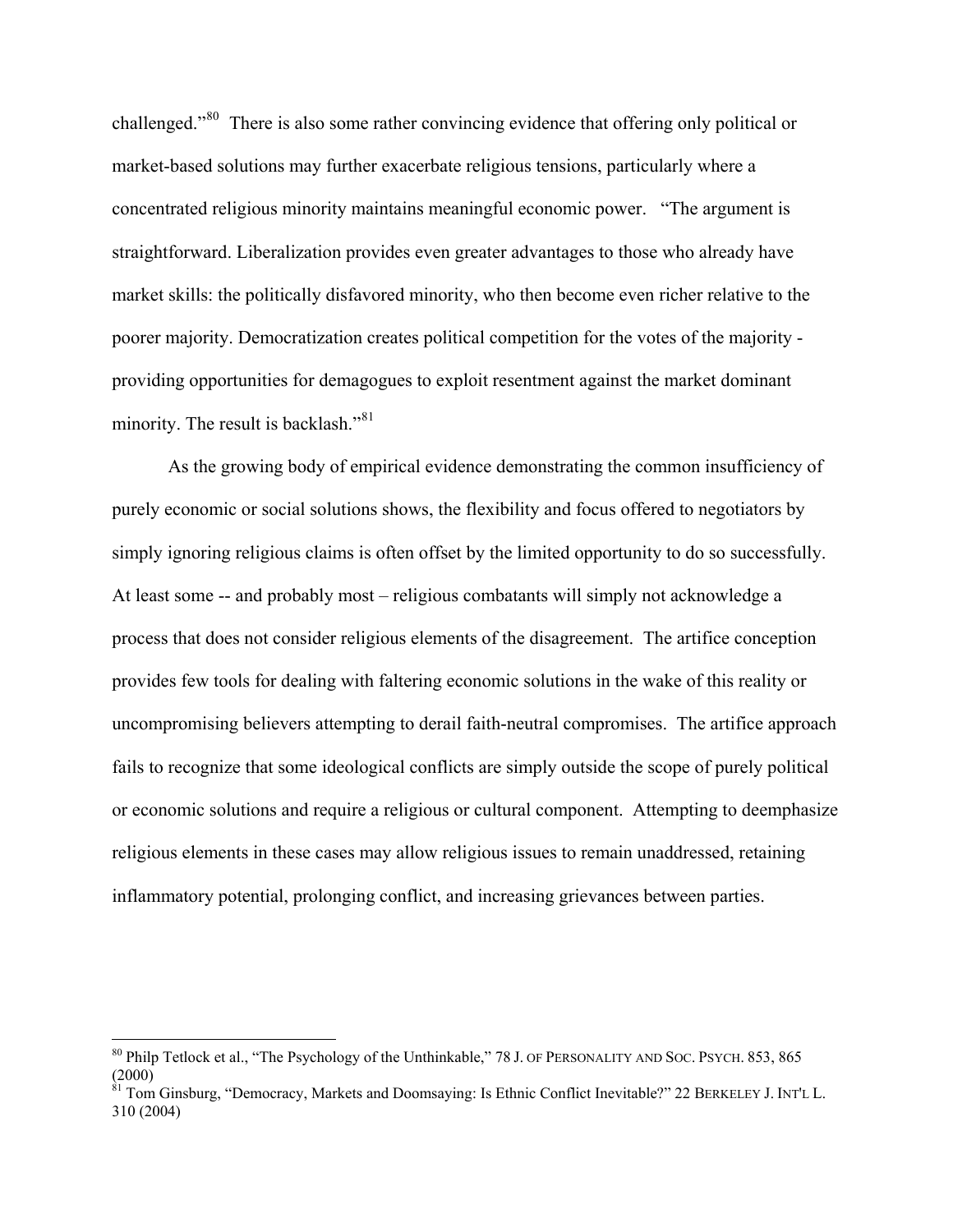challenged."[80] There is also some rather convincing evidence that offering only political or market-based solutions may further exacerbate religious tensions, particularly where a concentrated religious minority maintains meaningful economic power. "The argument is straightforward. Liberalization provides even greater advantages to those who already have market skills: the politically disfavored minority, who then become even richer relative to the poorer majority. Democratization creates political competition for the votes of the majority - providing opportunities for demagogues to exploit resentment against the market dominant minority. The result is backlash."[81]

As the growing body of empirical evidence demonstrating the common insufficiency of purely economic or social solutions shows, the flexibility and focus offered to negotiators by simply ignoring religious claims is often offset by the limited opportunity to do so successfully. At least some -- and probably most – religious combatants will simply not acknowledge a process that does not consider religious elements of the disagreement. The artifice conception provides few tools for dealing with faltering economic solutions in the wake of this reality or uncompromising believers attempting to derail faith-neutral compromises. The artifice approach fails to recognize that some ideological conflicts are simply outside the scope of purely political or economic solutions and require a religious or cultural component. Attempting to deemphasize religious elements in these cases may allow religious issues to remain unaddressed, retaining inflammatory potential, prolonging conflict, and increasing grievances between parties.

---

[80] Philp Tetlock et al., "The Psychology of the Unthinkable," 78 J. OF PERSONALITY AND SOC. PSYCH. 853, 865 (2000)

[81] Tom Ginsburg, "Democracy, Markets and Doomsaying: Is Ethnic Conflict Inevitable?" 22 BERKELEY J. INT'L L. 310 (2004)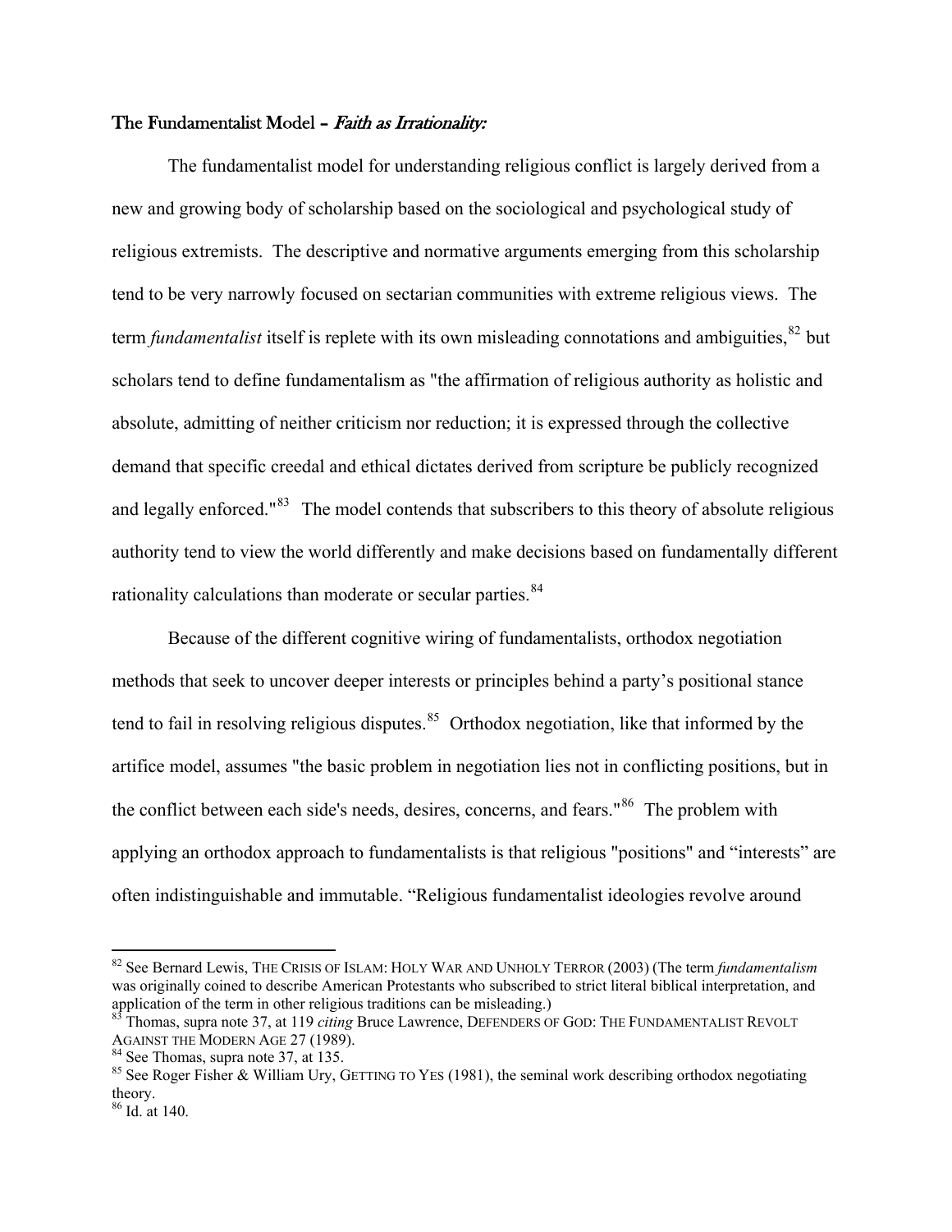### The Fundamentalist Model – *Faith as Irrationality:*

The fundamentalist model for understanding religious conflict is largely derived from a new and growing body of scholarship based on the sociological and psychological study of religious extremists. The descriptive and normative arguments emerging from this scholarship tend to be very narrowly focused on sectarian communities with extreme religious views. The term *fundamentalist* itself is replete with its own misleading connotations and ambiguities,[82] but scholars tend to define fundamentalism as "the affirmation of religious authority as holistic and absolute, admitting of neither criticism nor reduction; it is expressed through the collective demand that specific creedal and ethical dictates derived from scripture be publicly recognized and legally enforced."[83] The model contends that subscribers to this theory of absolute religious authority tend to view the world differently and make decisions based on fundamentally different rationality calculations than moderate or secular parties.[84]

Because of the different cognitive wiring of fundamentalists, orthodox negotiation methods that seek to uncover deeper interests or principles behind a party's positional stance tend to fail in resolving religious disputes.[85] Orthodox negotiation, like that informed by the artifice model, assumes "the basic problem in negotiation lies not in conflicting positions, but in the conflict between each side's needs, desires, concerns, and fears."[86] The problem with applying an orthodox approach to fundamentalists is that religious "positions" and "interests" are often indistinguishable and immutable. "Religious fundamentalist ideologies revolve around

---

[82] See Bernard Lewis, THE CRISIS OF ISLAM: HOLY WAR AND UNHOLY TERROR (2003) (The term *fundamentalism* was originally coined to describe American Protestants who subscribed to strict literal biblical interpretation, and application of the term in other religious traditions can be misleading.)

[83] Thomas, supra note 37, at 119 *citing* Bruce Lawrence, DEFENDERS OF GOD: THE FUNDAMENTALIST REVOLT AGAINST THE MODERN AGE 27 (1989).

[84] See Thomas, supra note 37, at 135.

[85] See Roger Fisher & William Ury, GETTING TO YES (1981), the seminal work describing orthodox negotiating theory.

[86] Id. at 140.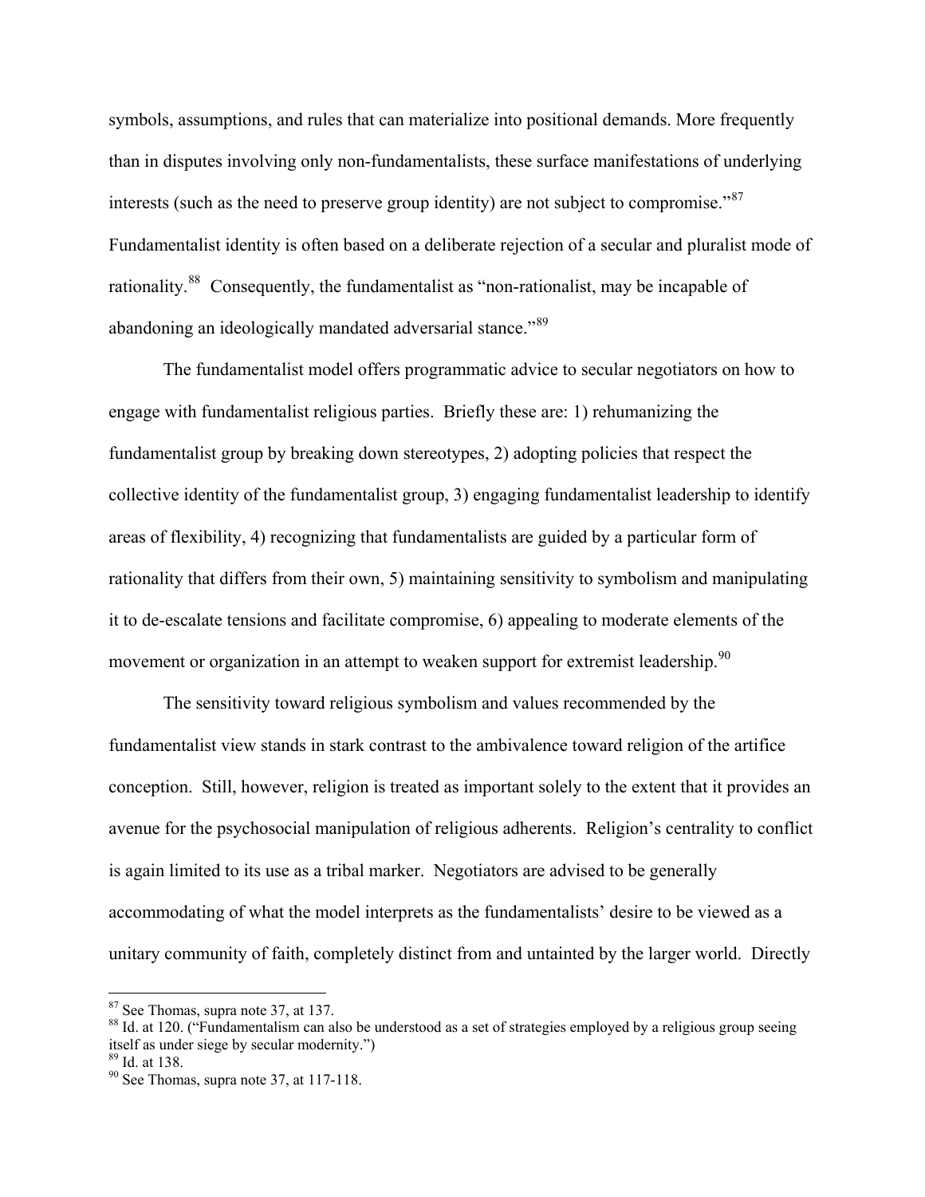symbols, assumptions, and rules that can materialize into positional demands. More frequently than in disputes involving only non-fundamentalists, these surface manifestations of underlying interests (such as the need to preserve group identity) are not subject to compromise."[87] Fundamentalist identity is often based on a deliberate rejection of a secular and pluralist mode of rationality.[88] Consequently, the fundamentalist as "non-rationalist, may be incapable of abandoning an ideologically mandated adversarial stance."[89]

The fundamentalist model offers programmatic advice to secular negotiators on how to engage with fundamentalist religious parties. Briefly these are: 1) rehumanizing the fundamentalist group by breaking down stereotypes, 2) adopting policies that respect the collective identity of the fundamentalist group, 3) engaging fundamentalist leadership to identify areas of flexibility, 4) recognizing that fundamentalists are guided by a particular form of rationality that differs from their own, 5) maintaining sensitivity to symbolism and manipulating it to de-escalate tensions and facilitate compromise, 6) appealing to moderate elements of the movement or organization in an attempt to weaken support for extremist leadership.[90]

The sensitivity toward religious symbolism and values recommended by the fundamentalist view stands in stark contrast to the ambivalence toward religion of the artifice conception. Still, however, religion is treated as important solely to the extent that it provides an avenue for the psychosocial manipulation of religious adherents. Religion's centrality to conflict is again limited to its use as a tribal marker. Negotiators are advised to be generally accommodating of what the model interprets as the fundamentalists' desire to be viewed as a unitary community of faith, completely distinct from and untainted by the larger world. Directly

---

[87] See Thomas, supra note 37, at 137.

[88] Id. at 120. ("Fundamentalism can also be understood as a set of strategies employed by a religious group seeing itself as under siege by secular modernity.")

[89] Id. at 138.

[90] See Thomas, supra note 37, at 117-118.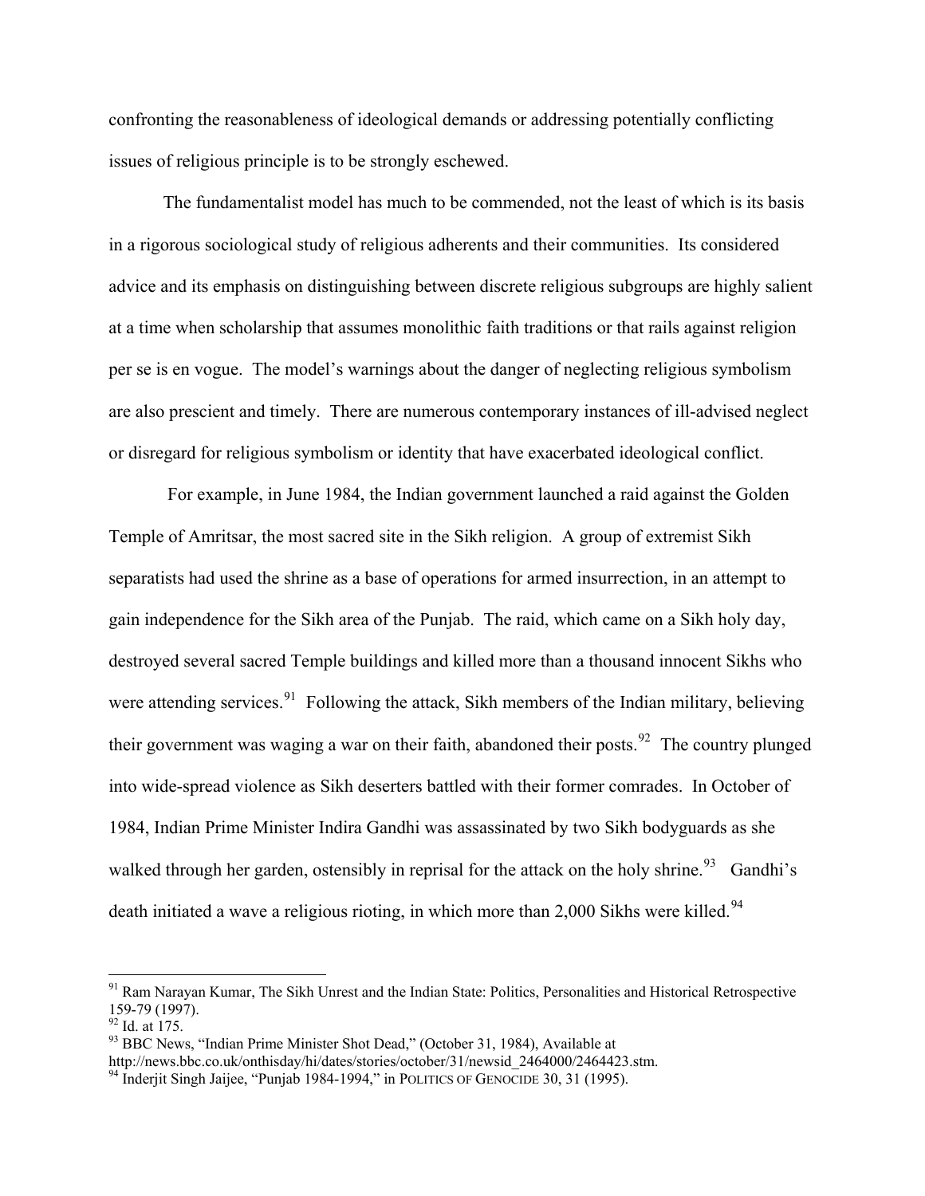confronting the reasonableness of ideological demands or addressing potentially conflicting issues of religious principle is to be strongly eschewed.

The fundamentalist model has much to be commended, not the least of which is its basis in a rigorous sociological study of religious adherents and their communities. Its considered advice and its emphasis on distinguishing between discrete religious subgroups are highly salient at a time when scholarship that assumes monolithic faith traditions or that rails against religion per se is en vogue. The model's warnings about the danger of neglecting religious symbolism are also prescient and timely. There are numerous contemporary instances of ill-advised neglect or disregard for religious symbolism or identity that have exacerbated ideological conflict.

For example, in June 1984, the Indian government launched a raid against the Golden Temple of Amritsar, the most sacred site in the Sikh religion. A group of extremist Sikh separatists had used the shrine as a base of operations for armed insurrection, in an attempt to gain independence for the Sikh area of the Punjab. The raid, which came on a Sikh holy day, destroyed several sacred Temple buildings and killed more than a thousand innocent Sikhs who were attending services.[91] Following the attack, Sikh members of the Indian military, believing their government was waging a war on their faith, abandoned their posts.[92] The country plunged into wide-spread violence as Sikh deserters battled with their former comrades. In October of 1984, Indian Prime Minister Indira Gandhi was assassinated by two Sikh bodyguards as she walked through her garden, ostensibly in reprisal for the attack on the holy shrine.[93] Gandhi's death initiated a wave a religious rioting, in which more than 2,000 Sikhs were killed.[94]

---

[91] Ram Narayan Kumar, The Sikh Unrest and the Indian State: Politics, Personalities and Historical Retrospective 159-79 (1997).
[92] Id. at 175.
[93] BBC News, "Indian Prime Minister Shot Dead," (October 31, 1984), Available at http://news.bbc.co.uk/onthisday/hi/dates/stories/october/31/newsid_2464000/2464423.stm.
[94] Inderjit Singh Jaijee, "Punjab 1984-1994," in POLITICS OF GENOCIDE 30, 31 (1995).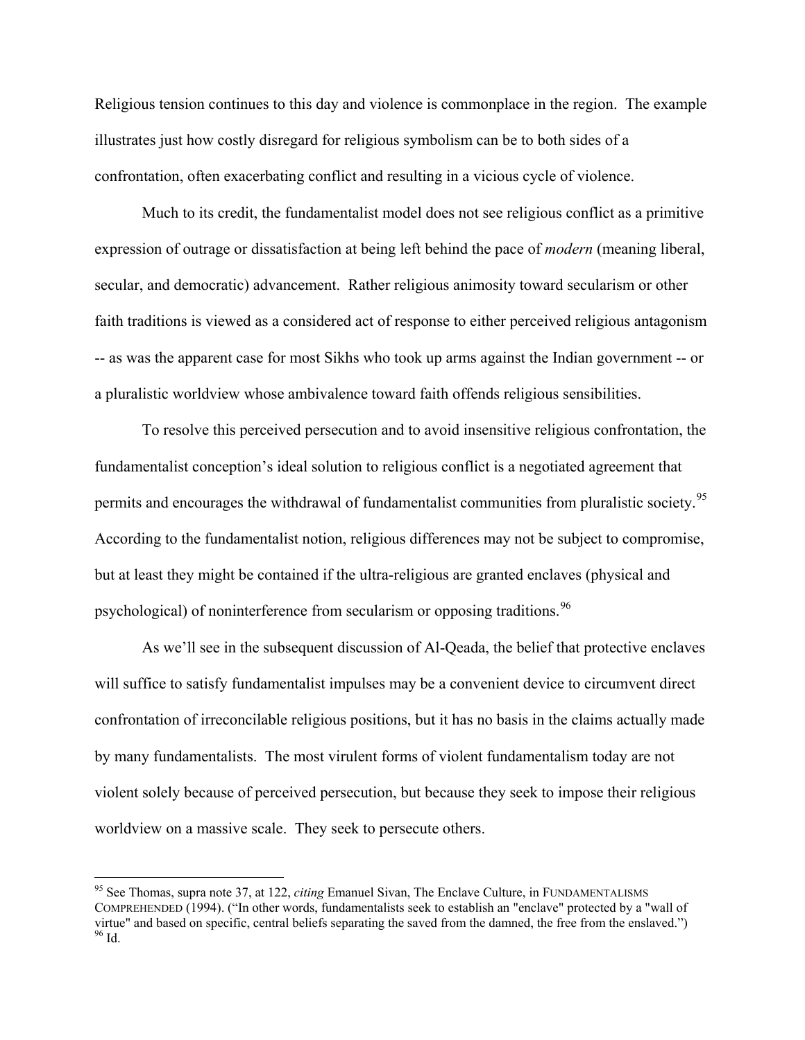Religious tension continues to this day and violence is commonplace in the region. The example illustrates just how costly disregard for religious symbolism can be to both sides of a confrontation, often exacerbating conflict and resulting in a vicious cycle of violence.

Much to its credit, the fundamentalist model does not see religious conflict as a primitive expression of outrage or dissatisfaction at being left behind the pace of *modern* (meaning liberal, secular, and democratic) advancement. Rather religious animosity toward secularism or other faith traditions is viewed as a considered act of response to either perceived religious antagonism -- as was the apparent case for most Sikhs who took up arms against the Indian government -- or a pluralistic worldview whose ambivalence toward faith offends religious sensibilities.

To resolve this perceived persecution and to avoid insensitive religious confrontation, the fundamentalist conception's ideal solution to religious conflict is a negotiated agreement that permits and encourages the withdrawal of fundamentalist communities from pluralistic society.[95] According to the fundamentalist notion, religious differences may not be subject to compromise, but at least they might be contained if the ultra-religious are granted enclaves (physical and psychological) of noninterference from secularism or opposing traditions.[96]

As we'll see in the subsequent discussion of Al-Qeada, the belief that protective enclaves will suffice to satisfy fundamentalist impulses may be a convenient device to circumvent direct confrontation of irreconcilable religious positions, but it has no basis in the claims actually made by many fundamentalists. The most virulent forms of violent fundamentalism today are not violent solely because of perceived persecution, but because they seek to impose their religious worldview on a massive scale. They seek to persecute others.

---

[95] See Thomas, supra note 37, at 122, *citing* Emanuel Sivan, The Enclave Culture, in FUNDAMENTALISMS COMPREHENDED (1994). ("In other words, fundamentalists seek to establish an "enclave" protected by a "wall of virtue" and based on specific, central beliefs separating the saved from the damned, the free from the enslaved.")

[96] Id.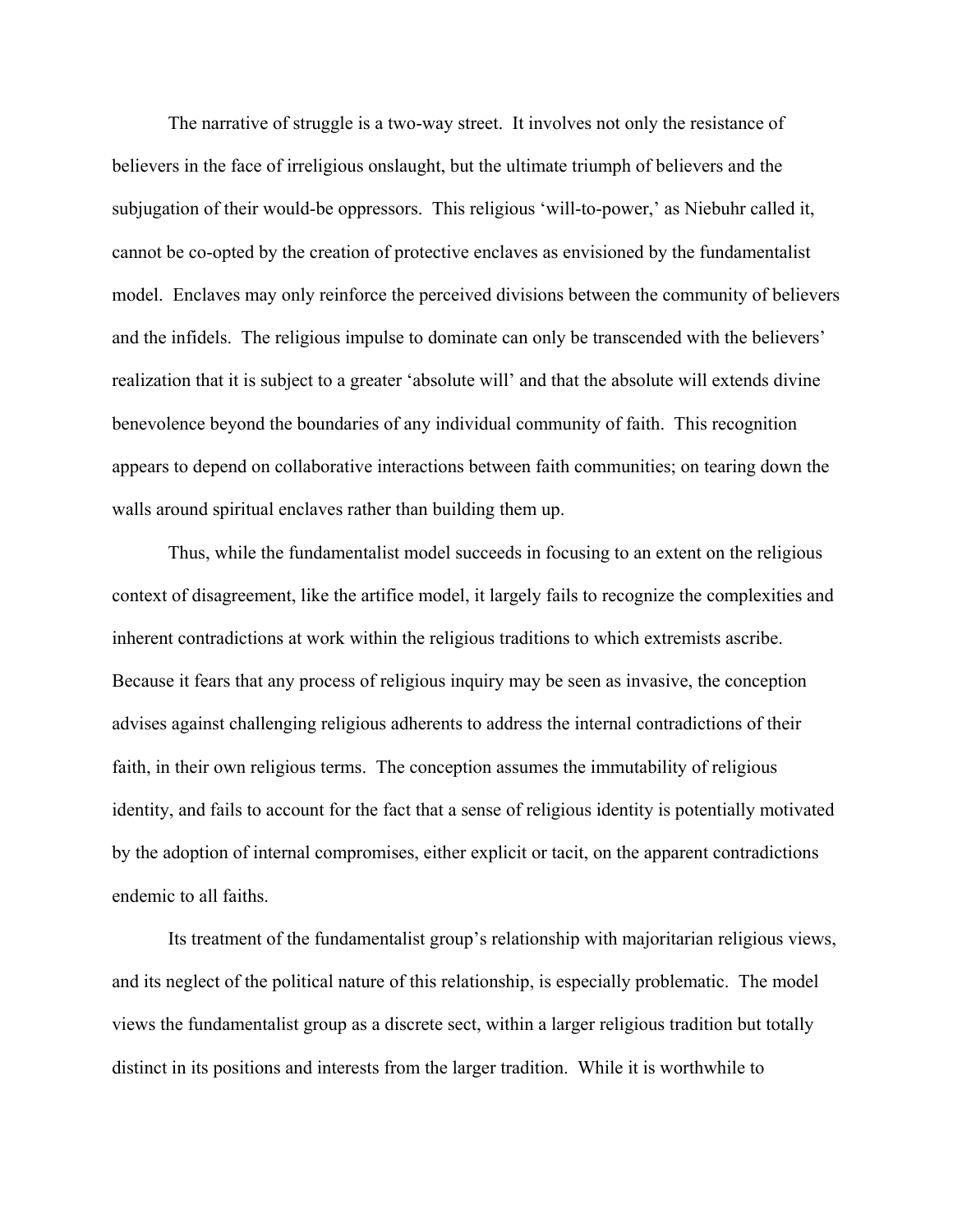The narrative of struggle is a two-way street. It involves not only the resistance of believers in the face of irreligious onslaught, but the ultimate triumph of believers and the subjugation of their would-be oppressors. This religious 'will-to-power,' as Niebuhr called it, cannot be co-opted by the creation of protective enclaves as envisioned by the fundamentalist model. Enclaves may only reinforce the perceived divisions between the community of believers and the infidels. The religious impulse to dominate can only be transcended with the believers' realization that it is subject to a greater 'absolute will' and that the absolute will extends divine benevolence beyond the boundaries of any individual community of faith. This recognition appears to depend on collaborative interactions between faith communities; on tearing down the walls around spiritual enclaves rather than building them up.

Thus, while the fundamentalist model succeeds in focusing to an extent on the religious context of disagreement, like the artifice model, it largely fails to recognize the complexities and inherent contradictions at work within the religious traditions to which extremists ascribe. Because it fears that any process of religious inquiry may be seen as invasive, the conception advises against challenging religious adherents to address the internal contradictions of their faith, in their own religious terms. The conception assumes the immutability of religious identity, and fails to account for the fact that a sense of religious identity is potentially motivated by the adoption of internal compromises, either explicit or tacit, on the apparent contradictions endemic to all faiths.

Its treatment of the fundamentalist group's relationship with majoritarian religious views, and its neglect of the political nature of this relationship, is especially problematic. The model views the fundamentalist group as a discrete sect, within a larger religious tradition but totally distinct in its positions and interests from the larger tradition. While it is worthwhile to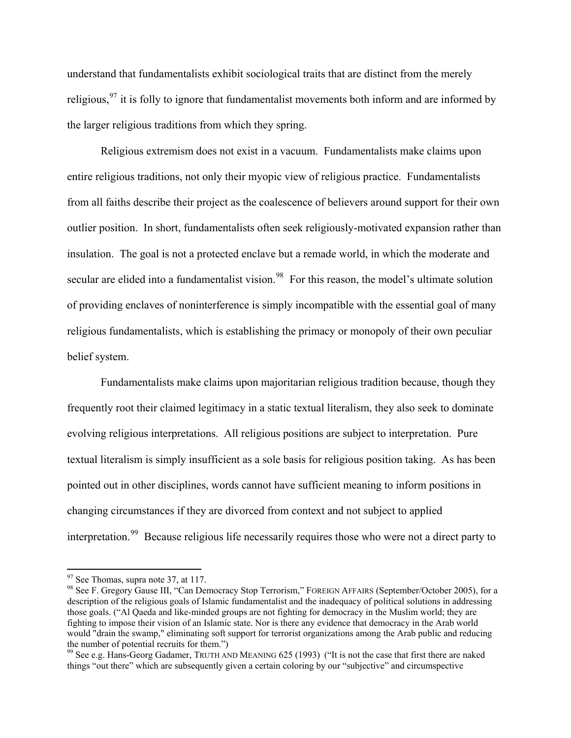understand that fundamentalists exhibit sociological traits that are distinct from the merely religious,[97] it is folly to ignore that fundamentalist movements both inform and are informed by the larger religious traditions from which they spring.

Religious extremism does not exist in a vacuum. Fundamentalists make claims upon entire religious traditions, not only their myopic view of religious practice. Fundamentalists from all faiths describe their project as the coalescence of believers around support for their own outlier position. In short, fundamentalists often seek religiously-motivated expansion rather than insulation. The goal is not a protected enclave but a remade world, in which the moderate and secular are elided into a fundamentalist vision.[98] For this reason, the model's ultimate solution of providing enclaves of noninterference is simply incompatible with the essential goal of many religious fundamentalists, which is establishing the primacy or monopoly of their own peculiar belief system.

Fundamentalists make claims upon majoritarian religious tradition because, though they frequently root their claimed legitimacy in a static textual literalism, they also seek to dominate evolving religious interpretations. All religious positions are subject to interpretation. Pure textual literalism is simply insufficient as a sole basis for religious position taking. As has been pointed out in other disciplines, words cannot have sufficient meaning to inform positions in changing circumstances if they are divorced from context and not subject to applied interpretation.[99] Because religious life necessarily requires those who were not a direct party to

---

[97] See Thomas, supra note 37, at 117.

[98] See F. Gregory Gause III, "Can Democracy Stop Terrorism," FOREIGN AFFAIRS (September/October 2005), for a description of the religious goals of Islamic fundamentalist and the inadequacy of political solutions in addressing those goals. ("Al Qaeda and like-minded groups are not fighting for democracy in the Muslim world; they are fighting to impose their vision of an Islamic state. Nor is there any evidence that democracy in the Arab world would "drain the swamp," eliminating soft support for terrorist organizations among the Arab public and reducing the number of potential recruits for them.")

[99] See e.g. Hans-Georg Gadamer, TRUTH AND MEANING 625 (1993) ("It is not the case that first there are naked things "out there" which are subsequently given a certain coloring by our "subjective" and circumspective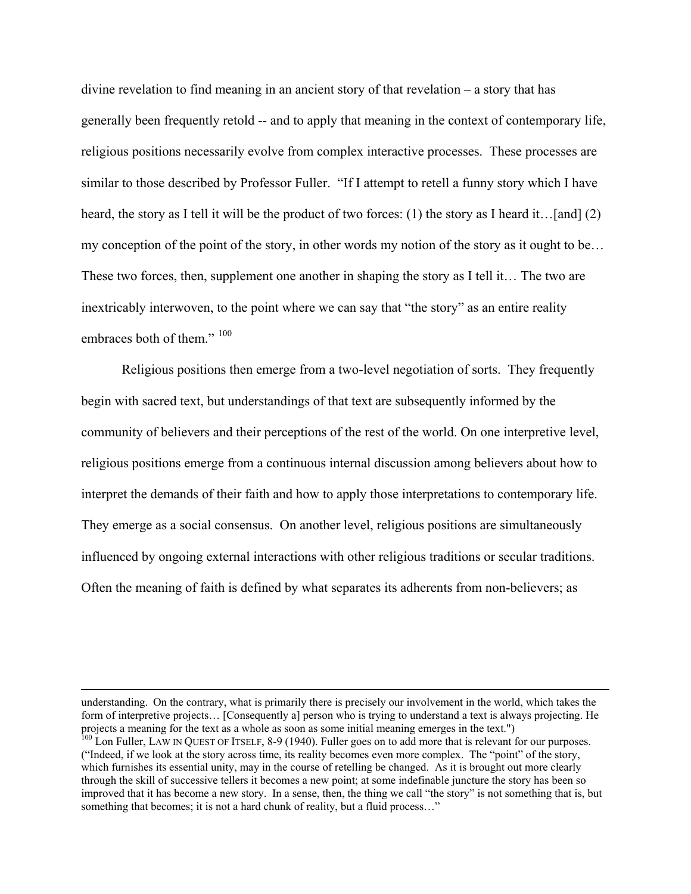divine revelation to find meaning in an ancient story of that revelation – a story that has generally been frequently retold -- and to apply that meaning in the context of contemporary life, religious positions necessarily evolve from complex interactive processes. These processes are similar to those described by Professor Fuller. "If I attempt to retell a funny story which I have heard, the story as I tell it will be the product of two forces: (1) the story as I heard it…[and] (2) my conception of the point of the story, in other words my notion of the story as it ought to be… These two forces, then, supplement one another in shaping the story as I tell it… The two are inextricably interwoven, to the point where we can say that "the story" as an entire reality embraces both of them." [100]

Religious positions then emerge from a two-level negotiation of sorts. They frequently begin with sacred text, but understandings of that text are subsequently informed by the community of believers and their perceptions of the rest of the world. On one interpretive level, religious positions emerge from a continuous internal discussion among believers about how to interpret the demands of their faith and how to apply those interpretations to contemporary life. They emerge as a social consensus. On another level, religious positions are simultaneously influenced by ongoing external interactions with other religious traditions or secular traditions. Often the meaning of faith is defined by what separates its adherents from non-believers; as

---

understanding. On the contrary, what is primarily there is precisely our involvement in the world, which takes the form of interpretive projects… [Consequently a] person who is trying to understand a text is always projecting. He projects a meaning for the text as a whole as soon as some initial meaning emerges in the text.")

[100] Lon Fuller, LAW IN QUEST OF ITSELF, 8-9 (1940). Fuller goes on to add more that is relevant for our purposes. ("Indeed, if we look at the story across time, its reality becomes even more complex. The "point" of the story, which furnishes its essential unity, may in the course of retelling be changed. As it is brought out more clearly through the skill of successive tellers it becomes a new point; at some indefinable juncture the story has been so improved that it has become a new story. In a sense, then, the thing we call "the story" is not something that is, but something that becomes; it is not a hard chunk of reality, but a fluid process…"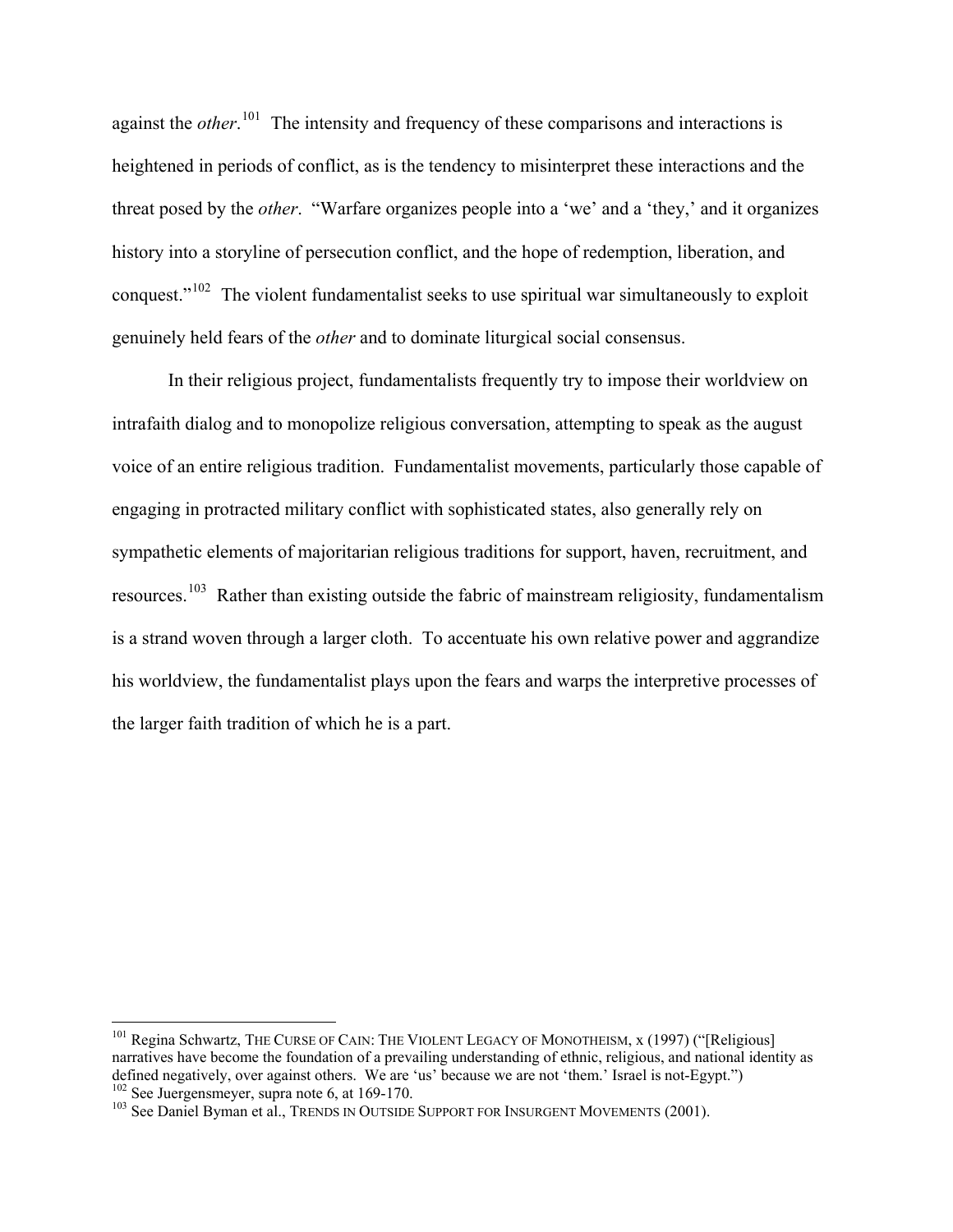against the *other*.[101] The intensity and frequency of these comparisons and interactions is heightened in periods of conflict, as is the tendency to misinterpret these interactions and the threat posed by the *other*. "Warfare organizes people into a 'we' and a 'they,' and it organizes history into a storyline of persecution conflict, and the hope of redemption, liberation, and conquest."[102] The violent fundamentalist seeks to use spiritual war simultaneously to exploit genuinely held fears of the *other* and to dominate liturgical social consensus.

In their religious project, fundamentalists frequently try to impose their worldview on intrafaith dialog and to monopolize religious conversation, attempting to speak as the august voice of an entire religious tradition. Fundamentalist movements, particularly those capable of engaging in protracted military conflict with sophisticated states, also generally rely on sympathetic elements of majoritarian religious traditions for support, haven, recruitment, and resources.[103] Rather than existing outside the fabric of mainstream religiosity, fundamentalism is a strand woven through a larger cloth. To accentuate his own relative power and aggrandize his worldview, the fundamentalist plays upon the fears and warps the interpretive processes of the larger faith tradition of which he is a part.

---

[101] Regina Schwartz, THE CURSE OF CAIN: THE VIOLENT LEGACY OF MONOTHEISM, x (1997) ("[Religious] narratives have become the foundation of a prevailing understanding of ethnic, religious, and national identity as defined negatively, over against others. We are 'us' because we are not 'them.' Israel is not-Egypt.")

[102] See Juergensmeyer, supra note 6, at 169-170.

[103] See Daniel Byman et al., TRENDS IN OUTSIDE SUPPORT FOR INSURGENT MOVEMENTS (2001).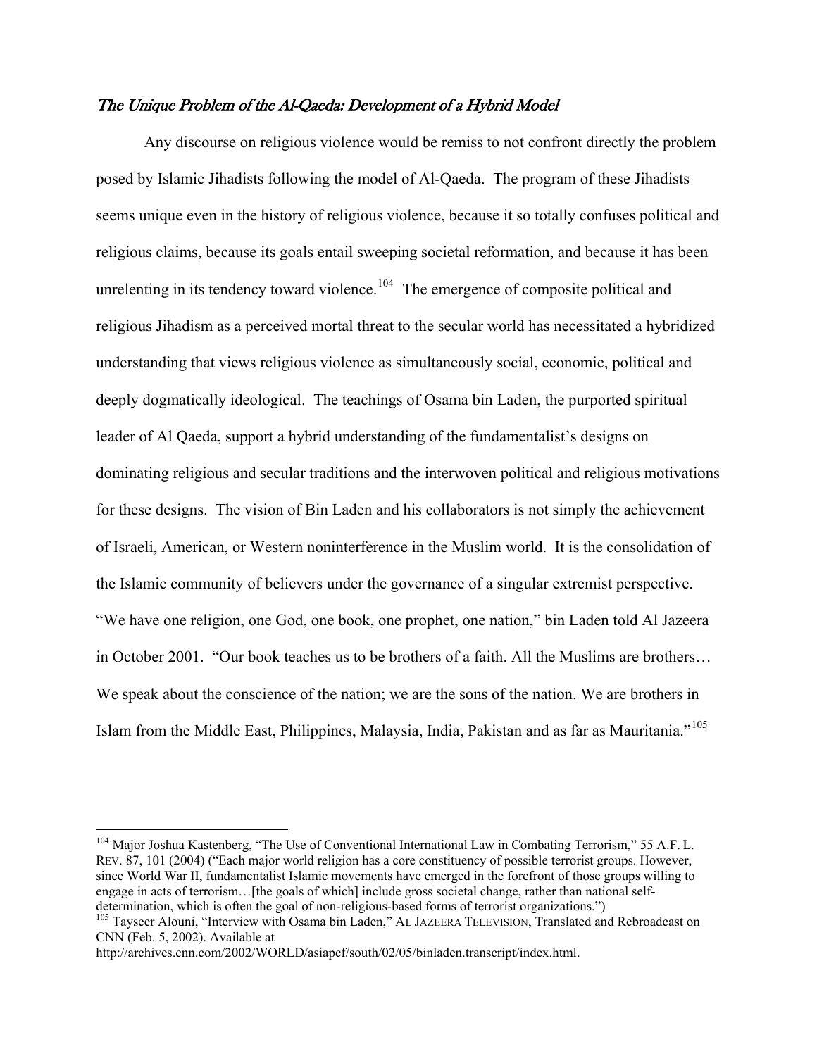### *The Unique Problem of the Al-Qaeda: Development of a Hybrid Model*

Any discourse on religious violence would be remiss to not confront directly the problem posed by Islamic Jihadists following the model of Al-Qaeda. The program of these Jihadists seems unique even in the history of religious violence, because it so totally confuses political and religious claims, because its goals entail sweeping societal reformation, and because it has been unrelenting in its tendency toward violence.[104] The emergence of composite political and religious Jihadism as a perceived mortal threat to the secular world has necessitated a hybridized understanding that views religious violence as simultaneously social, economic, political and deeply dogmatically ideological. The teachings of Osama bin Laden, the purported spiritual leader of Al Qaeda, support a hybrid understanding of the fundamentalist's designs on dominating religious and secular traditions and the interwoven political and religious motivations for these designs. The vision of Bin Laden and his collaborators is not simply the achievement of Israeli, American, or Western noninterference in the Muslim world. It is the consolidation of the Islamic community of believers under the governance of a singular extremist perspective. "We have one religion, one God, one book, one prophet, one nation," bin Laden told Al Jazeera in October 2001. "Our book teaches us to be brothers of a faith. All the Muslims are brothers… We speak about the conscience of the nation; we are the sons of the nation. We are brothers in Islam from the Middle East, Philippines, Malaysia, India, Pakistan and as far as Mauritania."[105]

---

[104] Major Joshua Kastenberg, "The Use of Conventional International Law in Combating Terrorism," 55 A.F. L. REV. 87, 101 (2004) ("Each major world religion has a core constituency of possible terrorist groups. However, since World War II, fundamentalist Islamic movements have emerged in the forefront of those groups willing to engage in acts of terrorism…[the goals of which] include gross societal change, rather than national self-determination, which is often the goal of non-religious-based forms of terrorist organizations.")

[105] Tayseer Alouni, "Interview with Osama bin Laden," AL JAZEERA TELEVISION, Translated and Rebroadcast on CNN (Feb. 5, 2002). Available at http://archives.cnn.com/2002/WORLD/asiapcf/south/02/05/binladen.transcript/index.html.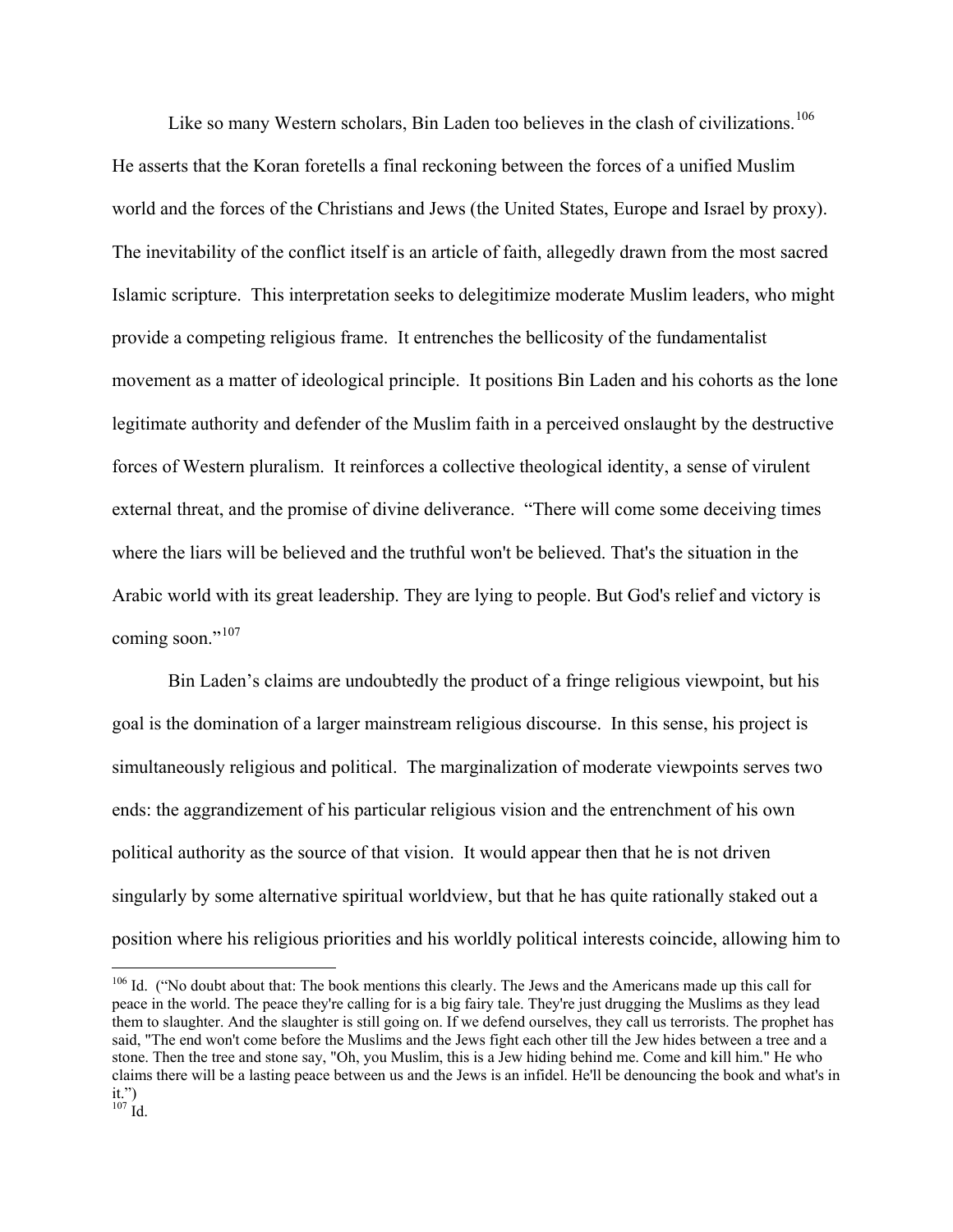Like so many Western scholars, Bin Laden too believes in the clash of civilizations.[106] He asserts that the Koran foretells a final reckoning between the forces of a unified Muslim world and the forces of the Christians and Jews (the United States, Europe and Israel by proxy). The inevitability of the conflict itself is an article of faith, allegedly drawn from the most sacred Islamic scripture. This interpretation seeks to delegitimize moderate Muslim leaders, who might provide a competing religious frame. It entrenches the bellicosity of the fundamentalist movement as a matter of ideological principle. It positions Bin Laden and his cohorts as the lone legitimate authority and defender of the Muslim faith in a perceived onslaught by the destructive forces of Western pluralism. It reinforces a collective theological identity, a sense of virulent external threat, and the promise of divine deliverance. "There will come some deceiving times where the liars will be believed and the truthful won't be believed. That's the situation in the Arabic world with its great leadership. They are lying to people. But God's relief and victory is coming soon."[107]

Bin Laden's claims are undoubtedly the product of a fringe religious viewpoint, but his goal is the domination of a larger mainstream religious discourse. In this sense, his project is simultaneously religious and political. The marginalization of moderate viewpoints serves two ends: the aggrandizement of his particular religious vision and the entrenchment of his own political authority as the source of that vision. It would appear then that he is not driven singularly by some alternative spiritual worldview, but that he has quite rationally staked out a position where his religious priorities and his worldly political interests coincide, allowing him to

---

[106] Id. ("No doubt about that: The book mentions this clearly. The Jews and the Americans made up this call for peace in the world. The peace they're calling for is a big fairy tale. They're just drugging the Muslims as they lead them to slaughter. And the slaughter is still going on. If we defend ourselves, they call us terrorists. The prophet has said, "The end won't come before the Muslims and the Jews fight each other till the Jew hides between a tree and a stone. Then the tree and stone say, "Oh, you Muslim, this is a Jew hiding behind me. Come and kill him." He who claims there will be a lasting peace between us and the Jews is an infidel. He'll be denouncing the book and what's in it.")

[107] Id.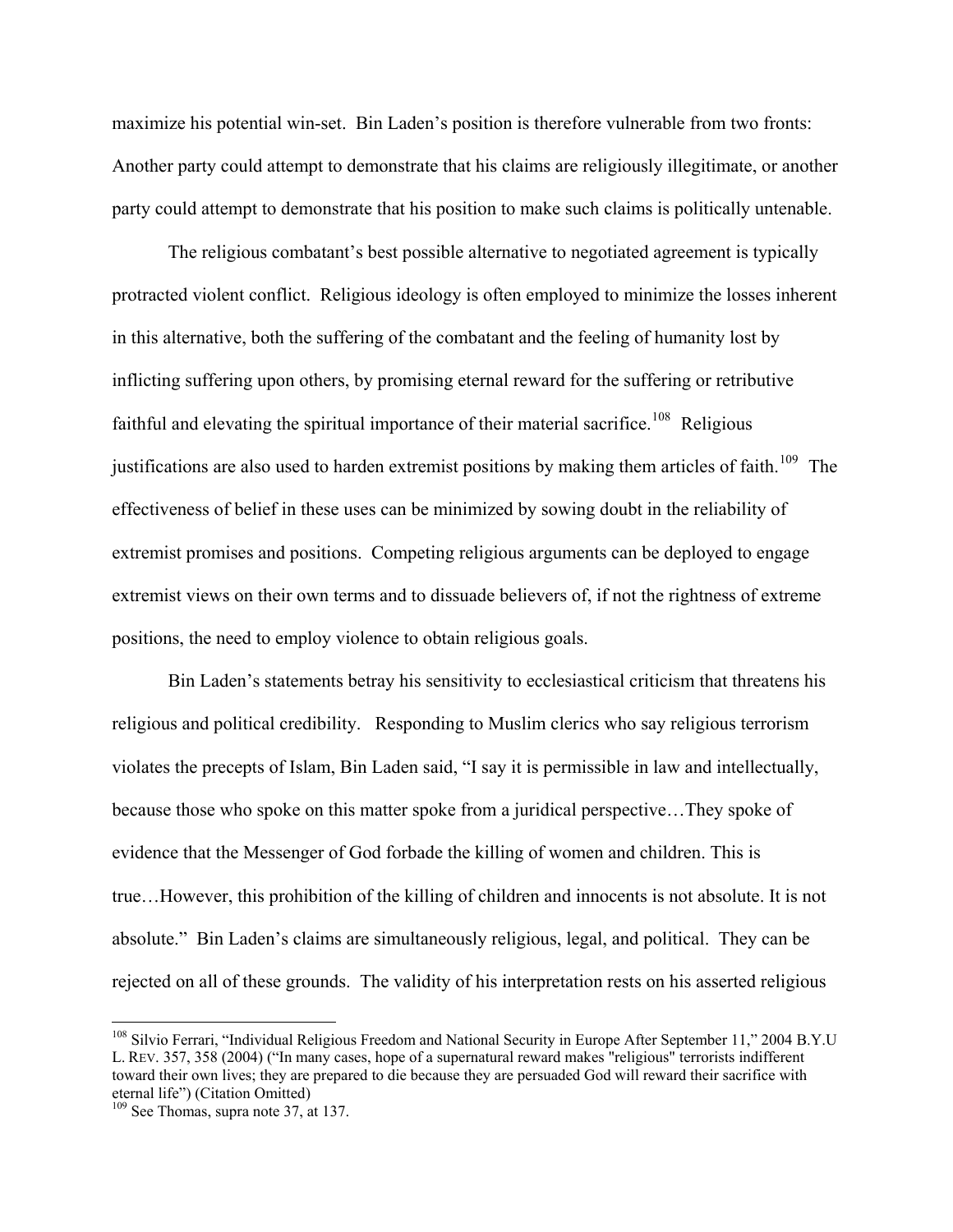maximize his potential win-set. Bin Laden's position is therefore vulnerable from two fronts: Another party could attempt to demonstrate that his claims are religiously illegitimate, or another party could attempt to demonstrate that his position to make such claims is politically untenable.

The religious combatant's best possible alternative to negotiated agreement is typically protracted violent conflict. Religious ideology is often employed to minimize the losses inherent in this alternative, both the suffering of the combatant and the feeling of humanity lost by inflicting suffering upon others, by promising eternal reward for the suffering or retributive faithful and elevating the spiritual importance of their material sacrifice.[108] Religious justifications are also used to harden extremist positions by making them articles of faith.[109] The effectiveness of belief in these uses can be minimized by sowing doubt in the reliability of extremist promises and positions. Competing religious arguments can be deployed to engage extremist views on their own terms and to dissuade believers of, if not the rightness of extreme positions, the need to employ violence to obtain religious goals.

Bin Laden's statements betray his sensitivity to ecclesiastical criticism that threatens his religious and political credibility. Responding to Muslim clerics who say religious terrorism violates the precepts of Islam, Bin Laden said, "I say it is permissible in law and intellectually, because those who spoke on this matter spoke from a juridical perspective…They spoke of evidence that the Messenger of God forbade the killing of women and children. This is true…However, this prohibition of the killing of children and innocents is not absolute. It is not absolute." Bin Laden's claims are simultaneously religious, legal, and political. They can be rejected on all of these grounds. The validity of his interpretation rests on his asserted religious

---

[108] Silvio Ferrari, "Individual Religious Freedom and National Security in Europe After September 11," 2004 B.Y.U L. REV. 357, 358 (2004) ("In many cases, hope of a supernatural reward makes "religious" terrorists indifferent toward their own lives; they are prepared to die because they are persuaded God will reward their sacrifice with eternal life") (Citation Omitted)

[109] See Thomas, supra note 37, at 137.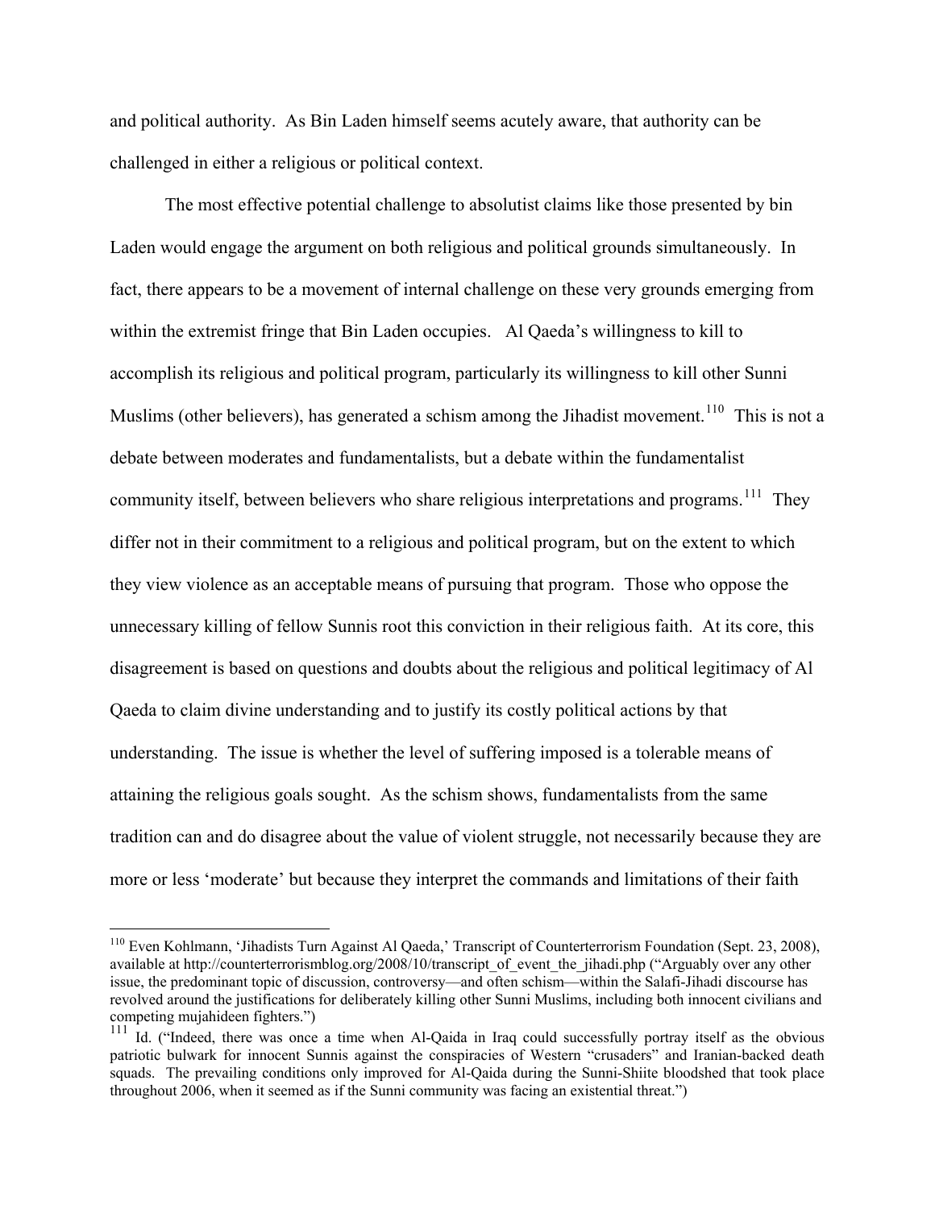and political authority. As Bin Laden himself seems acutely aware, that authority can be challenged in either a religious or political context.

The most effective potential challenge to absolutist claims like those presented by bin Laden would engage the argument on both religious and political grounds simultaneously. In fact, there appears to be a movement of internal challenge on these very grounds emerging from within the extremist fringe that Bin Laden occupies. Al Qaeda's willingness to kill to accomplish its religious and political program, particularly its willingness to kill other Sunni Muslims (other believers), has generated a schism among the Jihadist movement.[110] This is not a debate between moderates and fundamentalists, but a debate within the fundamentalist community itself, between believers who share religious interpretations and programs.[111] They differ not in their commitment to a religious and political program, but on the extent to which they view violence as an acceptable means of pursuing that program. Those who oppose the unnecessary killing of fellow Sunnis root this conviction in their religious faith. At its core, this disagreement is based on questions and doubts about the religious and political legitimacy of Al Qaeda to claim divine understanding and to justify its costly political actions by that understanding. The issue is whether the level of suffering imposed is a tolerable means of attaining the religious goals sought. As the schism shows, fundamentalists from the same tradition can and do disagree about the value of violent struggle, not necessarily because they are more or less 'moderate' but because they interpret the commands and limitations of their faith

---

[110] Even Kohlmann, 'Jihadists Turn Against Al Qaeda,' Transcript of Counterterrorism Foundation (Sept. 23, 2008), available at http://counterterrorismblog.org/2008/10/transcript_of_event_the_jihadi.php ("Arguably over any other issue, the predominant topic of discussion, controversy—and often schism—within the Salafi-Jihadi discourse has revolved around the justifications for deliberately killing other Sunni Muslims, including both innocent civilians and competing mujahideen fighters.")

[111] Id. ("Indeed, there was once a time when Al-Qaida in Iraq could successfully portray itself as the obvious patriotic bulwark for innocent Sunnis against the conspiracies of Western "crusaders" and Iranian-backed death squads. The prevailing conditions only improved for Al-Qaida during the Sunni-Shiite bloodshed that took place throughout 2006, when it seemed as if the Sunni community was facing an existential threat.")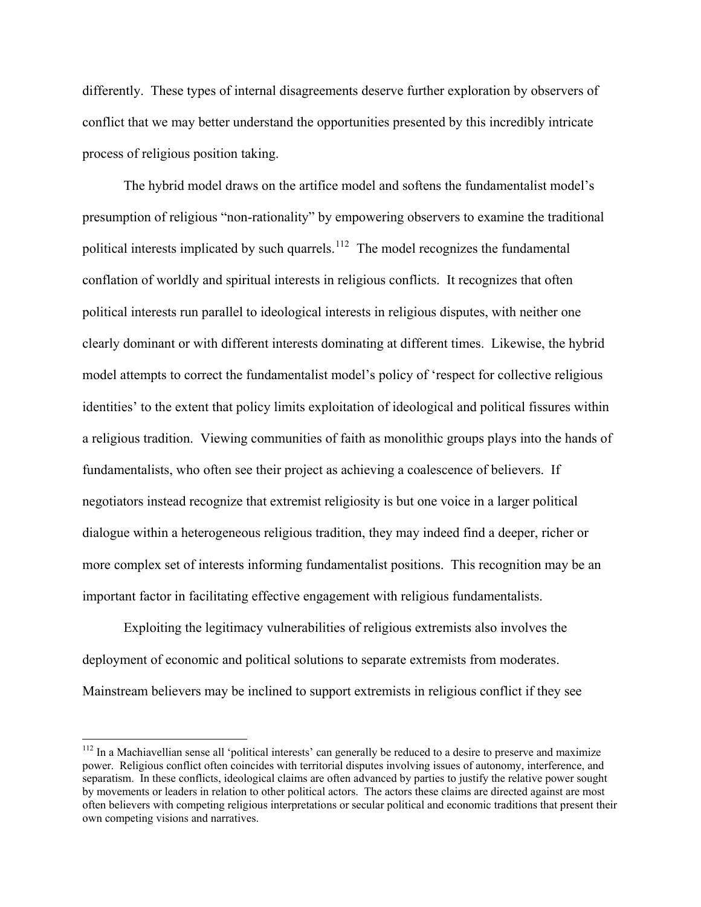differently. These types of internal disagreements deserve further exploration by observers of conflict that we may better understand the opportunities presented by this incredibly intricate process of religious position taking.

The hybrid model draws on the artifice model and softens the fundamentalist model's presumption of religious "non-rationality" by empowering observers to examine the traditional political interests implicated by such quarrels.[112] The model recognizes the fundamental conflation of worldly and spiritual interests in religious conflicts. It recognizes that often political interests run parallel to ideological interests in religious disputes, with neither one clearly dominant or with different interests dominating at different times. Likewise, the hybrid model attempts to correct the fundamentalist model's policy of 'respect for collective religious identities' to the extent that policy limits exploitation of ideological and political fissures within a religious tradition. Viewing communities of faith as monolithic groups plays into the hands of fundamentalists, who often see their project as achieving a coalescence of believers. If negotiators instead recognize that extremist religiosity is but one voice in a larger political dialogue within a heterogeneous religious tradition, they may indeed find a deeper, richer or more complex set of interests informing fundamentalist positions. This recognition may be an important factor in facilitating effective engagement with religious fundamentalists.

Exploiting the legitimacy vulnerabilities of religious extremists also involves the deployment of economic and political solutions to separate extremists from moderates. Mainstream believers may be inclined to support extremists in religious conflict if they see

[112] In a Machiavellian sense all 'political interests' can generally be reduced to a desire to preserve and maximize power. Religious conflict often coincides with territorial disputes involving issues of autonomy, interference, and separatism. In these conflicts, ideological claims are often advanced by parties to justify the relative power sought by movements or leaders in relation to other political actors. The actors these claims are directed against are most often believers with competing religious interpretations or secular political and economic traditions that present their own competing visions and narratives.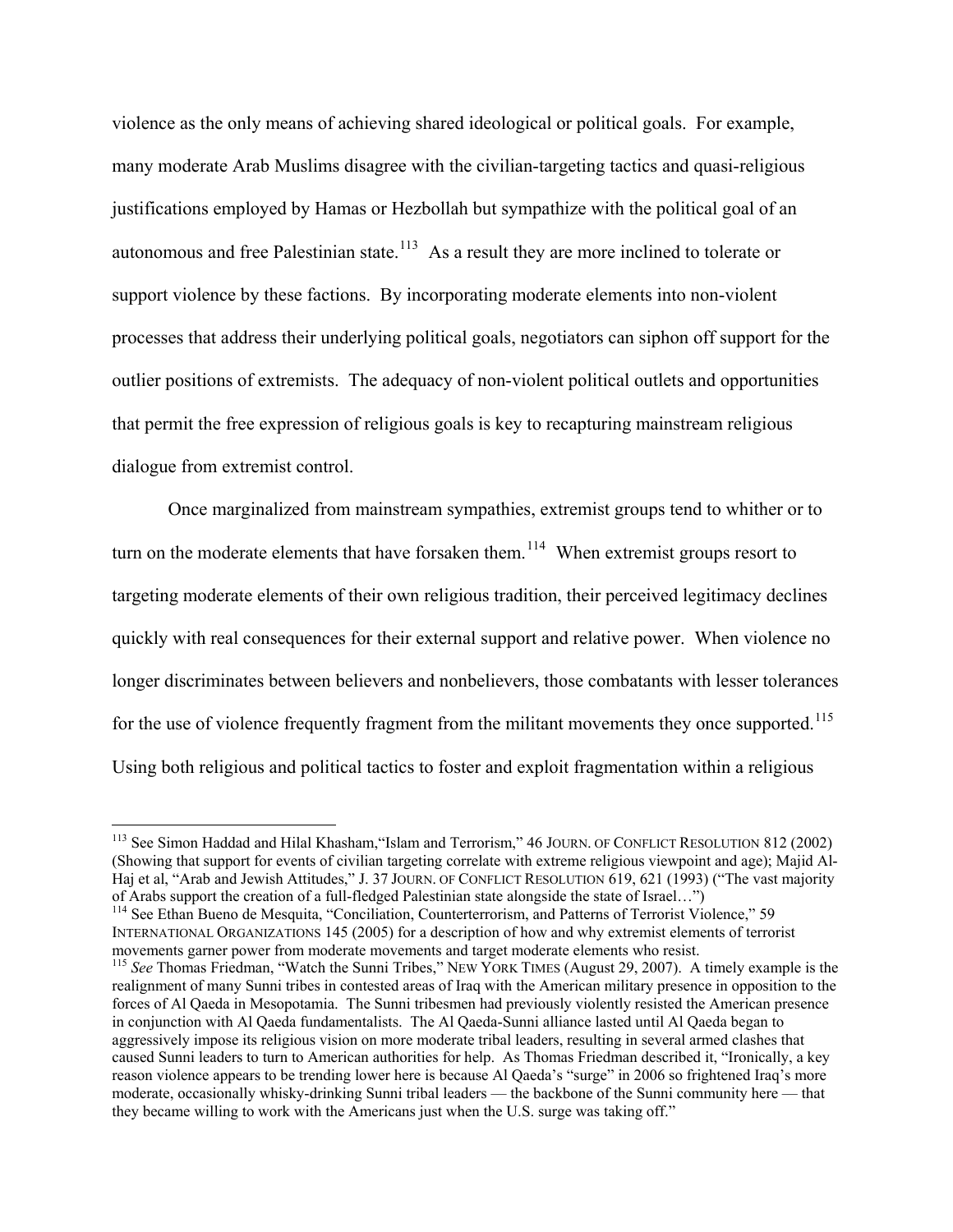violence as the only means of achieving shared ideological or political goals. For example, many moderate Arab Muslims disagree with the civilian-targeting tactics and quasi-religious justifications employed by Hamas or Hezbollah but sympathize with the political goal of an autonomous and free Palestinian state.[113] As a result they are more inclined to tolerate or support violence by these factions. By incorporating moderate elements into non-violent processes that address their underlying political goals, negotiators can siphon off support for the outlier positions of extremists. The adequacy of non-violent political outlets and opportunities that permit the free expression of religious goals is key to recapturing mainstream religious dialogue from extremist control.

Once marginalized from mainstream sympathies, extremist groups tend to whither or to turn on the moderate elements that have forsaken them.[114] When extremist groups resort to targeting moderate elements of their own religious tradition, their perceived legitimacy declines quickly with real consequences for their external support and relative power. When violence no longer discriminates between believers and nonbelievers, those combatants with lesser tolerances for the use of violence frequently fragment from the militant movements they once supported.[115] Using both religious and political tactics to foster and exploit fragmentation within a religious

---

[113] See Simon Haddad and Hilal Khasham,"Islam and Terrorism," 46 JOURN. OF CONFLICT RESOLUTION 812 (2002) (Showing that support for events of civilian targeting correlate with extreme religious viewpoint and age); Majid Al-Haj et al, "Arab and Jewish Attitudes," J. 37 JOURN. OF CONFLICT RESOLUTION 619, 621 (1993) ("The vast majority of Arabs support the creation of a full-fledged Palestinian state alongside the state of Israel…")

[114] See Ethan Bueno de Mesquita, "Conciliation, Counterterrorism, and Patterns of Terrorist Violence," 59 INTERNATIONAL ORGANIZATIONS 145 (2005) for a description of how and why extremist elements of terrorist movements garner power from moderate movements and target moderate elements who resist.

[115] *See* Thomas Friedman, "Watch the Sunni Tribes," NEW YORK TIMES (August 29, 2007). A timely example is the realignment of many Sunni tribes in contested areas of Iraq with the American military presence in opposition to the forces of Al Qaeda in Mesopotamia. The Sunni tribesmen had previously violently resisted the American presence in conjunction with Al Qaeda fundamentalists. The Al Qaeda-Sunni alliance lasted until Al Qaeda began to aggressively impose its religious vision on more moderate tribal leaders, resulting in several armed clashes that caused Sunni leaders to turn to American authorities for help. As Thomas Friedman described it, "Ironically, a key reason violence appears to be trending lower here is because Al Qaeda's "surge" in 2006 so frightened Iraq's more moderate, occasionally whisky-drinking Sunni tribal leaders — the backbone of the Sunni community here — that they became willing to work with the Americans just when the U.S. surge was taking off."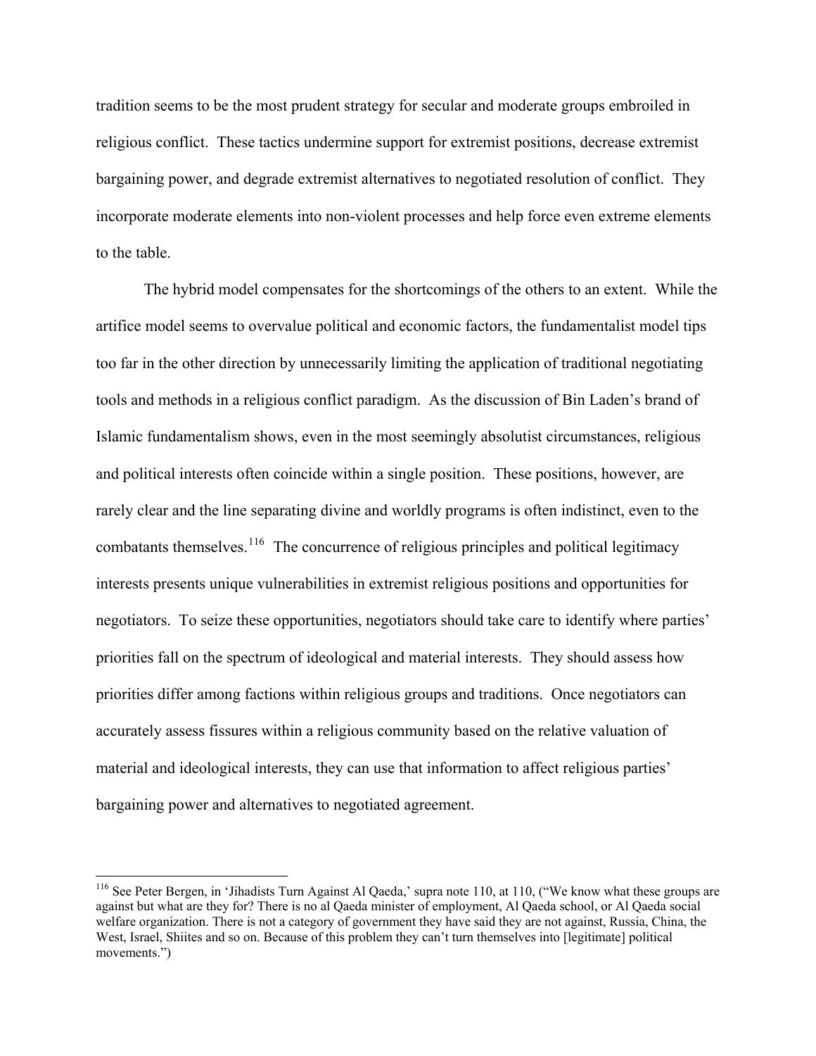tradition seems to be the most prudent strategy for secular and moderate groups embroiled in religious conflict. These tactics undermine support for extremist positions, decrease extremist bargaining power, and degrade extremist alternatives to negotiated resolution of conflict. They incorporate moderate elements into non-violent processes and help force even extreme elements to the table.

The hybrid model compensates for the shortcomings of the others to an extent. While the artifice model seems to overvalue political and economic factors, the fundamentalist model tips too far in the other direction by unnecessarily limiting the application of traditional negotiating tools and methods in a religious conflict paradigm. As the discussion of Bin Laden's brand of Islamic fundamentalism shows, even in the most seemingly absolutist circumstances, religious and political interests often coincide within a single position. These positions, however, are rarely clear and the line separating divine and worldly programs is often indistinct, even to the combatants themselves.[116] The concurrence of religious principles and political legitimacy interests presents unique vulnerabilities in extremist religious positions and opportunities for negotiators. To seize these opportunities, negotiators should take care to identify where parties' priorities fall on the spectrum of ideological and material interests. They should assess how priorities differ among factions within religious groups and traditions. Once negotiators can accurately assess fissures within a religious community based on the relative valuation of material and ideological interests, they can use that information to affect religious parties' bargaining power and alternatives to negotiated agreement.

---

[116] See Peter Bergen, in 'Jihadists Turn Against Al Qaeda,' supra note 110, at 110, ("We know what these groups are against but what are they for? There is no al Qaeda minister of employment, Al Qaeda school, or Al Qaeda social welfare organization. There is not a category of government they have said they are not against, Russia, China, the West, Israel, Shiites and so on. Because of this problem they can't turn themselves into [legitimate] political movements.")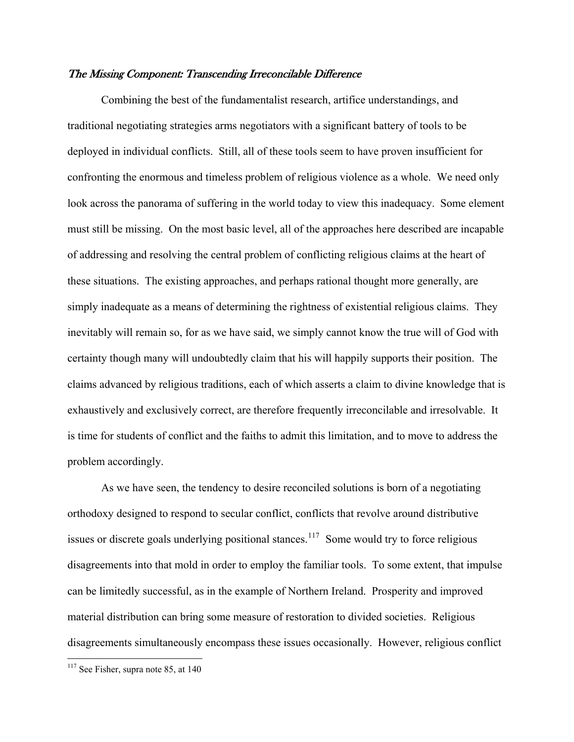*The Missing Component: Transcending Irreconcilable Difference*

Combining the best of the fundamentalist research, artifice understandings, and traditional negotiating strategies arms negotiators with a significant battery of tools to be deployed in individual conflicts. Still, all of these tools seem to have proven insufficient for confronting the enormous and timeless problem of religious violence as a whole. We need only look across the panorama of suffering in the world today to view this inadequacy. Some element must still be missing. On the most basic level, all of the approaches here described are incapable of addressing and resolving the central problem of conflicting religious claims at the heart of these situations. The existing approaches, and perhaps rational thought more generally, are simply inadequate as a means of determining the rightness of existential religious claims. They inevitably will remain so, for as we have said, we simply cannot know the true will of God with certainty though many will undoubtedly claim that his will happily supports their position. The claims advanced by religious traditions, each of which asserts a claim to divine knowledge that is exhaustively and exclusively correct, are therefore frequently irreconcilable and irresolvable. It is time for students of conflict and the faiths to admit this limitation, and to move to address the problem accordingly.

As we have seen, the tendency to desire reconciled solutions is born of a negotiating orthodoxy designed to respond to secular conflict, conflicts that revolve around distributive issues or discrete goals underlying positional stances.[117] Some would try to force religious disagreements into that mold in order to employ the familiar tools. To some extent, that impulse can be limitedly successful, as in the example of Northern Ireland. Prosperity and improved material distribution can bring some measure of restoration to divided societies. Religious disagreements simultaneously encompass these issues occasionally. However, religious conflict

[117] See Fisher, supra note 85, at 140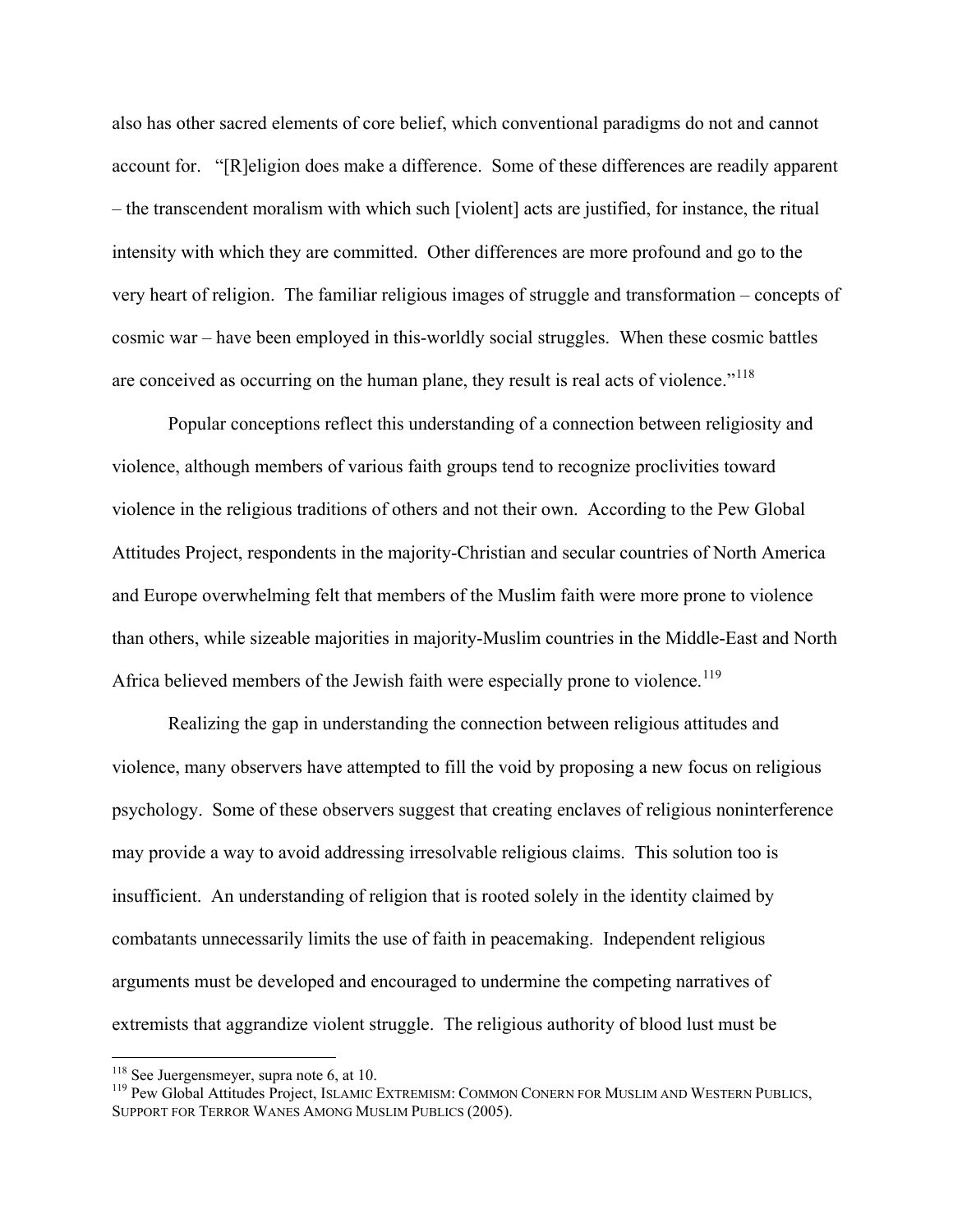also has other sacred elements of core belief, which conventional paradigms do not and cannot account for. "[R]eligion does make a difference. Some of these differences are readily apparent – the transcendent moralism with which such [violent] acts are justified, for instance, the ritual intensity with which they are committed. Other differences are more profound and go to the very heart of religion. The familiar religious images of struggle and transformation – concepts of cosmic war – have been employed in this-worldly social struggles. When these cosmic battles are conceived as occurring on the human plane, they result is real acts of violence."[118]

Popular conceptions reflect this understanding of a connection between religiosity and violence, although members of various faith groups tend to recognize proclivities toward violence in the religious traditions of others and not their own. According to the Pew Global Attitudes Project, respondents in the majority-Christian and secular countries of North America and Europe overwhelming felt that members of the Muslim faith were more prone to violence than others, while sizeable majorities in majority-Muslim countries in the Middle-East and North Africa believed members of the Jewish faith were especially prone to violence.[119]

Realizing the gap in understanding the connection between religious attitudes and violence, many observers have attempted to fill the void by proposing a new focus on religious psychology. Some of these observers suggest that creating enclaves of religious noninterference may provide a way to avoid addressing irresolvable religious claims. This solution too is insufficient. An understanding of religion that is rooted solely in the identity claimed by combatants unnecessarily limits the use of faith in peacemaking. Independent religious arguments must be developed and encouraged to undermine the competing narratives of extremists that aggrandize violent struggle. The religious authority of blood lust must be

---

[118] See Juergensmeyer, supra note 6, at 10.

[119] Pew Global Attitudes Project, ISLAMIC EXTREMISM: COMMON CONERN FOR MUSLIM AND WESTERN PUBLICS, SUPPORT FOR TERROR WANES AMONG MUSLIM PUBLICS (2005).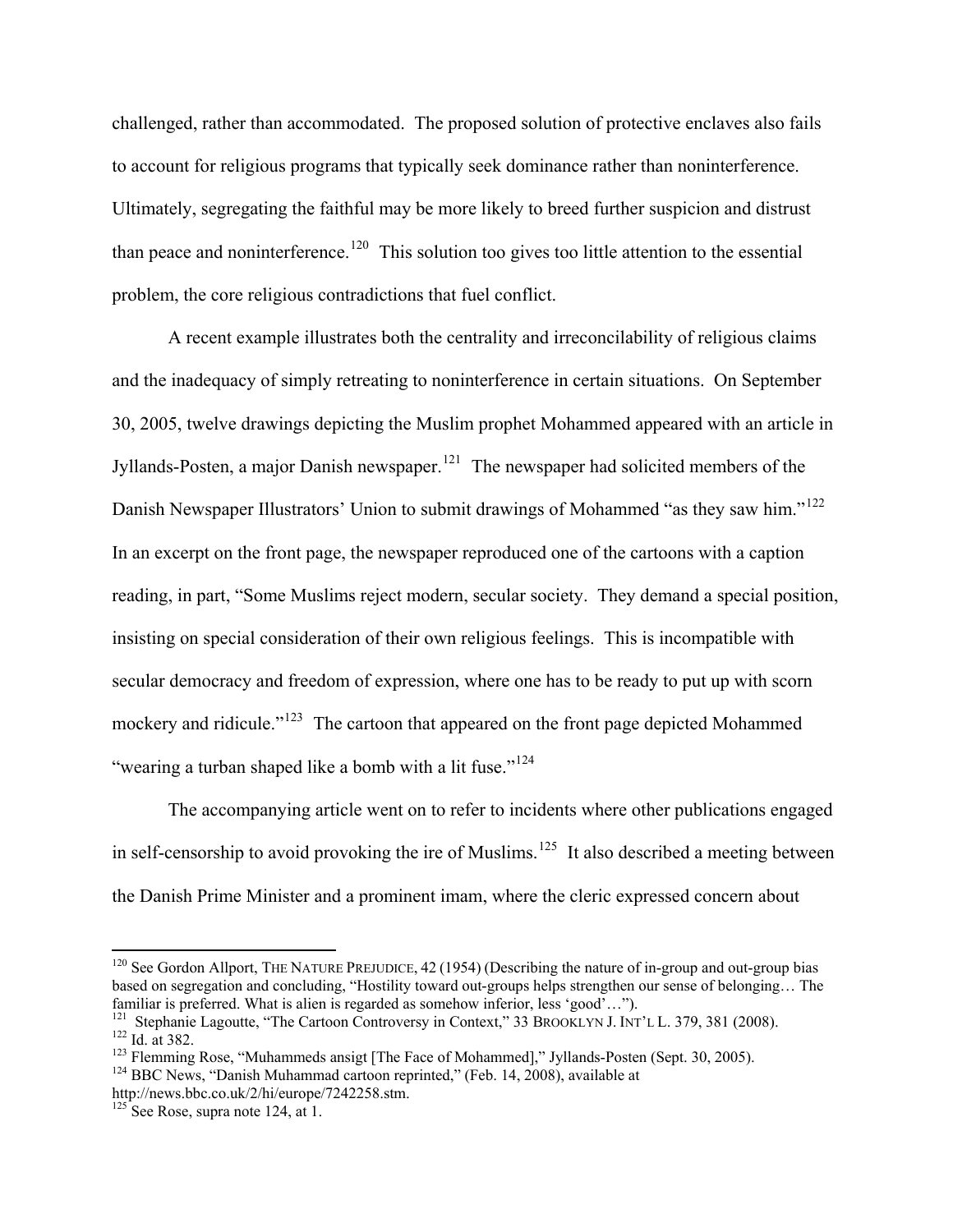challenged, rather than accommodated. The proposed solution of protective enclaves also fails to account for religious programs that typically seek dominance rather than noninterference. Ultimately, segregating the faithful may be more likely to breed further suspicion and distrust than peace and noninterference.[120] This solution too gives too little attention to the essential problem, the core religious contradictions that fuel conflict.

A recent example illustrates both the centrality and irreconcilability of religious claims and the inadequacy of simply retreating to noninterference in certain situations. On September 30, 2005, twelve drawings depicting the Muslim prophet Mohammed appeared with an article in Jyllands-Posten, a major Danish newspaper.[121] The newspaper had solicited members of the Danish Newspaper Illustrators' Union to submit drawings of Mohammed "as they saw him."[122] In an excerpt on the front page, the newspaper reproduced one of the cartoons with a caption reading, in part, "Some Muslims reject modern, secular society. They demand a special position, insisting on special consideration of their own religious feelings. This is incompatible with secular democracy and freedom of expression, where one has to be ready to put up with scorn mockery and ridicule."[123] The cartoon that appeared on the front page depicted Mohammed "wearing a turban shaped like a bomb with a lit fuse."[124]

The accompanying article went on to refer to incidents where other publications engaged in self-censorship to avoid provoking the ire of Muslims.[125] It also described a meeting between the Danish Prime Minister and a prominent imam, where the cleric expressed concern about

---

[120] See Gordon Allport, THE NATURE PREJUDICE, 42 (1954) (Describing the nature of in-group and out-group bias based on segregation and concluding, "Hostility toward out-groups helps strengthen our sense of belonging… The familiar is preferred. What is alien is regarded as somehow inferior, less 'good'…").

[121] Stephanie Lagoutte, "The Cartoon Controversy in Context," 33 BROOKLYN J. INT'L L. 379, 381 (2008).

[122] Id. at 382.

[123] Flemming Rose, "Muhammeds ansigt [The Face of Mohammed]," Jyllands-Posten (Sept. 30, 2005).

[124] BBC News, "Danish Muhammad cartoon reprinted," (Feb. 14, 2008), available at http://news.bbc.co.uk/2/hi/europe/7242258.stm.

[125] See Rose, supra note 124, at 1.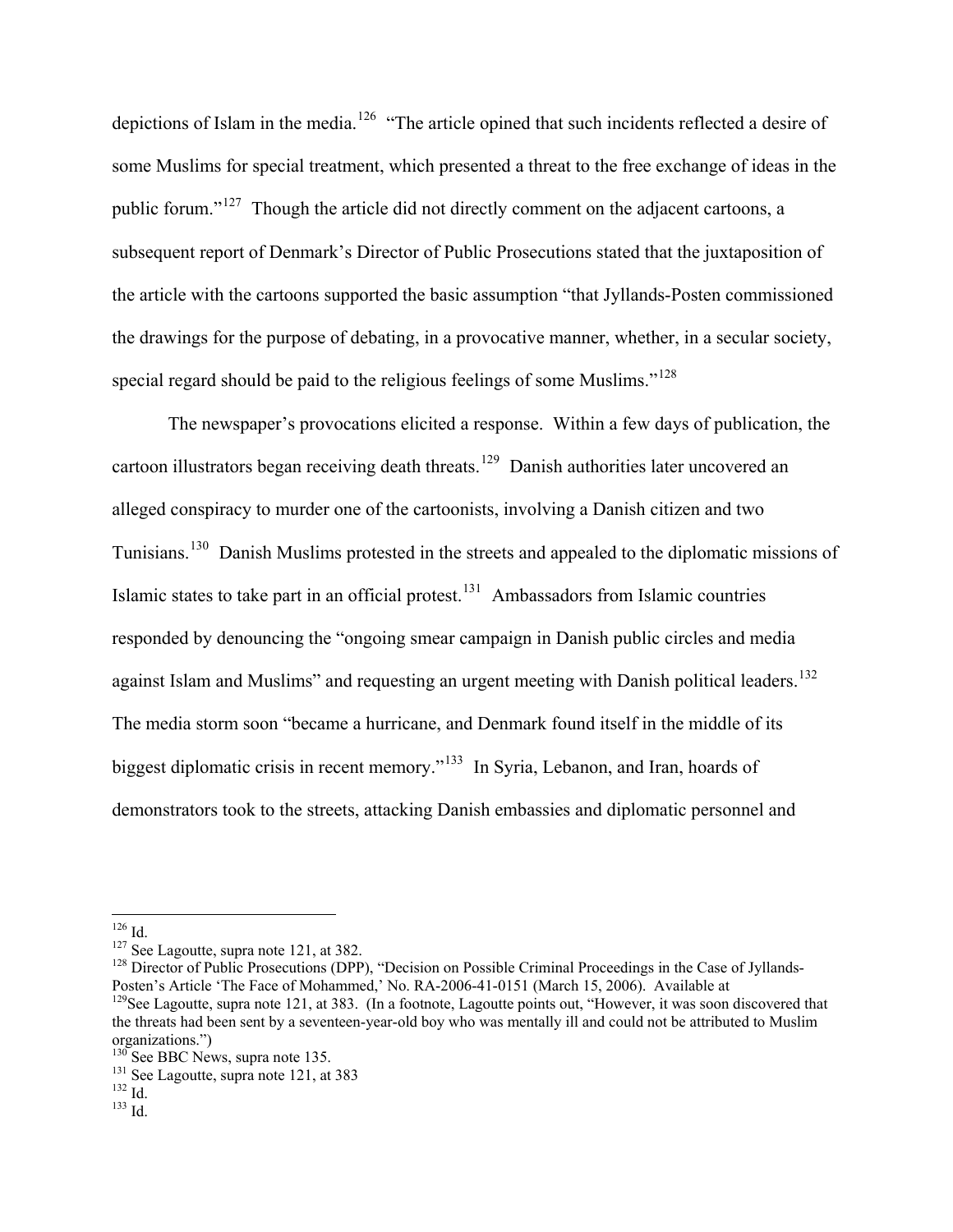depictions of Islam in the media.[126] "The article opined that such incidents reflected a desire of some Muslims for special treatment, which presented a threat to the free exchange of ideas in the public forum."[127] Though the article did not directly comment on the adjacent cartoons, a subsequent report of Denmark's Director of Public Prosecutions stated that the juxtaposition of the article with the cartoons supported the basic assumption "that Jyllands-Posten commissioned the drawings for the purpose of debating, in a provocative manner, whether, in a secular society, special regard should be paid to the religious feelings of some Muslims."[128]

The newspaper's provocations elicited a response. Within a few days of publication, the cartoon illustrators began receiving death threats.[129] Danish authorities later uncovered an alleged conspiracy to murder one of the cartoonists, involving a Danish citizen and two Tunisians.[130] Danish Muslims protested in the streets and appealed to the diplomatic missions of Islamic states to take part in an official protest.[131] Ambassadors from Islamic countries responded by denouncing the "ongoing smear campaign in Danish public circles and media against Islam and Muslims" and requesting an urgent meeting with Danish political leaders.[132] The media storm soon "became a hurricane, and Denmark found itself in the middle of its biggest diplomatic crisis in recent memory."[133] In Syria, Lebanon, and Iran, hoards of demonstrators took to the streets, attacking Danish embassies and diplomatic personnel and

---

[126] Id.

[127] See Lagoutte, supra note 121, at 382.

[128] Director of Public Prosecutions (DPP), "Decision on Possible Criminal Proceedings in the Case of Jyllands-Posten's Article 'The Face of Mohammed,' No. RA-2006-41-0151 (March 15, 2006). Available at

[129] See Lagoutte, supra note 121, at 383. (In a footnote, Lagoutte points out, "However, it was soon discovered that the threats had been sent by a seventeen-year-old boy who was mentally ill and could not be attributed to Muslim organizations.")

[130] See BBC News, supra note 135.

[131] See Lagoutte, supra note 121, at 383

[132] Id.

[133] Id.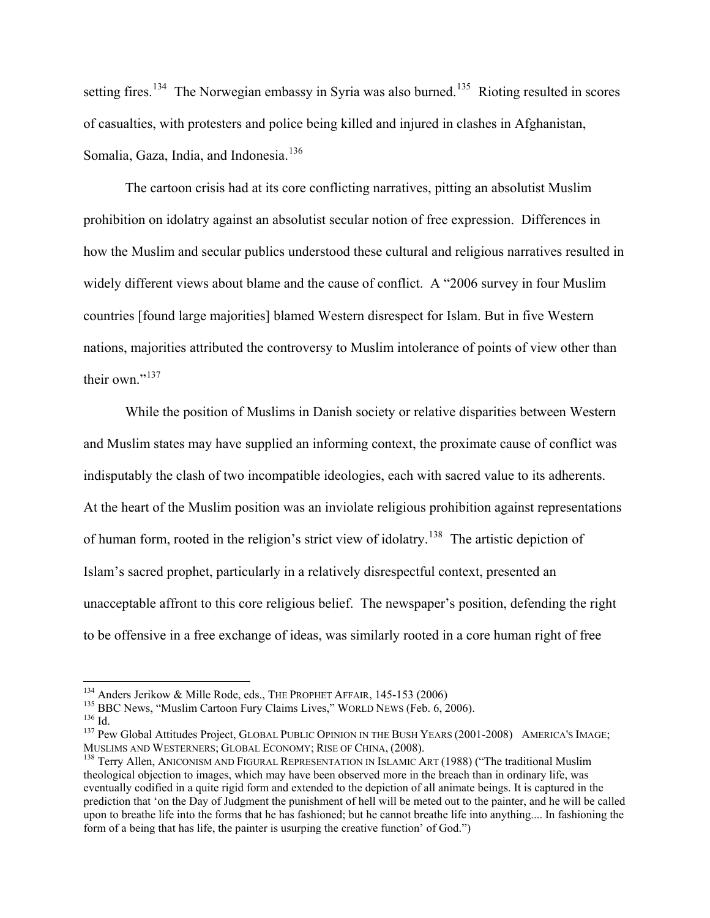setting fires.[134] The Norwegian embassy in Syria was also burned.[135] Rioting resulted in scores of casualties, with protesters and police being killed and injured in clashes in Afghanistan, Somalia, Gaza, India, and Indonesia.[136]

The cartoon crisis had at its core conflicting narratives, pitting an absolutist Muslim prohibition on idolatry against an absolutist secular notion of free expression. Differences in how the Muslim and secular publics understood these cultural and religious narratives resulted in widely different views about blame and the cause of conflict. A "2006 survey in four Muslim countries [found large majorities] blamed Western disrespect for Islam. But in five Western nations, majorities attributed the controversy to Muslim intolerance of points of view other than their own."[137]

While the position of Muslims in Danish society or relative disparities between Western and Muslim states may have supplied an informing context, the proximate cause of conflict was indisputably the clash of two incompatible ideologies, each with sacred value to its adherents. At the heart of the Muslim position was an inviolate religious prohibition against representations of human form, rooted in the religion's strict view of idolatry.[138] The artistic depiction of Islam's sacred prophet, particularly in a relatively disrespectful context, presented an unacceptable affront to this core religious belief. The newspaper's position, defending the right to be offensive in a free exchange of ideas, was similarly rooted in a core human right of free

---

[134] Anders Jerikow & Mille Rode, eds., THE PROPHET AFFAIR, 145-153 (2006)

[135] BBC News, "Muslim Cartoon Fury Claims Lives," WORLD NEWS (Feb. 6, 2006).

[136] Id.

[137] Pew Global Attitudes Project, GLOBAL PUBLIC OPINION IN THE BUSH YEARS (2001-2008) AMERICA'S IMAGE; MUSLIMS AND WESTERNERS; GLOBAL ECONOMY; RISE OF CHINA, (2008).

[138] Terry Allen, ANICONISM AND FIGURAL REPRESENTATION IN ISLAMIC ART (1988) ("The traditional Muslim theological objection to images, which may have been observed more in the breach than in ordinary life, was eventually codified in a quite rigid form and extended to the depiction of all animate beings. It is captured in the prediction that 'on the Day of Judgment the punishment of hell will be meted out to the painter, and he will be called upon to breathe life into the forms that he has fashioned; but he cannot breathe life into anything.... In fashioning the form of a being that has life, the painter is usurping the creative function' of God.")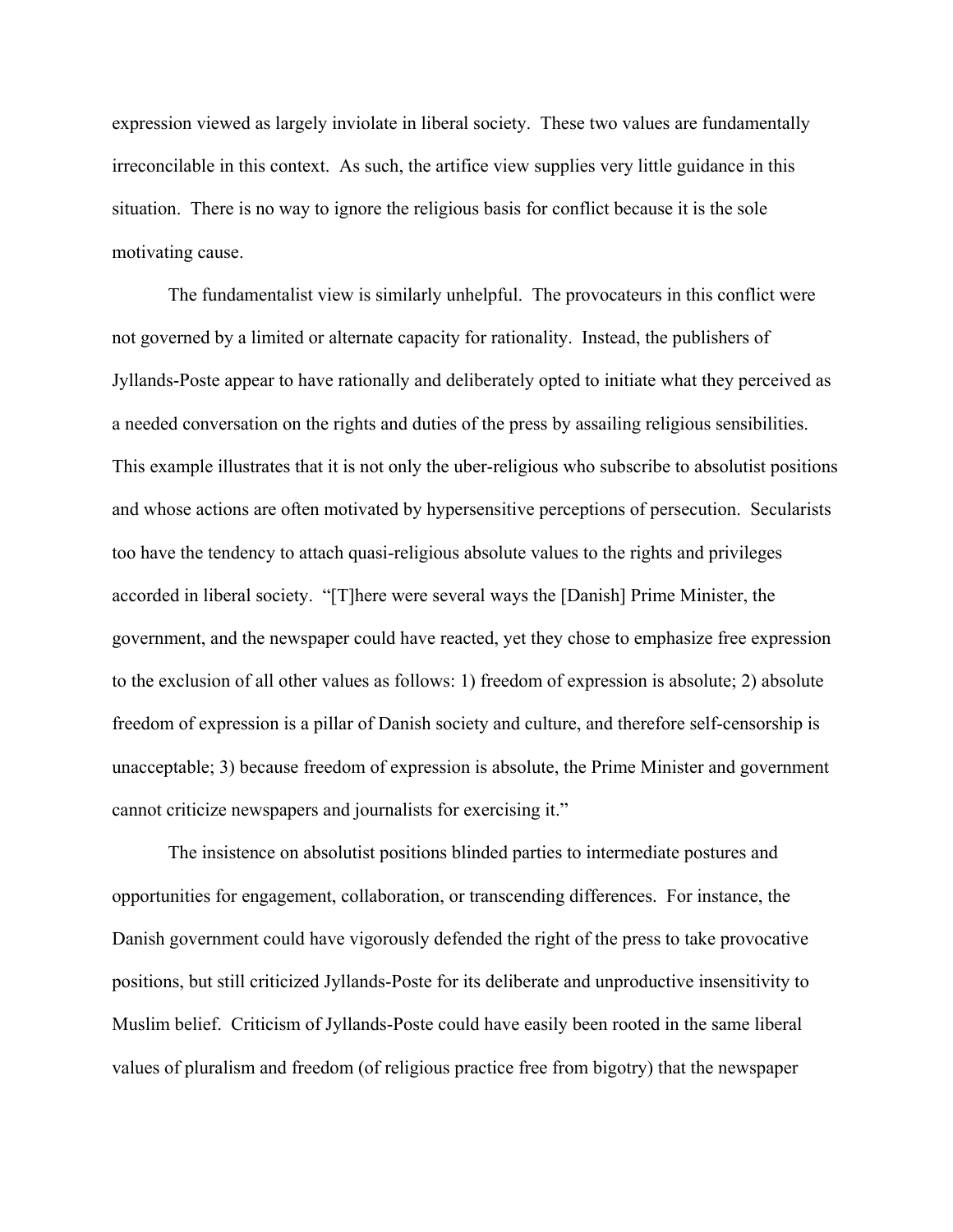expression viewed as largely inviolate in liberal society. These two values are fundamentally irreconcilable in this context. As such, the artifice view supplies very little guidance in this situation. There is no way to ignore the religious basis for conflict because it is the sole motivating cause.

The fundamentalist view is similarly unhelpful. The provocateurs in this conflict were not governed by a limited or alternate capacity for rationality. Instead, the publishers of Jyllands-Poste appear to have rationally and deliberately opted to initiate what they perceived as a needed conversation on the rights and duties of the press by assailing religious sensibilities. This example illustrates that it is not only the uber-religious who subscribe to absolutist positions and whose actions are often motivated by hypersensitive perceptions of persecution. Secularists too have the tendency to attach quasi-religious absolute values to the rights and privileges accorded in liberal society. "[T]here were several ways the [Danish] Prime Minister, the government, and the newspaper could have reacted, yet they chose to emphasize free expression to the exclusion of all other values as follows: 1) freedom of expression is absolute; 2) absolute freedom of expression is a pillar of Danish society and culture, and therefore self-censorship is unacceptable; 3) because freedom of expression is absolute, the Prime Minister and government cannot criticize newspapers and journalists for exercising it."

The insistence on absolutist positions blinded parties to intermediate postures and opportunities for engagement, collaboration, or transcending differences. For instance, the Danish government could have vigorously defended the right of the press to take provocative positions, but still criticized Jyllands-Poste for its deliberate and unproductive insensitivity to Muslim belief. Criticism of Jyllands-Poste could have easily been rooted in the same liberal values of pluralism and freedom (of religious practice free from bigotry) that the newspaper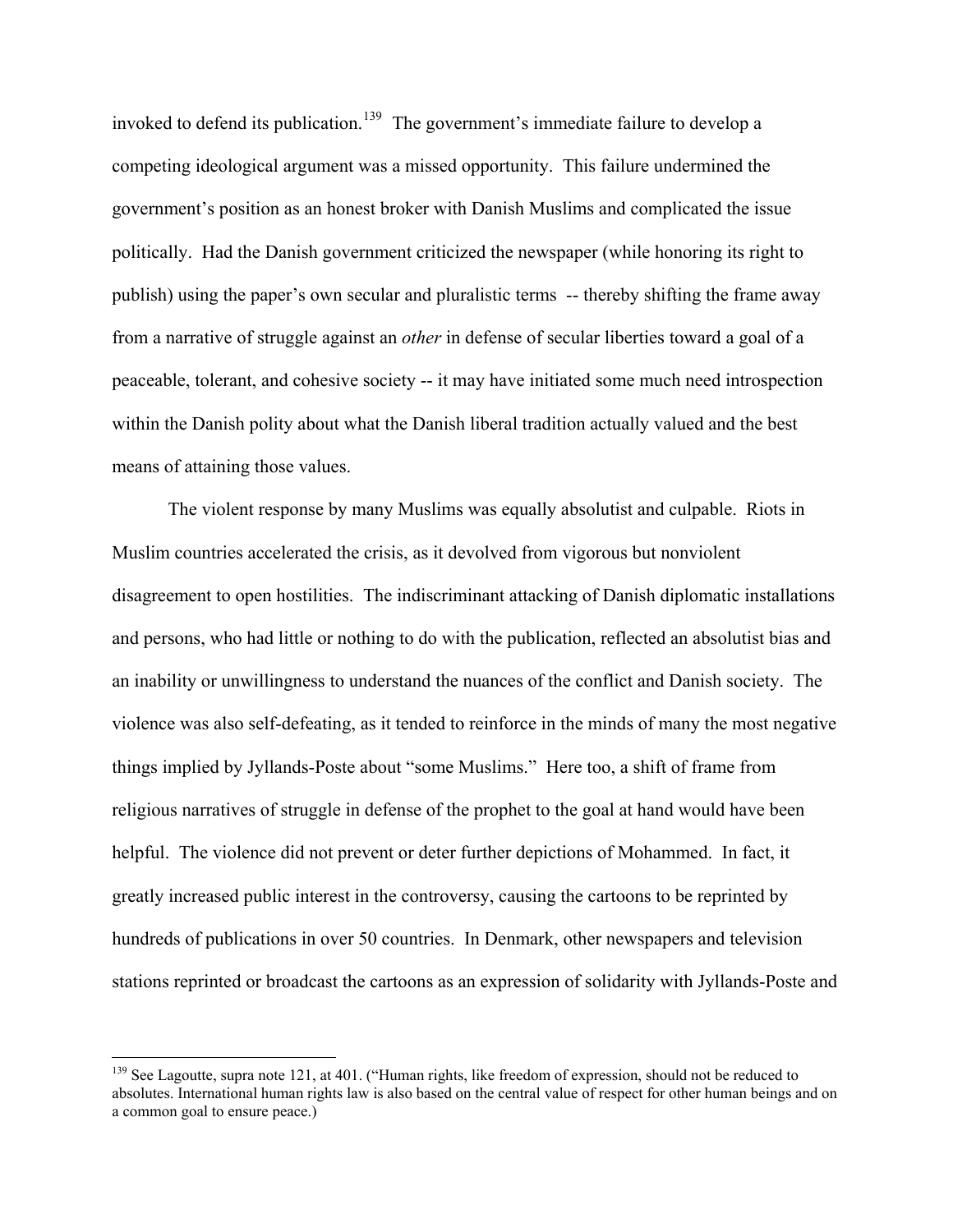invoked to defend its publication.[139] The government's immediate failure to develop a competing ideological argument was a missed opportunity. This failure undermined the government's position as an honest broker with Danish Muslims and complicated the issue politically. Had the Danish government criticized the newspaper (while honoring its right to publish) using the paper's own secular and pluralistic terms -- thereby shifting the frame away from a narrative of struggle against an *other* in defense of secular liberties toward a goal of a peaceable, tolerant, and cohesive society -- it may have initiated some much need introspection within the Danish polity about what the Danish liberal tradition actually valued and the best means of attaining those values.

The violent response by many Muslims was equally absolutist and culpable. Riots in Muslim countries accelerated the crisis, as it devolved from vigorous but nonviolent disagreement to open hostilities. The indiscriminant attacking of Danish diplomatic installations and persons, who had little or nothing to do with the publication, reflected an absolutist bias and an inability or unwillingness to understand the nuances of the conflict and Danish society. The violence was also self-defeating, as it tended to reinforce in the minds of many the most negative things implied by Jyllands-Poste about "some Muslims." Here too, a shift of frame from religious narratives of struggle in defense of the prophet to the goal at hand would have been helpful. The violence did not prevent or deter further depictions of Mohammed. In fact, it greatly increased public interest in the controversy, causing the cartoons to be reprinted by hundreds of publications in over 50 countries. In Denmark, other newspapers and television stations reprinted or broadcast the cartoons as an expression of solidarity with Jyllands-Poste and

---

[139] See Lagoutte, supra note 121, at 401. ("Human rights, like freedom of expression, should not be reduced to absolutes. International human rights law is also based on the central value of respect for other human beings and on a common goal to ensure peace.)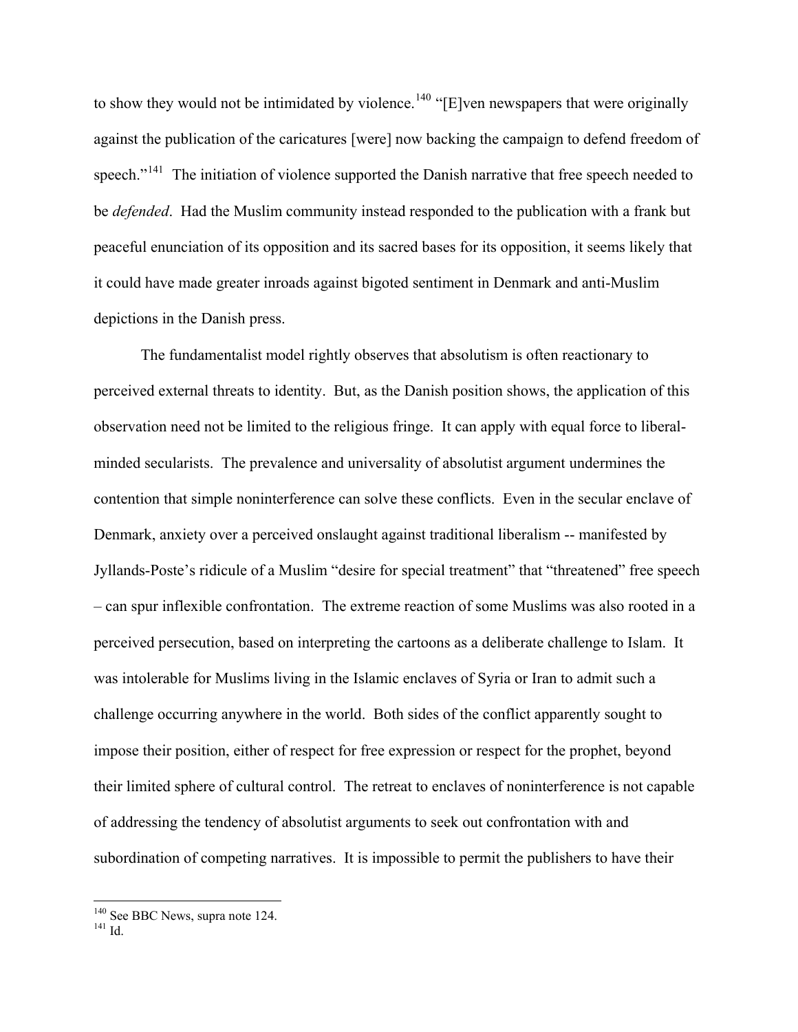to show they would not be intimidated by violence.[140] "[E]ven newspapers that were originally against the publication of the caricatures [were] now backing the campaign to defend freedom of speech."[141] The initiation of violence supported the Danish narrative that free speech needed to be *defended*. Had the Muslim community instead responded to the publication with a frank but peaceful enunciation of its opposition and its sacred bases for its opposition, it seems likely that it could have made greater inroads against bigoted sentiment in Denmark and anti-Muslim depictions in the Danish press.

The fundamentalist model rightly observes that absolutism is often reactionary to perceived external threats to identity. But, as the Danish position shows, the application of this observation need not be limited to the religious fringe. It can apply with equal force to liberal-minded secularists. The prevalence and universality of absolutist argument undermines the contention that simple noninterference can solve these conflicts. Even in the secular enclave of Denmark, anxiety over a perceived onslaught against traditional liberalism -- manifested by Jyllands-Poste's ridicule of a Muslim "desire for special treatment" that "threatened" free speech – can spur inflexible confrontation. The extreme reaction of some Muslims was also rooted in a perceived persecution, based on interpreting the cartoons as a deliberate challenge to Islam. It was intolerable for Muslims living in the Islamic enclaves of Syria or Iran to admit such a challenge occurring anywhere in the world. Both sides of the conflict apparently sought to impose their position, either of respect for free expression or respect for the prophet, beyond their limited sphere of cultural control. The retreat to enclaves of noninterference is not capable of addressing the tendency of absolutist arguments to seek out confrontation with and subordination of competing narratives. It is impossible to permit the publishers to have their

---

[140] See BBC News, supra note 124.

[141] Id.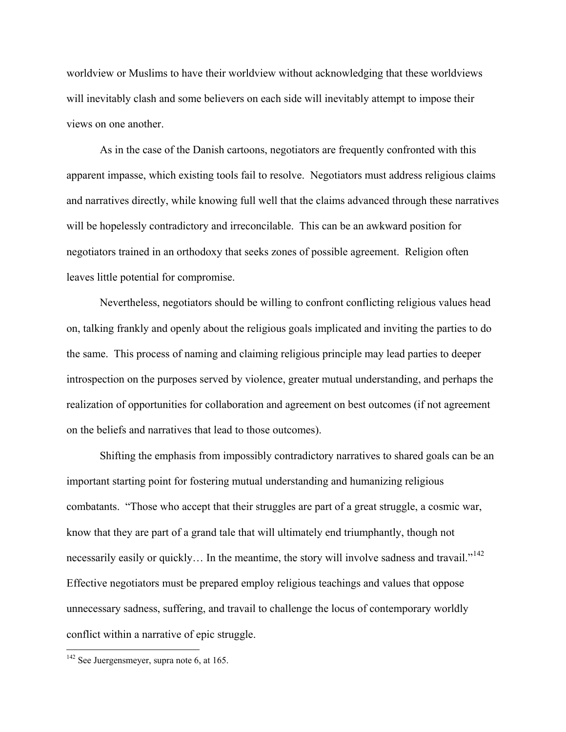worldview or Muslims to have their worldview without acknowledging that these worldviews will inevitably clash and some believers on each side will inevitably attempt to impose their views on one another.

As in the case of the Danish cartoons, negotiators are frequently confronted with this apparent impasse, which existing tools fail to resolve. Negotiators must address religious claims and narratives directly, while knowing full well that the claims advanced through these narratives will be hopelessly contradictory and irreconcilable. This can be an awkward position for negotiators trained in an orthodoxy that seeks zones of possible agreement. Religion often leaves little potential for compromise.

Nevertheless, negotiators should be willing to confront conflicting religious values head on, talking frankly and openly about the religious goals implicated and inviting the parties to do the same. This process of naming and claiming religious principle may lead parties to deeper introspection on the purposes served by violence, greater mutual understanding, and perhaps the realization of opportunities for collaboration and agreement on best outcomes (if not agreement on the beliefs and narratives that lead to those outcomes).

Shifting the emphasis from impossibly contradictory narratives to shared goals can be an important starting point for fostering mutual understanding and humanizing religious combatants. "Those who accept that their struggles are part of a great struggle, a cosmic war, know that they are part of a grand tale that will ultimately end triumphantly, though not necessarily easily or quickly… In the meantime, the story will involve sadness and travail."[142] Effective negotiators must be prepared employ religious teachings and values that oppose unnecessary sadness, suffering, and travail to challenge the locus of contemporary worldly conflict within a narrative of epic struggle.

---

[142] See Juergensmeyer, supra note 6, at 165.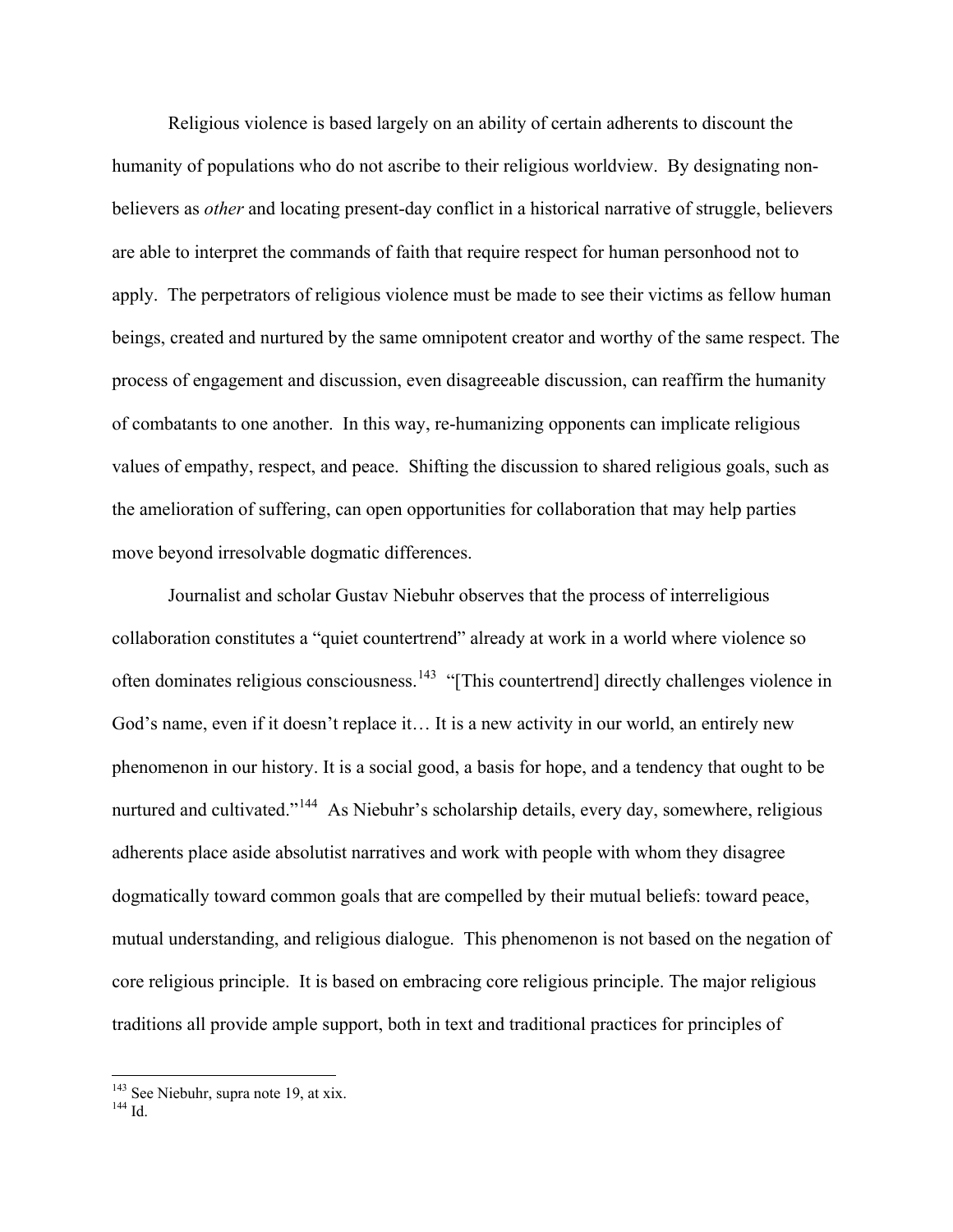Religious violence is based largely on an ability of certain adherents to discount the humanity of populations who do not ascribe to their religious worldview. By designating non-believers as *other* and locating present-day conflict in a historical narrative of struggle, believers are able to interpret the commands of faith that require respect for human personhood not to apply. The perpetrators of religious violence must be made to see their victims as fellow human beings, created and nurtured by the same omnipotent creator and worthy of the same respect. The process of engagement and discussion, even disagreeable discussion, can reaffirm the humanity of combatants to one another. In this way, re-humanizing opponents can implicate religious values of empathy, respect, and peace. Shifting the discussion to shared religious goals, such as the amelioration of suffering, can open opportunities for collaboration that may help parties move beyond irresolvable dogmatic differences.

Journalist and scholar Gustav Niebuhr observes that the process of interreligious collaboration constitutes a "quiet countertrend" already at work in a world where violence so often dominates religious consciousness.[143] "[This countertrend] directly challenges violence in God's name, even if it doesn't replace it… It is a new activity in our world, an entirely new phenomenon in our history. It is a social good, a basis for hope, and a tendency that ought to be nurtured and cultivated."[144] As Niebuhr's scholarship details, every day, somewhere, religious adherents place aside absolutist narratives and work with people with whom they disagree dogmatically toward common goals that are compelled by their mutual beliefs: toward peace, mutual understanding, and religious dialogue. This phenomenon is not based on the negation of core religious principle. It is based on embracing core religious principle. The major religious traditions all provide ample support, both in text and traditional practices for principles of

---

[143] See Niebuhr, supra note 19, at xix.

[144] Id.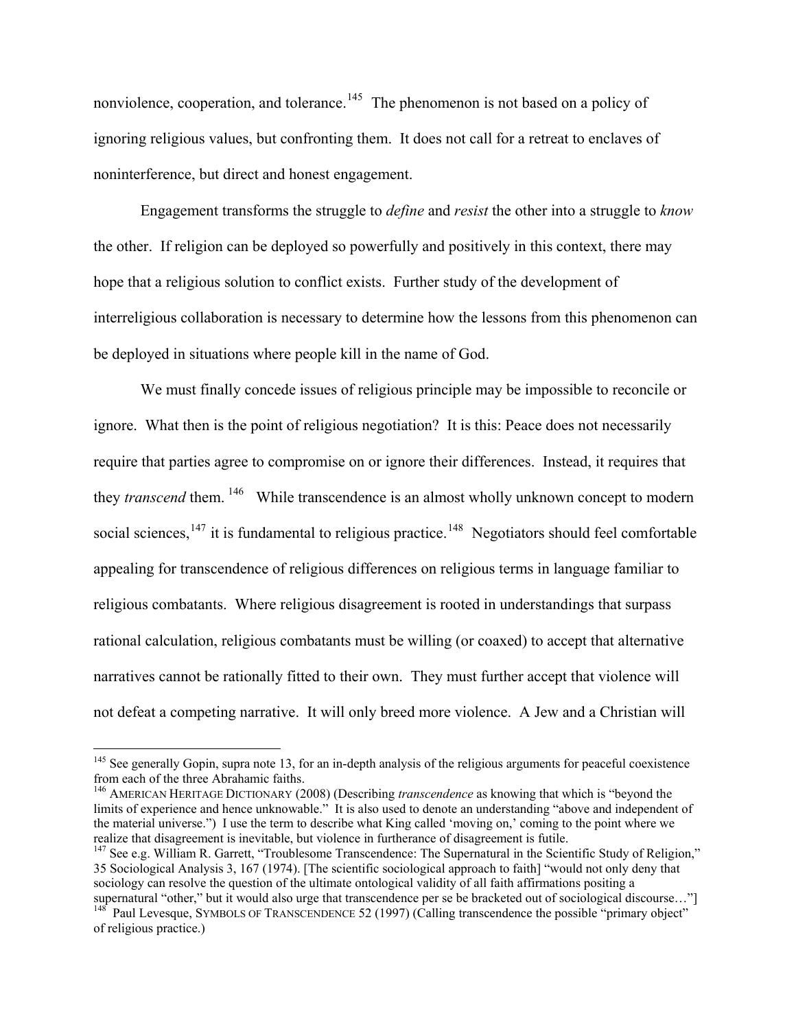nonviolence, cooperation, and tolerance.[145] The phenomenon is not based on a policy of ignoring religious values, but confronting them. It does not call for a retreat to enclaves of noninterference, but direct and honest engagement.

Engagement transforms the struggle to *define* and *resist* the other into a struggle to *know* the other. If religion can be deployed so powerfully and positively in this context, there may hope that a religious solution to conflict exists. Further study of the development of interreligious collaboration is necessary to determine how the lessons from this phenomenon can be deployed in situations where people kill in the name of God.

We must finally concede issues of religious principle may be impossible to reconcile or ignore. What then is the point of religious negotiation? It is this: Peace does not necessarily require that parties agree to compromise on or ignore their differences. Instead, it requires that they *transcend* them.[146] While transcendence is an almost wholly unknown concept to modern social sciences,[147] it is fundamental to religious practice.[148] Negotiators should feel comfortable appealing for transcendence of religious differences on religious terms in language familiar to religious combatants. Where religious disagreement is rooted in understandings that surpass rational calculation, religious combatants must be willing (or coaxed) to accept that alternative narratives cannot be rationally fitted to their own. They must further accept that violence will not defeat a competing narrative. It will only breed more violence. A Jew and a Christian will

---

[145] See generally Gopin, supra note 13, for an in-depth analysis of the religious arguments for peaceful coexistence from each of the three Abrahamic faiths.

[146] AMERICAN HERITAGE DICTIONARY (2008) (Describing *transcendence* as knowing that which is "beyond the limits of experience and hence unknowable." It is also used to denote an understanding "above and independent of the material universe.") I use the term to describe what King called 'moving on,' coming to the point where we realize that disagreement is inevitable, but violence in furtherance of disagreement is futile.

[147] See e.g. William R. Garrett, "Troublesome Transcendence: The Supernatural in the Scientific Study of Religion," 35 Sociological Analysis 3, 167 (1974). [The scientific sociological approach to faith] "would not only deny that sociology can resolve the question of the ultimate ontological validity of all faith affirmations positing a supernatural "other," but it would also urge that transcendence per se be bracketed out of sociological discourse…"]

[148] Paul Levesque, SYMBOLS OF TRANSCENDENCE 52 (1997) (Calling transcendence the possible "primary object" of religious practice.)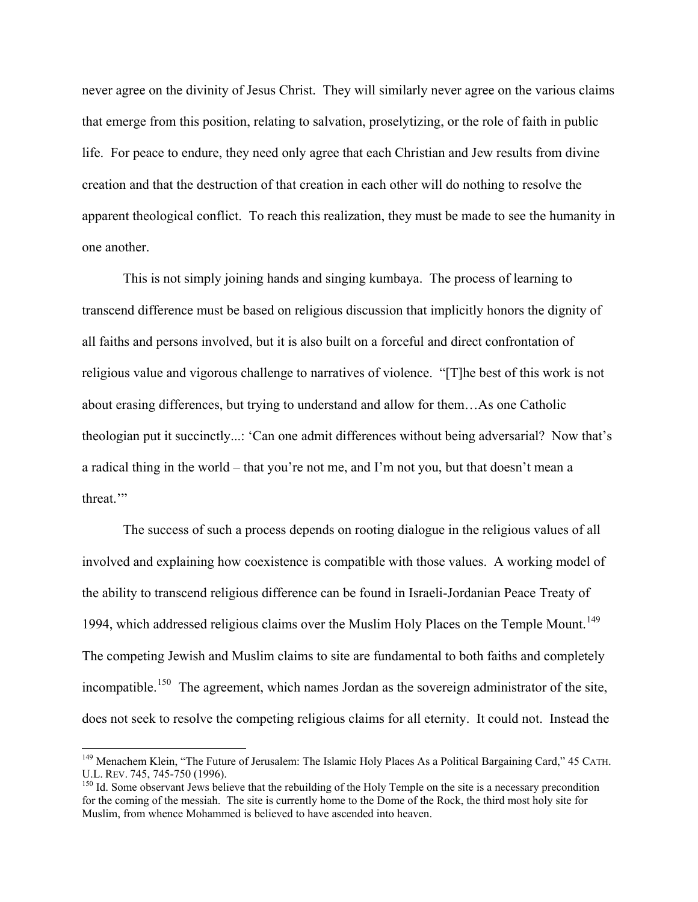never agree on the divinity of Jesus Christ. They will similarly never agree on the various claims that emerge from this position, relating to salvation, proselytizing, or the role of faith in public life. For peace to endure, they need only agree that each Christian and Jew results from divine creation and that the destruction of that creation in each other will do nothing to resolve the apparent theological conflict. To reach this realization, they must be made to see the humanity in one another.

This is not simply joining hands and singing kumbaya. The process of learning to transcend difference must be based on religious discussion that implicitly honors the dignity of all faiths and persons involved, but it is also built on a forceful and direct confrontation of religious value and vigorous challenge to narratives of violence. "[T]he best of this work is not about erasing differences, but trying to understand and allow for them…As one Catholic theologian put it succinctly...: 'Can one admit differences without being adversarial? Now that's a radical thing in the world – that you're not me, and I'm not you, but that doesn't mean a threat.'"

The success of such a process depends on rooting dialogue in the religious values of all involved and explaining how coexistence is compatible with those values. A working model of the ability to transcend religious difference can be found in Israeli-Jordanian Peace Treaty of 1994, which addressed religious claims over the Muslim Holy Places on the Temple Mount.[149] The competing Jewish and Muslim claims to site are fundamental to both faiths and completely incompatible.[150] The agreement, which names Jordan as the sovereign administrator of the site, does not seek to resolve the competing religious claims for all eternity. It could not. Instead the

---

[149] Menachem Klein, "The Future of Jerusalem: The Islamic Holy Places As a Political Bargaining Card," 45 CATH. U.L. REV. 745, 745-750 (1996).

[150] Id. Some observant Jews believe that the rebuilding of the Holy Temple on the site is a necessary precondition for the coming of the messiah. The site is currently home to the Dome of the Rock, the third most holy site for Muslim, from whence Mohammed is believed to have ascended into heaven.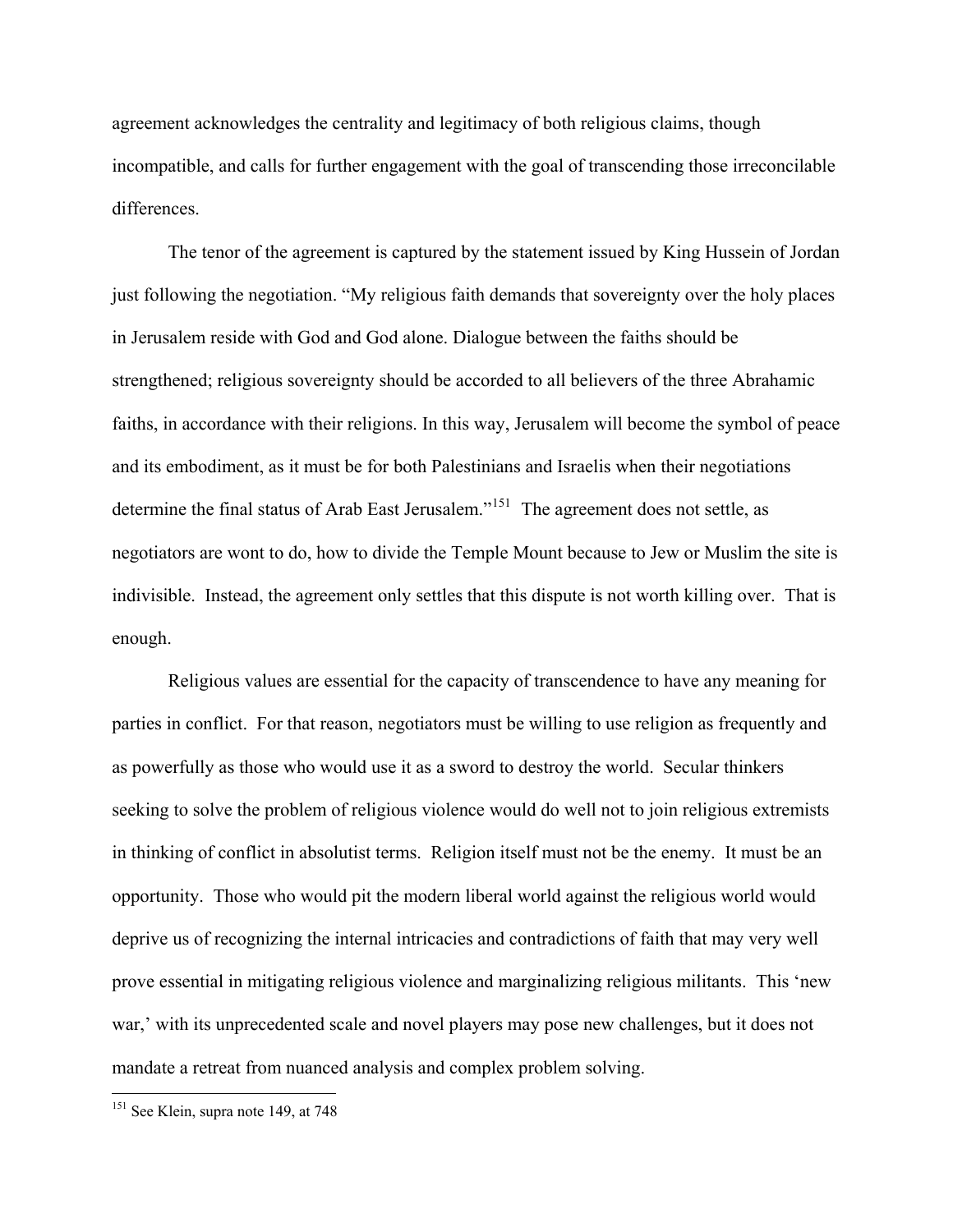agreement acknowledges the centrality and legitimacy of both religious claims, though incompatible, and calls for further engagement with the goal of transcending those irreconcilable differences.

The tenor of the agreement is captured by the statement issued by King Hussein of Jordan just following the negotiation. "My religious faith demands that sovereignty over the holy places in Jerusalem reside with God and God alone. Dialogue between the faiths should be strengthened; religious sovereignty should be accorded to all believers of the three Abrahamic faiths, in accordance with their religions. In this way, Jerusalem will become the symbol of peace and its embodiment, as it must be for both Palestinians and Israelis when their negotiations determine the final status of Arab East Jerusalem."[151] The agreement does not settle, as negotiators are wont to do, how to divide the Temple Mount because to Jew or Muslim the site is indivisible. Instead, the agreement only settles that this dispute is not worth killing over. That is enough.

Religious values are essential for the capacity of transcendence to have any meaning for parties in conflict. For that reason, negotiators must be willing to use religion as frequently and as powerfully as those who would use it as a sword to destroy the world. Secular thinkers seeking to solve the problem of religious violence would do well not to join religious extremists in thinking of conflict in absolutist terms. Religion itself must not be the enemy. It must be an opportunity. Those who would pit the modern liberal world against the religious world would deprive us of recognizing the internal intricacies and contradictions of faith that may very well prove essential in mitigating religious violence and marginalizing religious militants. This 'new war,' with its unprecedented scale and novel players may pose new challenges, but it does not mandate a retreat from nuanced analysis and complex problem solving.

---

[151] See Klein, supra note 149, at 748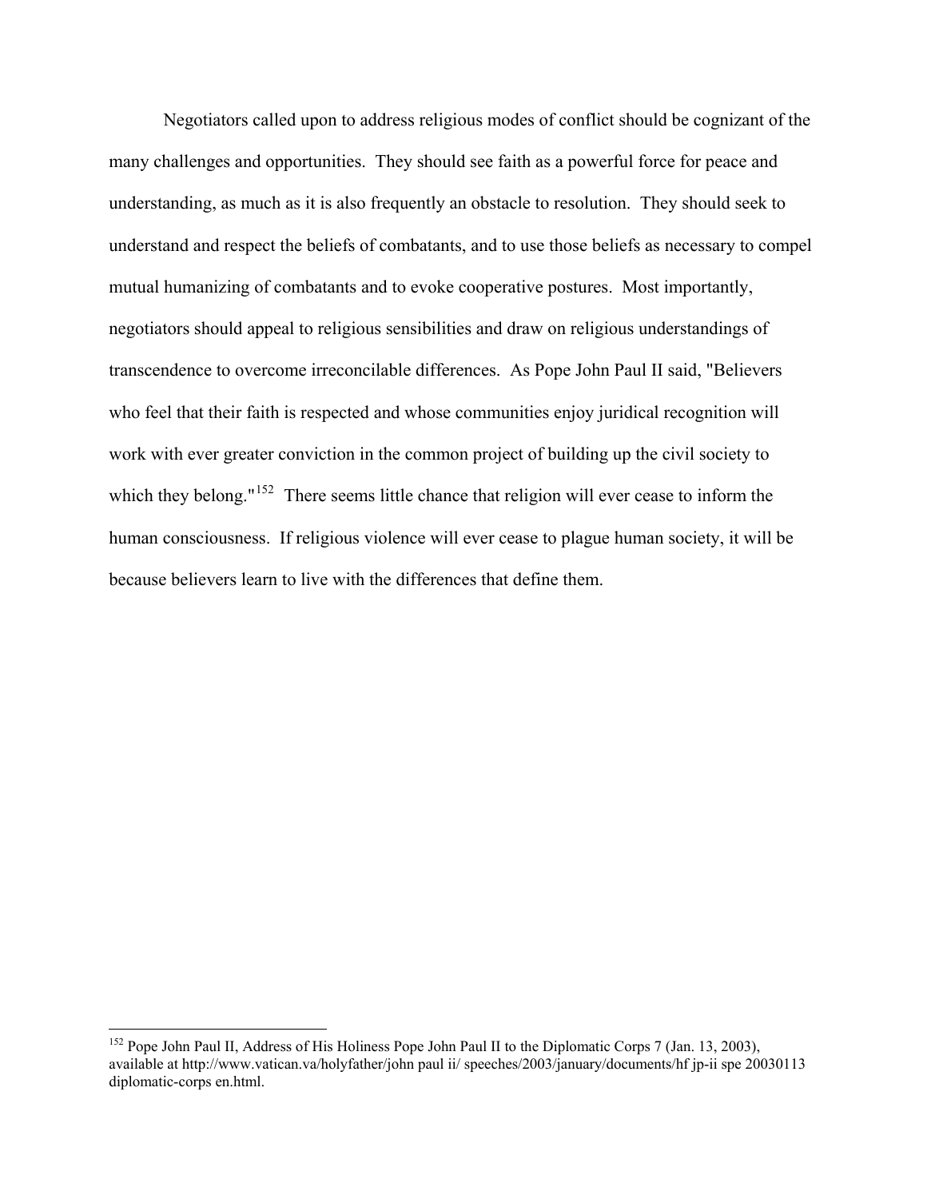Negotiators called upon to address religious modes of conflict should be cognizant of the many challenges and opportunities. They should see faith as a powerful force for peace and understanding, as much as it is also frequently an obstacle to resolution. They should seek to understand and respect the beliefs of combatants, and to use those beliefs as necessary to compel mutual humanizing of combatants and to evoke cooperative postures. Most importantly, negotiators should appeal to religious sensibilities and draw on religious understandings of transcendence to overcome irreconcilable differences. As Pope John Paul II said, "Believers who feel that their faith is respected and whose communities enjoy juridical recognition will work with ever greater conviction in the common project of building up the civil society to which they belong."[152] There seems little chance that religion will ever cease to inform the human consciousness. If religious violence will ever cease to plague human society, it will be because believers learn to live with the differences that define them.

---

[152] Pope John Paul II, Address of His Holiness Pope John Paul II to the Diplomatic Corps 7 (Jan. 13, 2003), available at http://www.vatican.va/holyfather/john paul ii/ speeches/2003/january/documents/hf jp-ii spe 20030113 diplomatic-corps en.html.